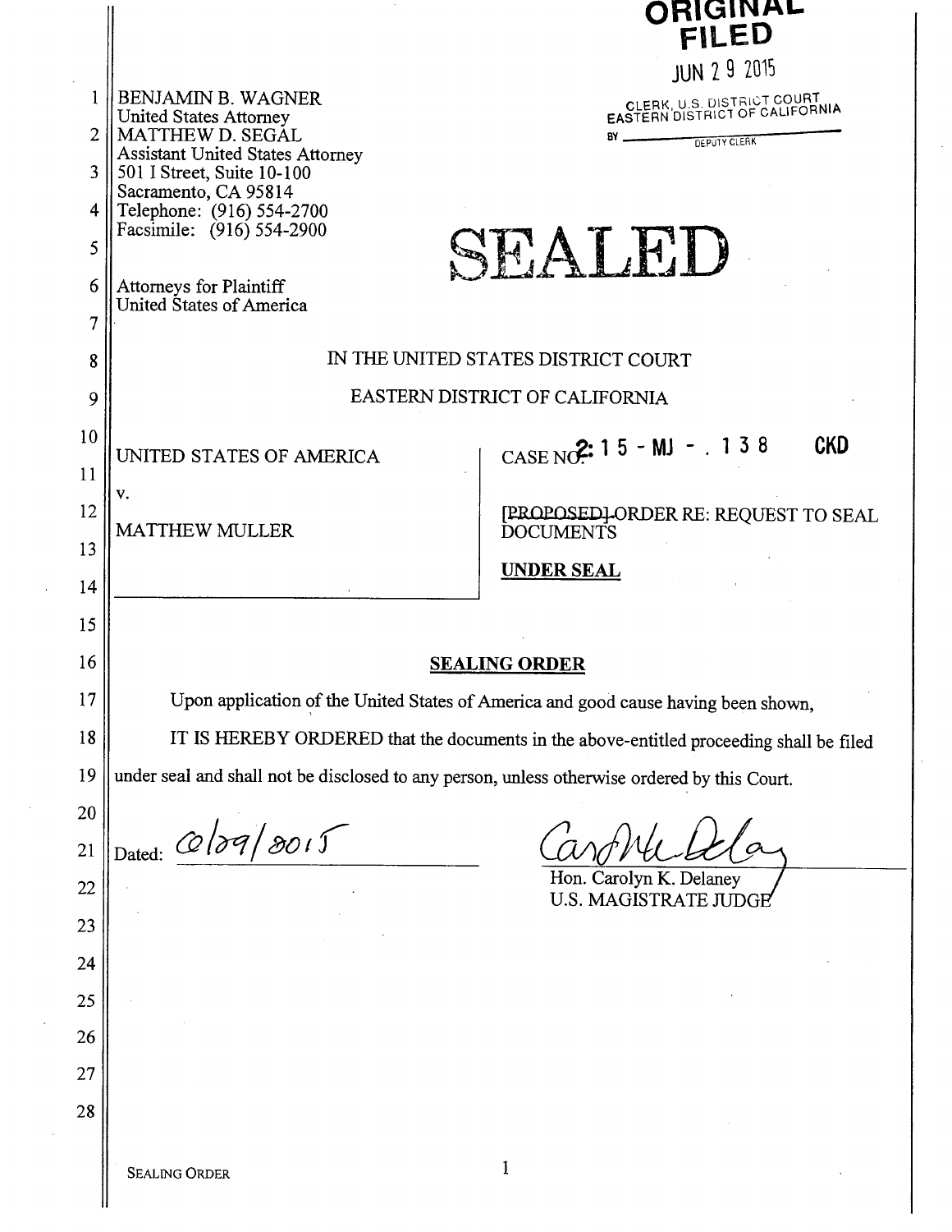ORIGINAL
FILED

JUN 29 2015

CLERK, U.S. DISTRICT COURT
EASTERN DISTRICT OF CALIFORNIA
BY ______________ DEPUTY CLERK

BENJAMIN B. WAGNER
United States Attorney
MATTHEW D. SEGAL
Assistant United States Attorney
501 I Street, Suite 10-100
Sacramento, CA 95814
Telephone: (916) 554-2700
Facsimile: (916) 554-2900

Attorneys for Plaintiff
United States of America

# SEALED

IN THE UNITED STATES DISTRICT COURT

EASTERN DISTRICT OF CALIFORNIA

| | |
|---|---|
| UNITED STATES OF AMERICA<br><br>v.<br><br>MATTHEW MULLER | CASE NO. 2:15-MJ-.138 CKD<br><br>~~[PROPOSED]~~ ORDER RE: REQUEST TO SEAL DOCUMENTS<br><br>**UNDER SEAL** |

## SEALING ORDER

Upon application of the United States of America and good cause having been shown,

IT IS HEREBY ORDERED that the documents in the above-entitled proceeding shall be filed under seal and shall not be disclosed to any person, unless otherwise ordered by this Court.

Dated: 6/29/2015

Hon. Carolyn K. Delaney
U.S. MAGISTRATE JUDGE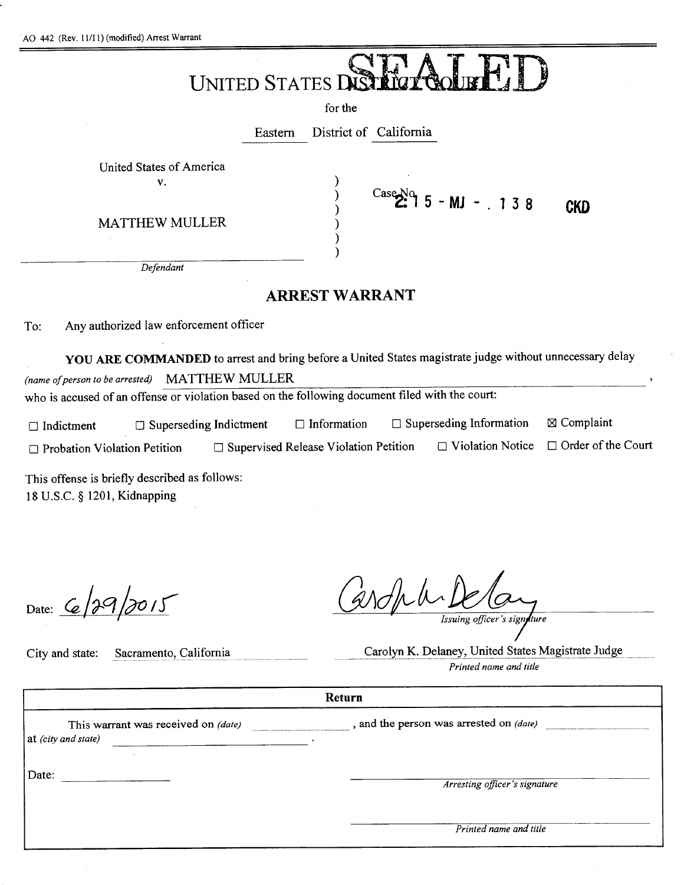AO 442 (Rev. 11/11) (modified) Arrest Warrant

# UNITED STATES DISTRICT COURT

SEALED

for the

Eastern District of California

United States of America
v.

MATTHEW MULLER

*Defendant*

Case No. 2:15-MJ-.138 CKD

## ARREST WARRANT

To: Any authorized law enforcement officer

**YOU ARE COMMANDED** to arrest and bring before a United States magistrate judge without unnecessary delay *(name of person to be arrested)* MATTHEW MULLER,
who is accused of an offense or violation based on the following document filed with the court:

☐ Indictment ☐ Superseding Indictment ☐ Information ☐ Superseding Information ☒ Complaint
☐ Probation Violation Petition ☐ Supervised Release Violation Petition ☐ Violation Notice ☐ Order of the Court

This offense is briefly described as follows:
18 U.S.C. § 1201, Kidnapping

Date: 6/29/2015

*Issuing officer's signature*

City and state: Sacramento, California

Carolyn K. Delaney, United States Magistrate Judge
*Printed name and title*

| Return |
| --- |
| This warrant was received on *(date)* \_\_\_\_\_\_\_\_, and the person was arrested on *(date)* \_\_\_\_\_\_\_\_ at *(city and state)* \_\_\_\_\_\_\_\_. |
| Date: \_\_\_\_\_\_\_\_ *Arresting officer's signature* |
| *Printed name and title* |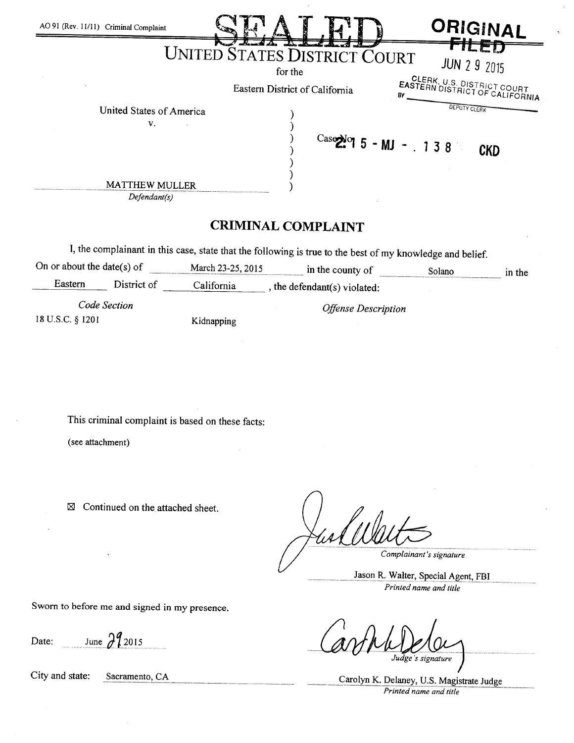AO 91 (Rev. 11/11) Criminal Complaint

SEALED

ORIGINAL

FILED

JUN 29 2015

CLERK, U.S. DISTRICT COURT
EASTERN DISTRICT OF CALIFORNIA
BY ____________
DEPUTY CLERK

# UNITED STATES DISTRICT COURT

for the

Eastern District of California

United States of America
v.

MATTHEW MULLER
*Defendant(s)*

Case No. 2:15 - MJ - . 138 CKD

## CRIMINAL COMPLAINT

I, the complainant in this case, state that the following is true to the best of my knowledge and belief.

On or about the date(s) of March 23-25, 2015 in the county of Solano in the Eastern District of California, the defendant(s) violated:

| *Code Section* | *Offense Description* |
|---|---|
| 18 U.S.C. § 1201 | Kidnapping |

This criminal complaint is based on these facts:

(see attachment)

☒ Continued on the attached sheet.

*Complainant's signature*

Jason R. Walter, Special Agent, FBI
*Printed name and title*

Sworn to before me and signed in my presence.

Date: June 29 2015

*Judge's signature*

City and state: Sacramento, CA

Carolyn K. Delaney, U.S. Magistrate Judge
*Printed name and title*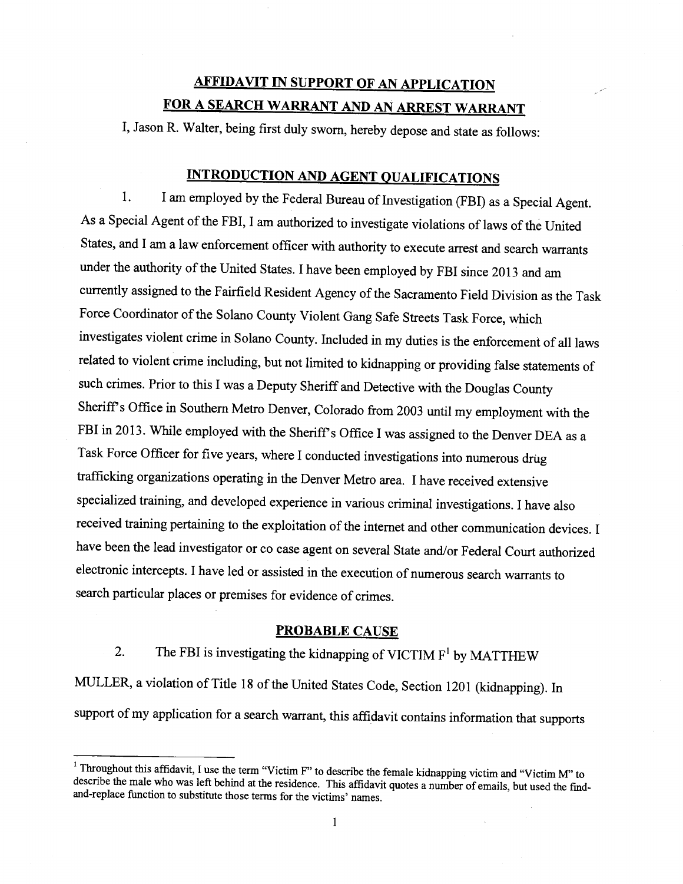## AFFIDAVIT IN SUPPORT OF AN APPLICATION FOR A SEARCH WARRANT AND AN ARREST WARRANT

I, Jason R. Walter, being first duly sworn, hereby depose and state as follows:

### INTRODUCTION AND AGENT QUALIFICATIONS

1. I am employed by the Federal Bureau of Investigation (FBI) as a Special Agent. As a Special Agent of the FBI, I am authorized to investigate violations of laws of the United States, and I am a law enforcement officer with authority to execute arrest and search warrants under the authority of the United States. I have been employed by FBI since 2013 and am currently assigned to the Fairfield Resident Agency of the Sacramento Field Division as the Task Force Coordinator of the Solano County Violent Gang Safe Streets Task Force, which investigates violent crime in Solano County. Included in my duties is the enforcement of all laws related to violent crime including, but not limited to kidnapping or providing false statements of such crimes. Prior to this I was a Deputy Sheriff and Detective with the Douglas County Sheriff's Office in Southern Metro Denver, Colorado from 2003 until my employment with the FBI in 2013. While employed with the Sheriff's Office I was assigned to the Denver DEA as a Task Force Officer for five years, where I conducted investigations into numerous drug trafficking organizations operating in the Denver Metro area. I have received extensive specialized training, and developed experience in various criminal investigations. I have also received training pertaining to the exploitation of the internet and other communication devices. I have been the lead investigator or co case agent on several State and/or Federal Court authorized electronic intercepts. I have led or assisted in the execution of numerous search warrants to search particular places or premises for evidence of crimes.

### PROBABLE CAUSE

2. The FBI is investigating the kidnapping of VICTIM F[1] by MATTHEW MULLER, a violation of Title 18 of the United States Code, Section 1201 (kidnapping). In support of my application for a search warrant, this affidavit contains information that supports

[1] Throughout this affidavit, I use the term "Victim F" to describe the female kidnapping victim and "Victim M" to describe the male who was left behind at the residence. This affidavit quotes a number of emails, but used the find-and-replace function to substitute those terms for the victims' names.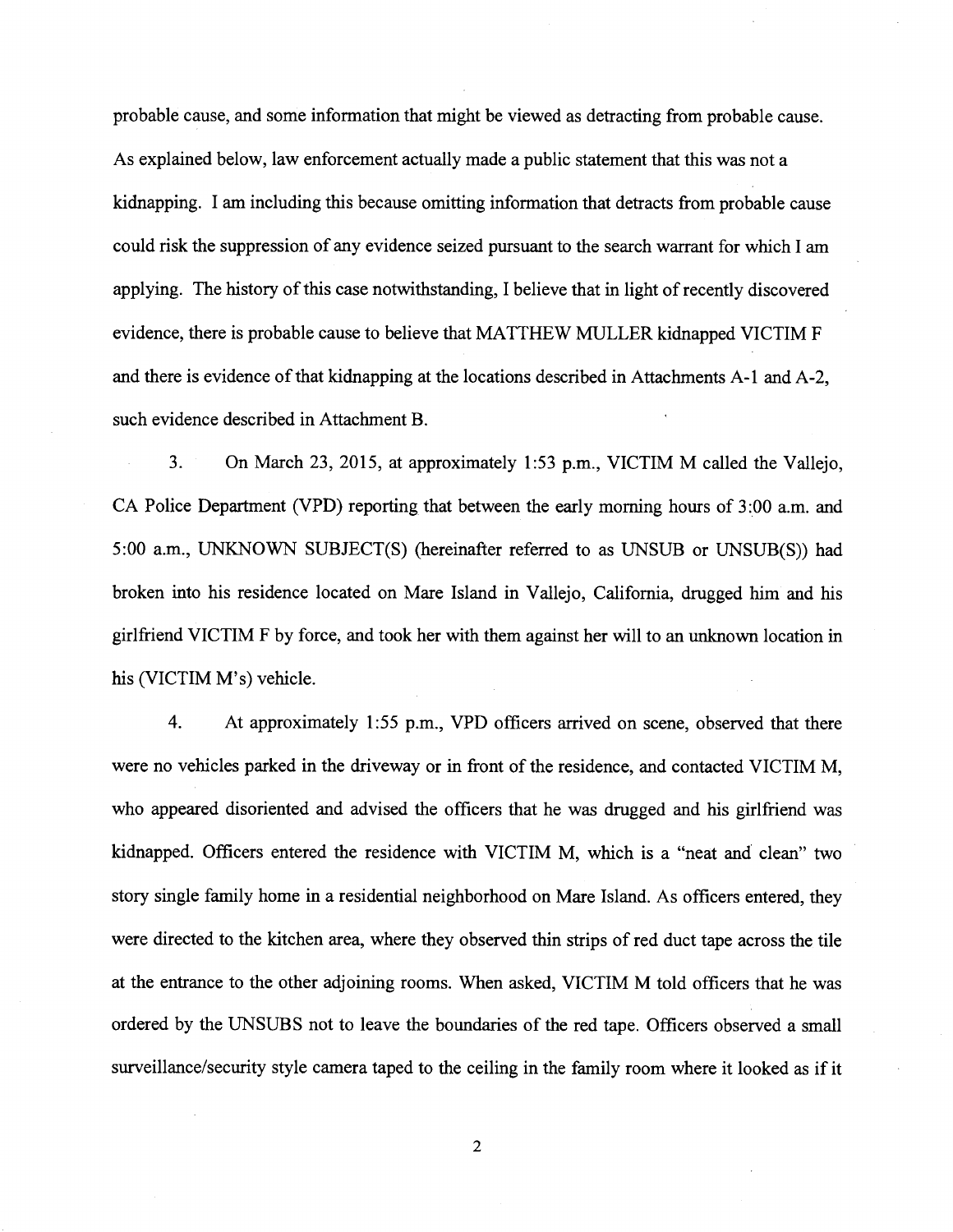probable cause, and some information that might be viewed as detracting from probable cause. As explained below, law enforcement actually made a public statement that this was not a kidnapping. I am including this because omitting information that detracts from probable cause could risk the suppression of any evidence seized pursuant to the search warrant for which I am applying. The history of this case notwithstanding, I believe that in light of recently discovered evidence, there is probable cause to believe that MATTHEW MULLER kidnapped VICTIM F and there is evidence of that kidnapping at the locations described in Attachments A-1 and A-2, such evidence described in Attachment B.

3. On March 23, 2015, at approximately 1:53 p.m., VICTIM M called the Vallejo, CA Police Department (VPD) reporting that between the early morning hours of 3:00 a.m. and 5:00 a.m., UNKNOWN SUBJECT(S) (hereinafter referred to as UNSUB or UNSUB(S)) had broken into his residence located on Mare Island in Vallejo, California, drugged him and his girlfriend VICTIM F by force, and took her with them against her will to an unknown location in his (VICTIM M's) vehicle.

4. At approximately 1:55 p.m., VPD officers arrived on scene, observed that there were no vehicles parked in the driveway or in front of the residence, and contacted VICTIM M, who appeared disoriented and advised the officers that he was drugged and his girlfriend was kidnapped. Officers entered the residence with VICTIM M, which is a "neat and clean" two story single family home in a residential neighborhood on Mare Island. As officers entered, they were directed to the kitchen area, where they observed thin strips of red duct tape across the tile at the entrance to the other adjoining rooms. When asked, VICTIM M told officers that he was ordered by the UNSUBS not to leave the boundaries of the red tape. Officers observed a small surveillance/security style camera taped to the ceiling in the family room where it looked as if it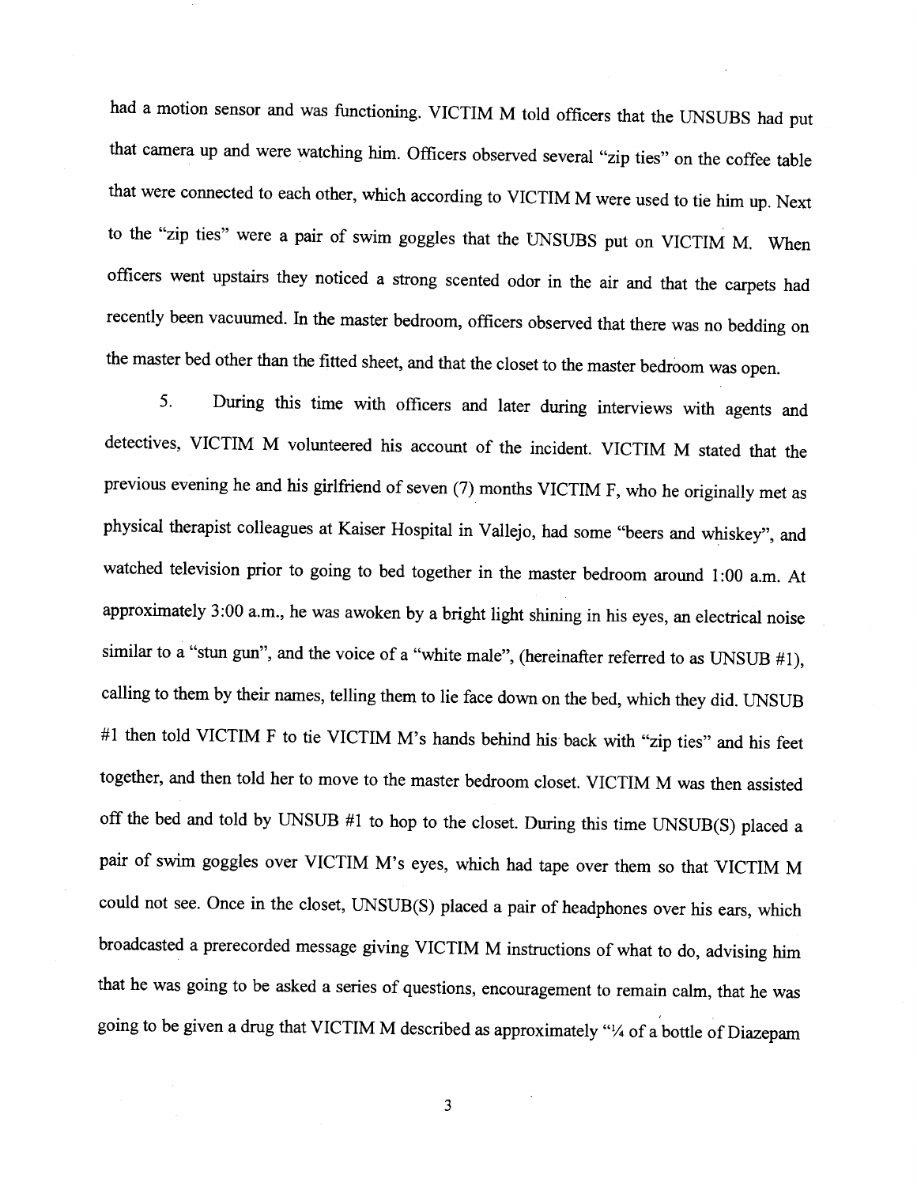had a motion sensor and was functioning. VICTIM M told officers that the UNSUBS had put that camera up and were watching him. Officers observed several "zip ties" on the coffee table that were connected to each other, which according to VICTIM M were used to tie him up. Next to the "zip ties" were a pair of swim goggles that the UNSUBS put on VICTIM M. When officers went upstairs they noticed a strong scented odor in the air and that the carpets had recently been vacuumed. In the master bedroom, officers observed that there was no bedding on the master bed other than the fitted sheet, and that the closet to the master bedroom was open.

5. During this time with officers and later during interviews with agents and detectives, VICTIM M volunteered his account of the incident. VICTIM M stated that the previous evening he and his girlfriend of seven (7) months VICTIM F, who he originally met as physical therapist colleagues at Kaiser Hospital in Vallejo, had some "beers and whiskey", and watched television prior to going to bed together in the master bedroom around 1:00 a.m. At approximately 3:00 a.m., he was awoken by a bright light shining in his eyes, an electrical noise similar to a "stun gun", and the voice of a "white male", (hereinafter referred to as UNSUB #1), calling to them by their names, telling them to lie face down on the bed, which they did. UNSUB #1 then told VICTIM F to tie VICTIM M's hands behind his back with "zip ties" and his feet together, and then told her to move to the master bedroom closet. VICTIM M was then assisted off the bed and told by UNSUB #1 to hop to the closet. During this time UNSUB(S) placed a pair of swim goggles over VICTIM M's eyes, which had tape over them so that VICTIM M could not see. Once in the closet, UNSUB(S) placed a pair of headphones over his ears, which broadcasted a prerecorded message giving VICTIM M instructions of what to do, advising him that he was going to be asked a series of questions, encouragement to remain calm, that he was going to be given a drug that VICTIM M described as approximately "¼ of a bottle of Diazepam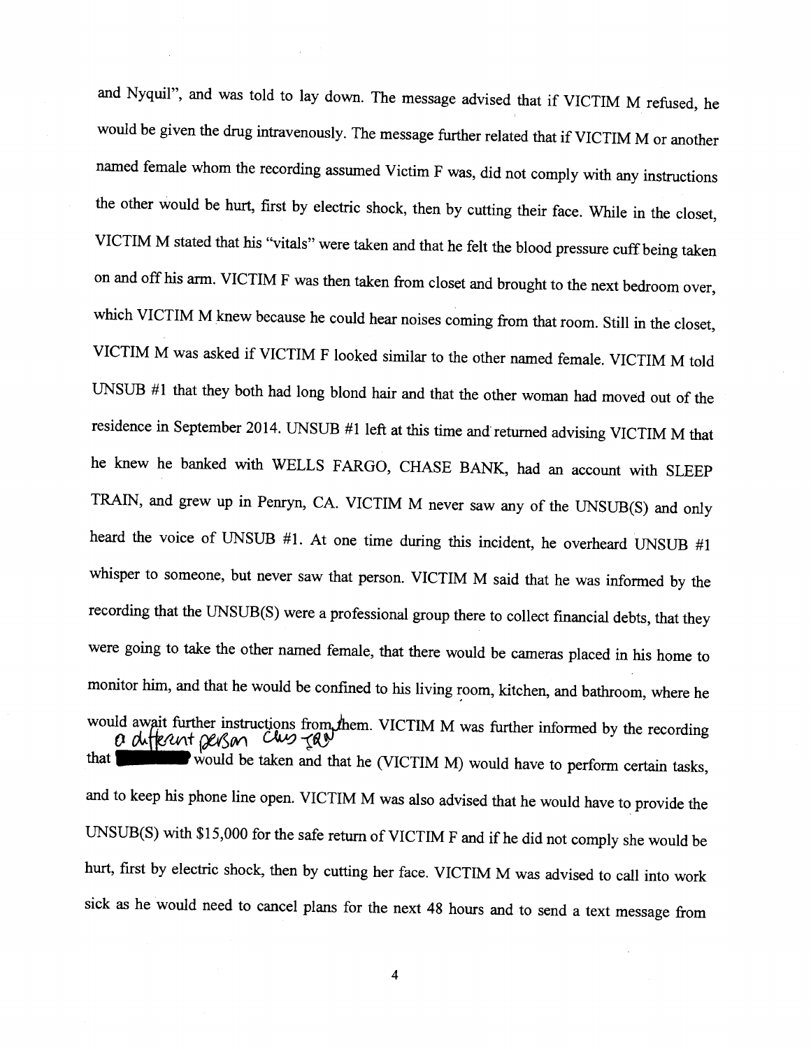and Nyquil", and was told to lay down. The message advised that if VICTIM M refused, he would be given the drug intravenously. The message further related that if VICTIM M or another named female whom the recording assumed Victim F was, did not comply with any instructions the other would be hurt, first by electric shock, then by cutting their face. While in the closet, VICTIM M stated that his "vitals" were taken and that he felt the blood pressure cuff being taken on and off his arm. VICTIM F was then taken from closet and brought to the next bedroom over, which VICTIM M knew because he could hear noises coming from that room. Still in the closet, VICTIM M was asked if VICTIM F looked similar to the other named female. VICTIM M told UNSUB #1 that they both had long blond hair and that the other woman had moved out of the residence in September 2014. UNSUB #1 left at this time and returned advising VICTIM M that he knew he banked with WELLS FARGO, CHASE BANK, had an account with SLEEP TRAIN, and grew up in Penryn, CA. VICTIM M never saw any of the UNSUB(S) and only heard the voice of UNSUB #1. At one time during this incident, he overheard UNSUB #1 whisper to someone, but never saw that person. VICTIM M said that he was informed by the recording that the UNSUB(S) were a professional group there to collect financial debts, that they were going to take the other named female, that there would be cameras placed in his home to monitor him, and that he would be confined to his living room, kitchen, and bathroom, where he would await further instructions from them. VICTIM M was further informed by the recording that [REDACTED] *a different person Clus TQN* would be taken and that he (VICTIM M) would have to perform certain tasks, and to keep his phone line open. VICTIM M was also advised that he would have to provide the UNSUB(S) with $15,000 for the safe return of VICTIM F and if he did not comply she would be hurt, first by electric shock, then by cutting her face. VICTIM M was advised to call into work sick as he would need to cancel plans for the next 48 hours and to send a text message from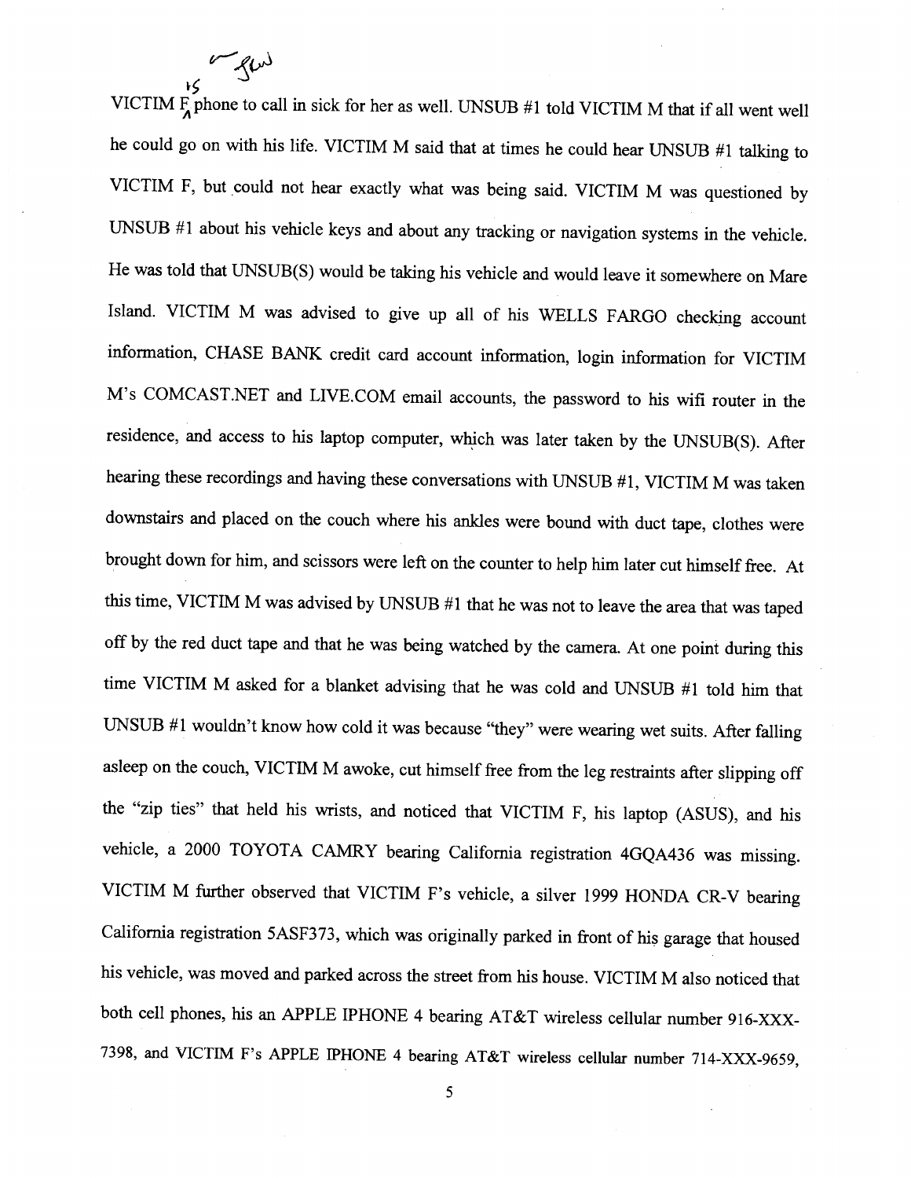VICTIM F's phone to call in sick for her as well. UNSUB #1 told VICTIM M that if all went well he could go on with his life. VICTIM M said that at times he could hear UNSUB #1 talking to VICTIM F, but could not hear exactly what was being said. VICTIM M was questioned by UNSUB #1 about his vehicle keys and about any tracking or navigation systems in the vehicle. He was told that UNSUB(S) would be taking his vehicle and would leave it somewhere on Mare Island. VICTIM M was advised to give up all of his WELLS FARGO checking account information, CHASE BANK credit card account information, login information for VICTIM M's COMCAST.NET and LIVE.COM email accounts, the password to his wifi router in the residence, and access to his laptop computer, which was later taken by the UNSUB(S). After hearing these recordings and having these conversations with UNSUB #1, VICTIM M was taken downstairs and placed on the couch where his ankles were bound with duct tape, clothes were brought down for him, and scissors were left on the counter to help him later cut himself free. At this time, VICTIM M was advised by UNSUB #1 that he was not to leave the area that was taped off by the red duct tape and that he was being watched by the camera. At one point during this time VICTIM M asked for a blanket advising that he was cold and UNSUB #1 told him that UNSUB #1 wouldn't know how cold it was because "they" were wearing wet suits. After falling asleep on the couch, VICTIM M awoke, cut himself free from the leg restraints after slipping off the "zip ties" that held his wrists, and noticed that VICTIM F, his laptop (ASUS), and his vehicle, a 2000 TOYOTA CAMRY bearing California registration 4GQA436 was missing. VICTIM M further observed that VICTIM F's vehicle, a silver 1999 HONDA CR-V bearing California registration 5ASF373, which was originally parked in front of his garage that housed his vehicle, was moved and parked across the street from his house. VICTIM M also noticed that both cell phones, his an APPLE IPHONE 4 bearing AT&T wireless cellular number 916-XXX-7398, and VICTIM F's APPLE IPHONE 4 bearing AT&T wireless cellular number 714-XXX-9659,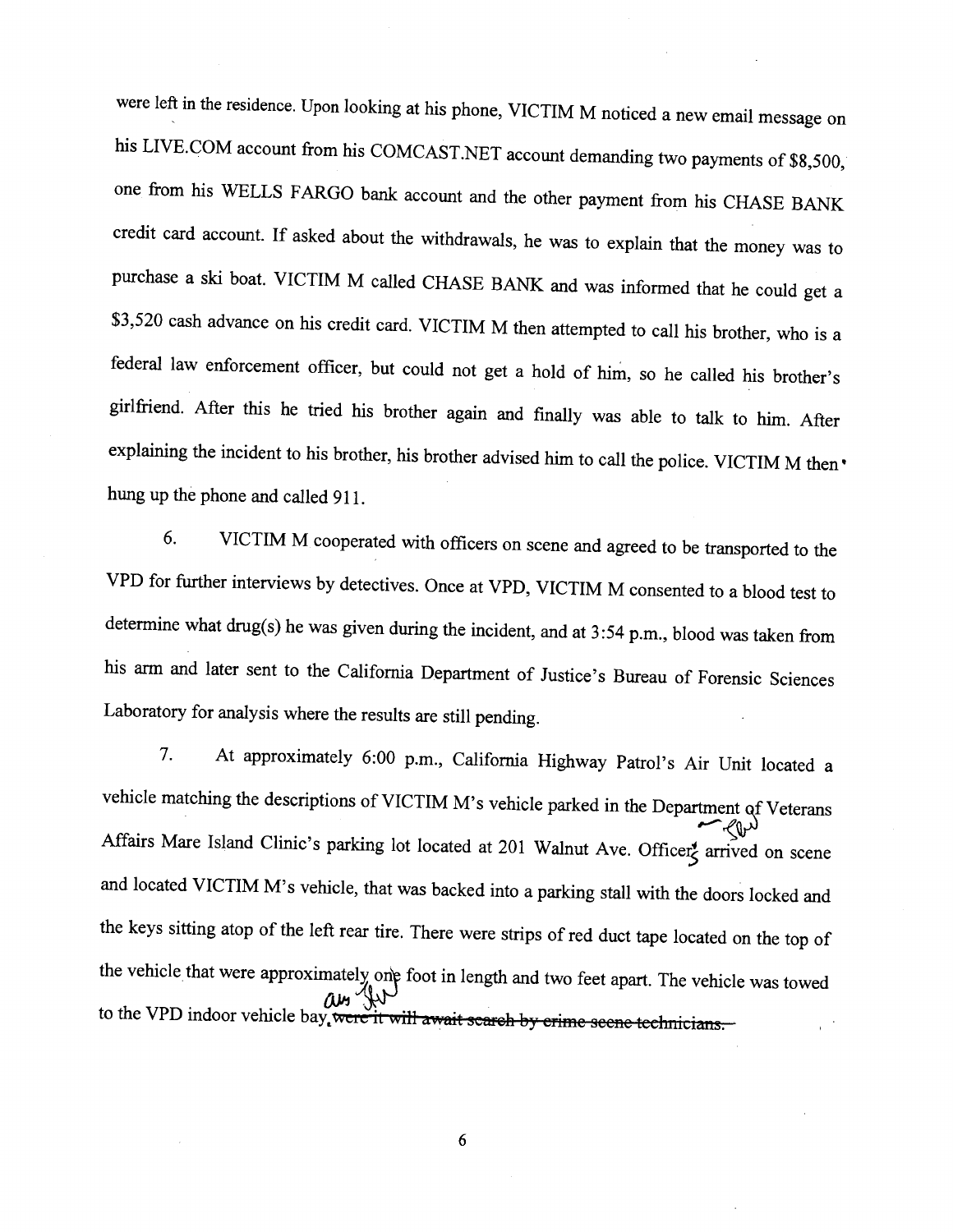were left in the residence. Upon looking at his phone, VICTIM M noticed a new email message on his LIVE.COM account from his COMCAST.NET account demanding two payments of $8,500, one from his WELLS FARGO bank account and the other payment from his CHASE BANK credit card account. If asked about the withdrawals, he was to explain that the money was to purchase a ski boat. VICTIM M called CHASE BANK and was informed that he could get a $3,520 cash advance on his credit card. VICTIM M then attempted to call his brother, who is a federal law enforcement officer, but could not get a hold of him, so he called his brother's girlfriend. After this he tried his brother again and finally was able to talk to him. After explaining the incident to his brother, his brother advised him to call the police. VICTIM M then hung up the phone and called 911.

6. VICTIM M cooperated with officers on scene and agreed to be transported to the VPD for further interviews by detectives. Once at VPD, VICTIM M consented to a blood test to determine what drug(s) he was given during the incident, and at 3:54 p.m., blood was taken from his arm and later sent to the California Department of Justice's Bureau of Forensic Sciences Laboratory for analysis where the results are still pending.

7. At approximately 6:00 p.m., California Highway Patrol's Air Unit located a vehicle matching the descriptions of VICTIM M's vehicle parked in the Department of Veterans Affairs Mare Island Clinic's parking lot located at 201 Walnut Ave. Officers arrived on scene and located VICTIM M's vehicle, that was backed into a parking stall with the doors locked and the keys sitting atop of the left rear tire. There were strips of red duct tape located on the top of the vehicle that were approximately one foot in length and two feet apart. The vehicle was towed to the VPD indoor vehicle bay. ~~were it will await search by crime scene technicians.~~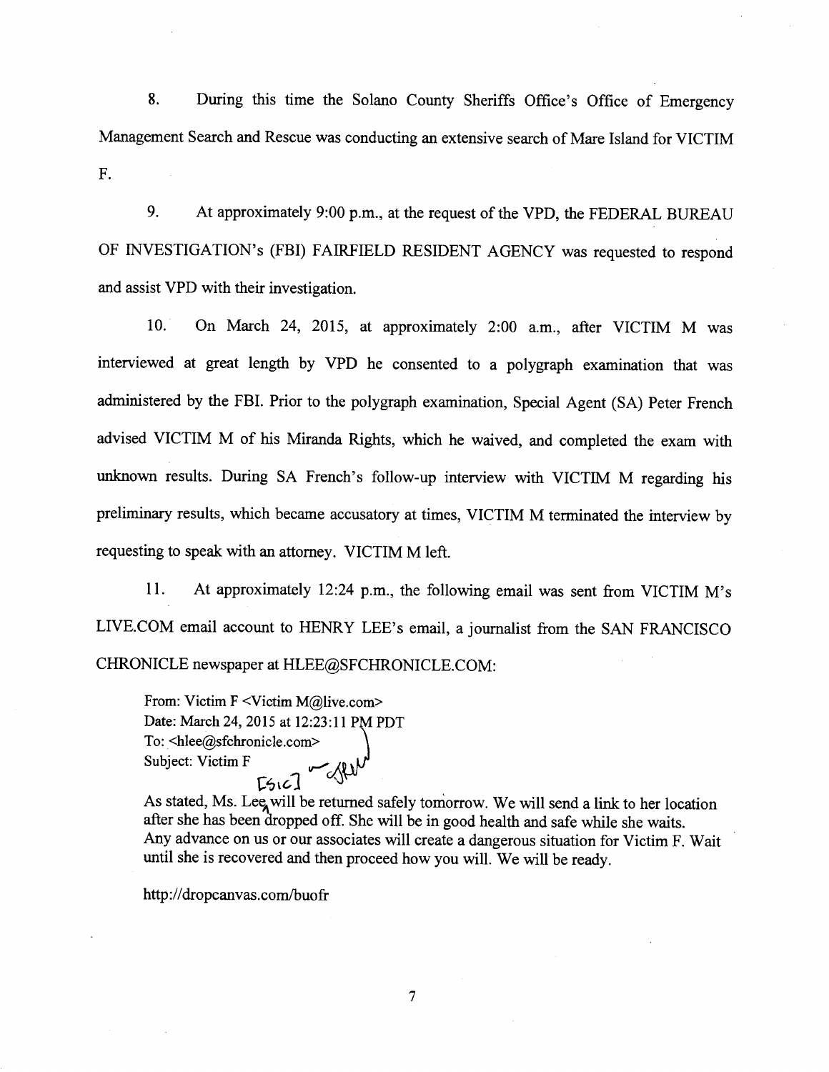8. During this time the Solano County Sheriffs Office's Office of Emergency Management Search and Rescue was conducting an extensive search of Mare Island for VICTIM F.

9. At approximately 9:00 p.m., at the request of the VPD, the FEDERAL BUREAU OF INVESTIGATION's (FBI) FAIRFIELD RESIDENT AGENCY was requested to respond and assist VPD with their investigation.

10. On March 24, 2015, at approximately 2:00 a.m., after VICTIM M was interviewed at great length by VPD he consented to a polygraph examination that was administered by the FBI. Prior to the polygraph examination, Special Agent (SA) Peter French advised VICTIM M of his Miranda Rights, which he waived, and completed the exam with unknown results. During SA French's follow-up interview with VICTIM M regarding his preliminary results, which became accusatory at times, VICTIM M terminated the interview by requesting to speak with an attorney. VICTIM M left.

11. At approximately 12:24 p.m., the following email was sent from VICTIM M's LIVE.COM email account to HENRY LEE's email, a journalist from the SAN FRANCISCO CHRONICLE newspaper at HLEE@SFCHRONICLE.COM:

> From: Victim F <Victim M@live.com>
> Date: March 24, 2015 at 12:23:11 PM PDT
> To: <hlee@sfchronicle.com>
> Subject: Victim F
>
> [Sic]
>
> As stated, Ms. Lee will be returned safely tomorrow. We will send a link to her location after she has been dropped off. She will be in good health and safe while she waits. Any advance on us or our associates will create a dangerous situation for Victim F. Wait until she is recovered and then proceed how you will. We will be ready.
>
> http://dropcanvas.com/buofr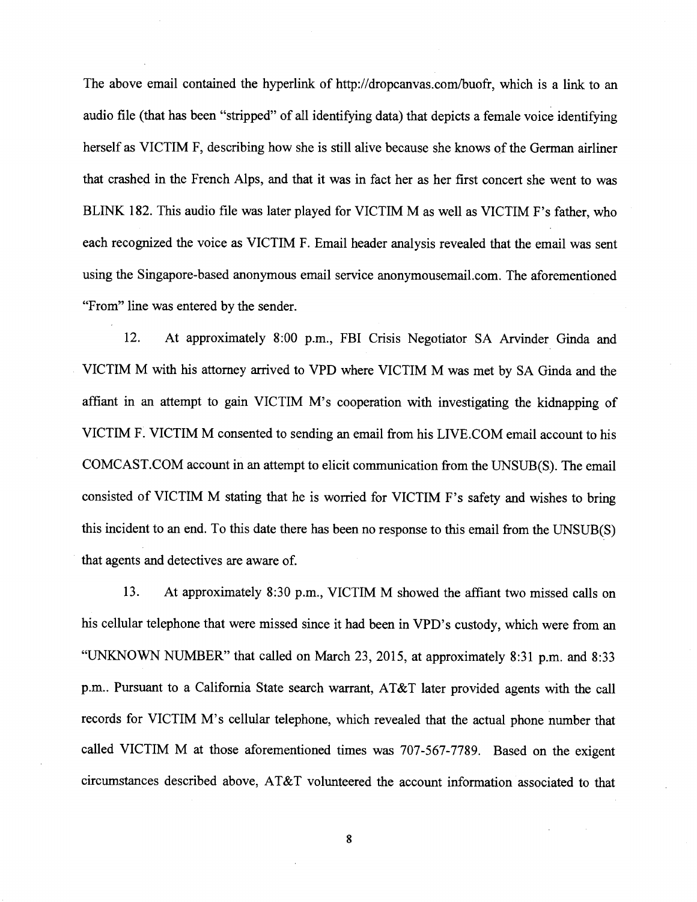The above email contained the hyperlink of http://dropcanvas.com/buofr, which is a link to an audio file (that has been "stripped" of all identifying data) that depicts a female voice identifying herself as VICTIM F, describing how she is still alive because she knows of the German airliner that crashed in the French Alps, and that it was in fact her as her first concert she went to was BLINK 182. This audio file was later played for VICTIM M as well as VICTIM F's father, who each recognized the voice as VICTIM F. Email header analysis revealed that the email was sent using the Singapore-based anonymous email service anonymousemail.com. The aforementioned "From" line was entered by the sender.

12. At approximately 8:00 p.m., FBI Crisis Negotiator SA Arvinder Ginda and VICTIM M with his attorney arrived to VPD where VICTIM M was met by SA Ginda and the affiant in an attempt to gain VICTIM M's cooperation with investigating the kidnapping of VICTIM F. VICTIM M consented to sending an email from his LIVE.COM email account to his COMCAST.COM account in an attempt to elicit communication from the UNSUB(S). The email consisted of VICTIM M stating that he is worried for VICTIM F's safety and wishes to bring this incident to an end. To this date there has been no response to this email from the UNSUB(S) that agents and detectives are aware of.

13. At approximately 8:30 p.m., VICTIM M showed the affiant two missed calls on his cellular telephone that were missed since it had been in VPD's custody, which were from an "UNKNOWN NUMBER" that called on March 23, 2015, at approximately 8:31 p.m. and 8:33 p.m.. Pursuant to a California State search warrant, AT&T later provided agents with the call records for VICTIM M's cellular telephone, which revealed that the actual phone number that called VICTIM M at those aforementioned times was 707-567-7789. Based on the exigent circumstances described above, AT&T volunteered the account information associated to that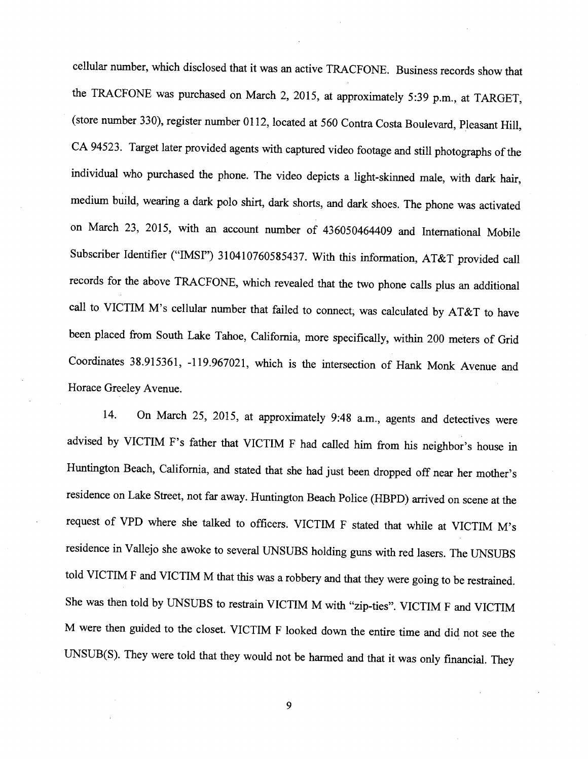cellular number, which disclosed that it was an active TRACFONE. Business records show that the TRACFONE was purchased on March 2, 2015, at approximately 5:39 p.m., at TARGET, (store number 330), register number 0112, located at 560 Contra Costa Boulevard, Pleasant Hill, CA 94523. Target later provided agents with captured video footage and still photographs of the individual who purchased the phone. The video depicts a light-skinned male, with dark hair, medium build, wearing a dark polo shirt, dark shorts, and dark shoes. The phone was activated on March 23, 2015, with an account number of 436050464409 and International Mobile Subscriber Identifier ("IMSI") 310410760585437. With this information, AT&T provided call records for the above TRACFONE, which revealed that the two phone calls plus an additional call to VICTIM M's cellular number that failed to connect, was calculated by AT&T to have been placed from South Lake Tahoe, California, more specifically, within 200 meters of Grid Coordinates 38.915361, -119.967021, which is the intersection of Hank Monk Avenue and Horace Greeley Avenue.

14. On March 25, 2015, at approximately 9:48 a.m., agents and detectives were advised by VICTIM F's father that VICTIM F had called him from his neighbor's house in Huntington Beach, California, and stated that she had just been dropped off near her mother's residence on Lake Street, not far away. Huntington Beach Police (HBPD) arrived on scene at the request of VPD where she talked to officers. VICTIM F stated that while at VICTIM M's residence in Vallejo she awoke to several UNSUBS holding guns with red lasers. The UNSUBS told VICTIM F and VICTIM M that this was a robbery and that they were going to be restrained. She was then told by UNSUBS to restrain VICTIM M with "zip-ties". VICTIM F and VICTIM M were then guided to the closet. VICTIM F looked down the entire time and did not see the UNSUB(S). They were told that they would not be harmed and that it was only financial. They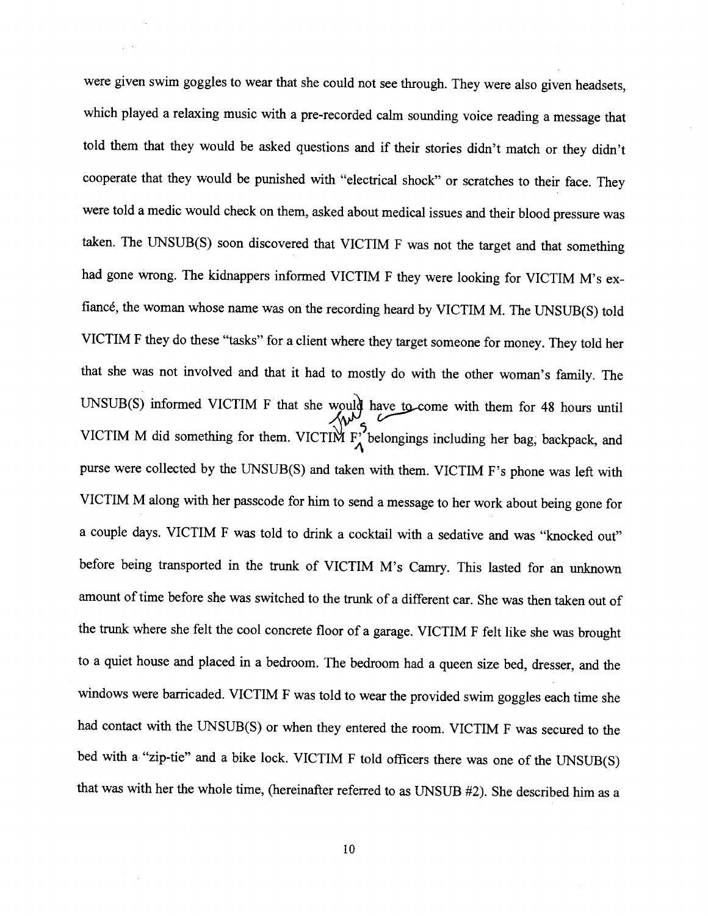were given swim goggles to wear that she could not see through. They were also given headsets, which played a relaxing music with a pre-recorded calm sounding voice reading a message that told them that they would be asked questions and if their stories didn't match or they didn't cooperate that they would be punished with "electrical shock" or scratches to their face. They were told a medic would check on them, asked about medical issues and their blood pressure was taken. The UNSUB(S) soon discovered that VICTIM F was not the target and that something had gone wrong. The kidnappers informed VICTIM F they were looking for VICTIM M's ex-fiancé, the woman whose name was on the recording heard by VICTIM M. The UNSUB(S) told VICTIM F they do these "tasks" for a client where they target someone for money. They told her that she was not involved and that it had to mostly do with the other woman's family. The UNSUB(S) informed VICTIM F that she would have to come with them for 48 hours until VICTIM M did something for them. VICTIM F's belongings including her bag, backpack, and purse were collected by the UNSUB(S) and taken with them. VICTIM F's phone was left with VICTIM M along with her passcode for him to send a message to her work about being gone for a couple days. VICTIM F was told to drink a cocktail with a sedative and was "knocked out" before being transported in the trunk of VICTIM M's Camry. This lasted for an unknown amount of time before she was switched to the trunk of a different car. She was then taken out of the trunk where she felt the cool concrete floor of a garage. VICTIM F felt like she was brought to a quiet house and placed in a bedroom. The bedroom had a queen size bed, dresser, and the windows were barricaded. VICTIM F was told to wear the provided swim goggles each time she had contact with the UNSUB(S) or when they entered the room. VICTIM F was secured to the bed with a "zip-tie" and a bike lock. VICTIM F told officers there was one of the UNSUB(S) that was with her the whole time, (hereinafter referred to as UNSUB #2). She described him as a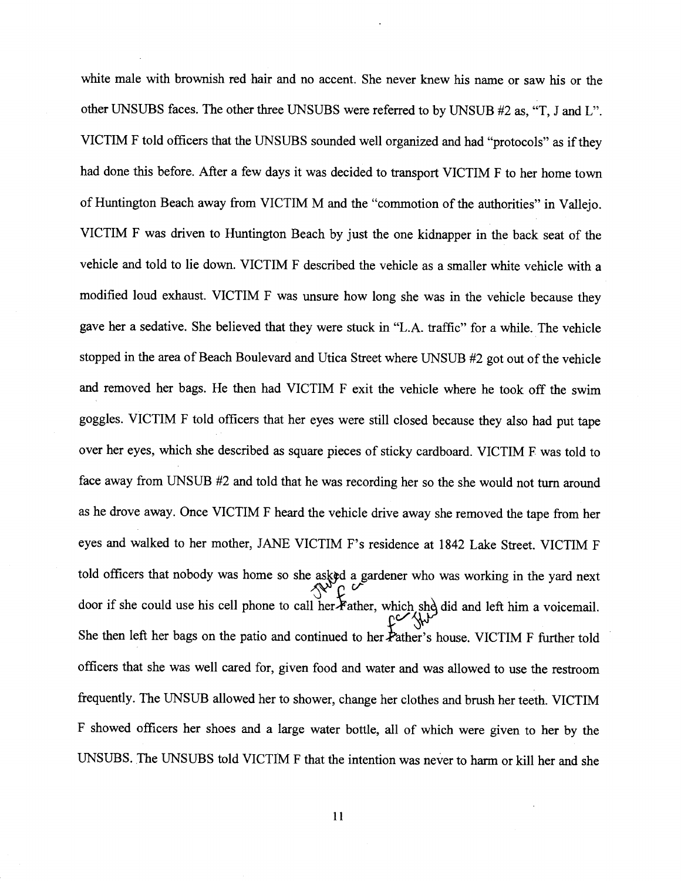white male with brownish red hair and no accent. She never knew his name or saw his or the other UNSUBS faces. The other three UNSUBS were referred to by UNSUB #2 as, "T, J and L". VICTIM F told officers that the UNSUBS sounded well organized and had "protocols" as if they had done this before. After a few days it was decided to transport VICTIM F to her home town of Huntington Beach away from VICTIM M and the "commotion of the authorities" in Vallejo. VICTIM F was driven to Huntington Beach by just the one kidnapper in the back seat of the vehicle and told to lie down. VICTIM F described the vehicle as a smaller white vehicle with a modified loud exhaust. VICTIM F was unsure how long she was in the vehicle because they gave her a sedative. She believed that they were stuck in "L.A. traffic" for a while. The vehicle stopped in the area of Beach Boulevard and Utica Street where UNSUB #2 got out of the vehicle and removed her bags. He then had VICTIM F exit the vehicle where he took off the swim goggles. VICTIM F told officers that her eyes were still closed because they also had put tape over her eyes, which she described as square pieces of sticky cardboard. VICTIM F was told to face away from UNSUB #2 and told that he was recording her so the she would not turn around as he drove away. Once VICTIM F heard the vehicle drive away she removed the tape from her eyes and walked to her mother, JANE VICTIM F's residence at 1842 Lake Street. VICTIM F told officers that nobody was home so she asked a gardener who was working in the yard next door if she could use his cell phone to call her Father, which she did and left him a voicemail. She then left her bags on the patio and continued to her Father's house. VICTIM F further told officers that she was well cared for, given food and water and was allowed to use the restroom frequently. The UNSUB allowed her to shower, change her clothes and brush her teeth. VICTIM F showed officers her shoes and a large water bottle, all of which were given to her by the UNSUBS. The UNSUBS told VICTIM F that the intention was never to harm or kill her and she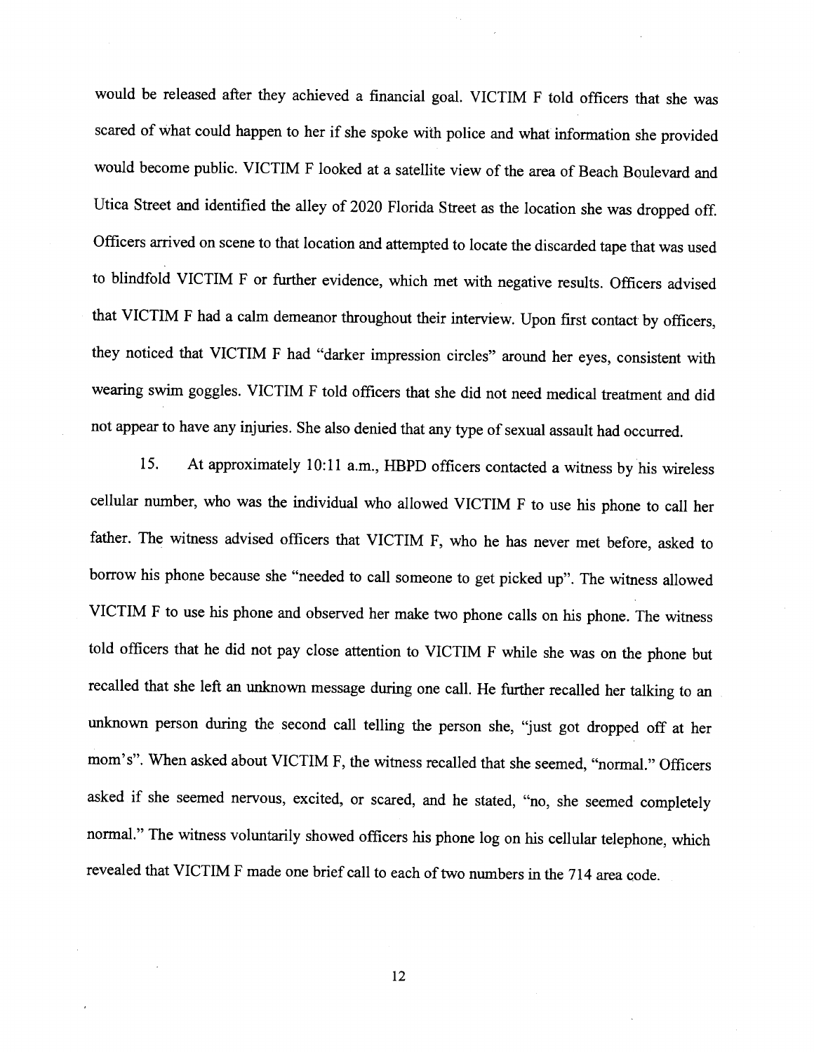would be released after they achieved a financial goal. VICTIM F told officers that she was scared of what could happen to her if she spoke with police and what information she provided would become public. VICTIM F looked at a satellite view of the area of Beach Boulevard and Utica Street and identified the alley of 2020 Florida Street as the location she was dropped off. Officers arrived on scene to that location and attempted to locate the discarded tape that was used to blindfold VICTIM F or further evidence, which met with negative results. Officers advised that VICTIM F had a calm demeanor throughout their interview. Upon first contact by officers, they noticed that VICTIM F had "darker impression circles" around her eyes, consistent with wearing swim goggles. VICTIM F told officers that she did not need medical treatment and did not appear to have any injuries. She also denied that any type of sexual assault had occurred.

15. At approximately 10:11 a.m., HBPD officers contacted a witness by his wireless cellular number, who was the individual who allowed VICTIM F to use his phone to call her father. The witness advised officers that VICTIM F, who he has never met before, asked to borrow his phone because she "needed to call someone to get picked up". The witness allowed VICTIM F to use his phone and observed her make two phone calls on his phone. The witness told officers that he did not pay close attention to VICTIM F while she was on the phone but recalled that she left an unknown message during one call. He further recalled her talking to an unknown person during the second call telling the person she, "just got dropped off at her mom's". When asked about VICTIM F, the witness recalled that she seemed, "normal." Officers asked if she seemed nervous, excited, or scared, and he stated, "no, she seemed completely normal." The witness voluntarily showed officers his phone log on his cellular telephone, which revealed that VICTIM F made one brief call to each of two numbers in the 714 area code.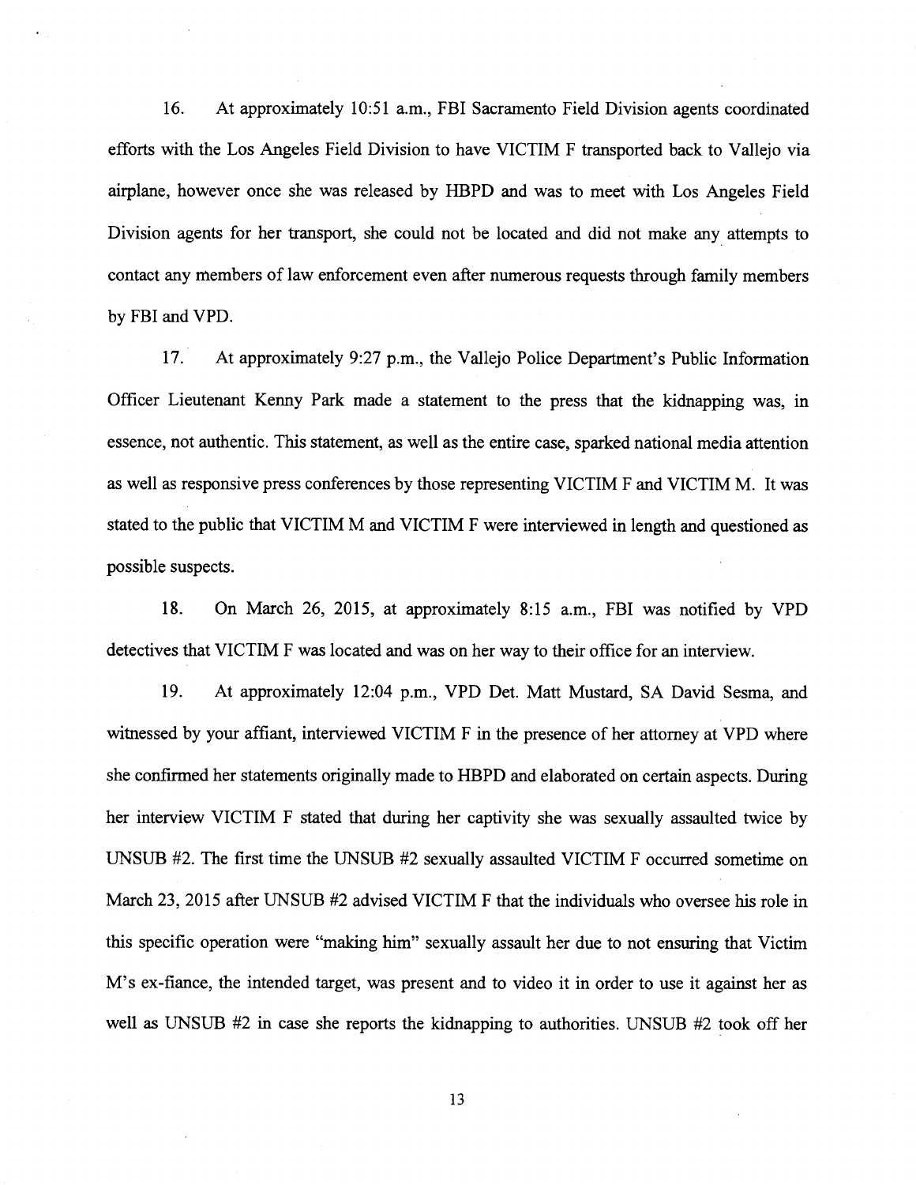16. At approximately 10:51 a.m., FBI Sacramento Field Division agents coordinated efforts with the Los Angeles Field Division to have VICTIM F transported back to Vallejo via airplane, however once she was released by HBPD and was to meet with Los Angeles Field Division agents for her transport, she could not be located and did not make any attempts to contact any members of law enforcement even after numerous requests through family members by FBI and VPD.

17. At approximately 9:27 p.m., the Vallejo Police Department's Public Information Officer Lieutenant Kenny Park made a statement to the press that the kidnapping was, in essence, not authentic. This statement, as well as the entire case, sparked national media attention as well as responsive press conferences by those representing VICTIM F and VICTIM M. It was stated to the public that VICTIM M and VICTIM F were interviewed in length and questioned as possible suspects.

18. On March 26, 2015, at approximately 8:15 a.m., FBI was notified by VPD detectives that VICTIM F was located and was on her way to their office for an interview.

19. At approximately 12:04 p.m., VPD Det. Matt Mustard, SA David Sesma, and witnessed by your affiant, interviewed VICTIM F in the presence of her attorney at VPD where she confirmed her statements originally made to HBPD and elaborated on certain aspects. During her interview VICTIM F stated that during her captivity she was sexually assaulted twice by UNSUB #2. The first time the UNSUB #2 sexually assaulted VICTIM F occurred sometime on March 23, 2015 after UNSUB #2 advised VICTIM F that the individuals who oversee his role in this specific operation were "making him" sexually assault her due to not ensuring that Victim M's ex-fiance, the intended target, was present and to video it in order to use it against her as well as UNSUB #2 in case she reports the kidnapping to authorities. UNSUB #2 took off her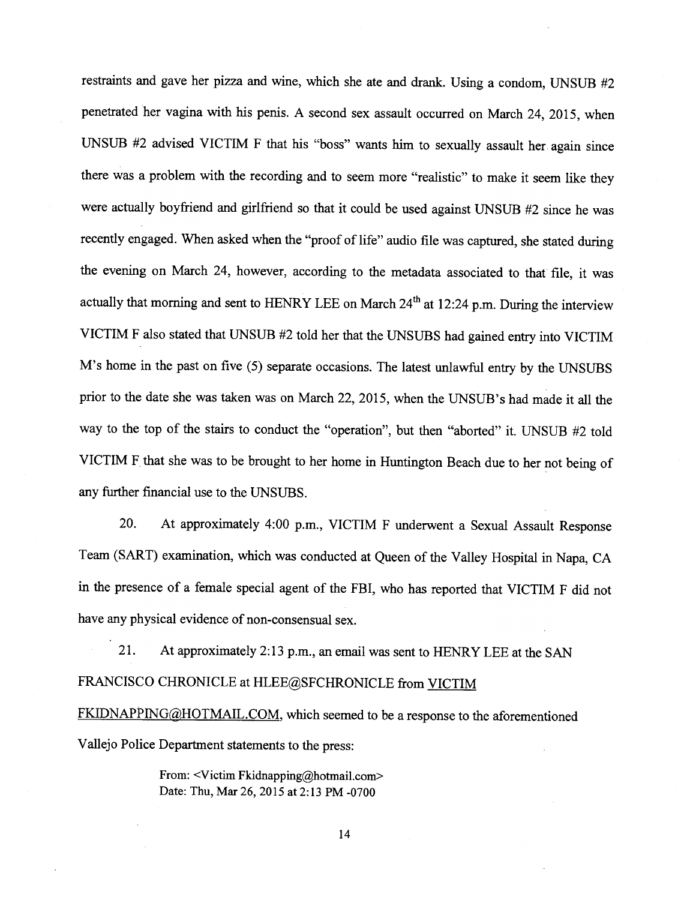restraints and gave her pizza and wine, which she ate and drank. Using a condom, UNSUB #2 penetrated her vagina with his penis. A second sex assault occurred on March 24, 2015, when UNSUB #2 advised VICTIM F that his "boss" wants him to sexually assault her again since there was a problem with the recording and to seem more "realistic" to make it seem like they were actually boyfriend and girlfriend so that it could be used against UNSUB #2 since he was recently engaged. When asked when the "proof of life" audio file was captured, she stated during the evening on March 24, however, according to the metadata associated to that file, it was actually that morning and sent to HENRY LEE on March 24th at 12:24 p.m. During the interview VICTIM F also stated that UNSUB #2 told her that the UNSUBS had gained entry into VICTIM M's home in the past on five (5) separate occasions. The latest unlawful entry by the UNSUBS prior to the date she was taken was on March 22, 2015, when the UNSUB's had made it all the way to the top of the stairs to conduct the "operation", but then "aborted" it. UNSUB #2 told VICTIM F that she was to be brought to her home in Huntington Beach due to her not being of any further financial use to the UNSUBS.

20. At approximately 4:00 p.m., VICTIM F underwent a Sexual Assault Response Team (SART) examination, which was conducted at Queen of the Valley Hospital in Napa, CA in the presence of a female special agent of the FBI, who has reported that VICTIM F did not have any physical evidence of non-consensual sex.

21. At approximately 2:13 p.m., an email was sent to HENRY LEE at the SAN FRANCISCO CHRONICLE at HLEE@SFCHRONICLE from VICTIM FKIDNAPPING@HOTMAIL.COM, which seemed to be a response to the aforementioned Vallejo Police Department statements to the press:

> From: <Victim Fkidnapping@hotmail.com>
> Date: Thu, Mar 26, 2015 at 2:13 PM -0700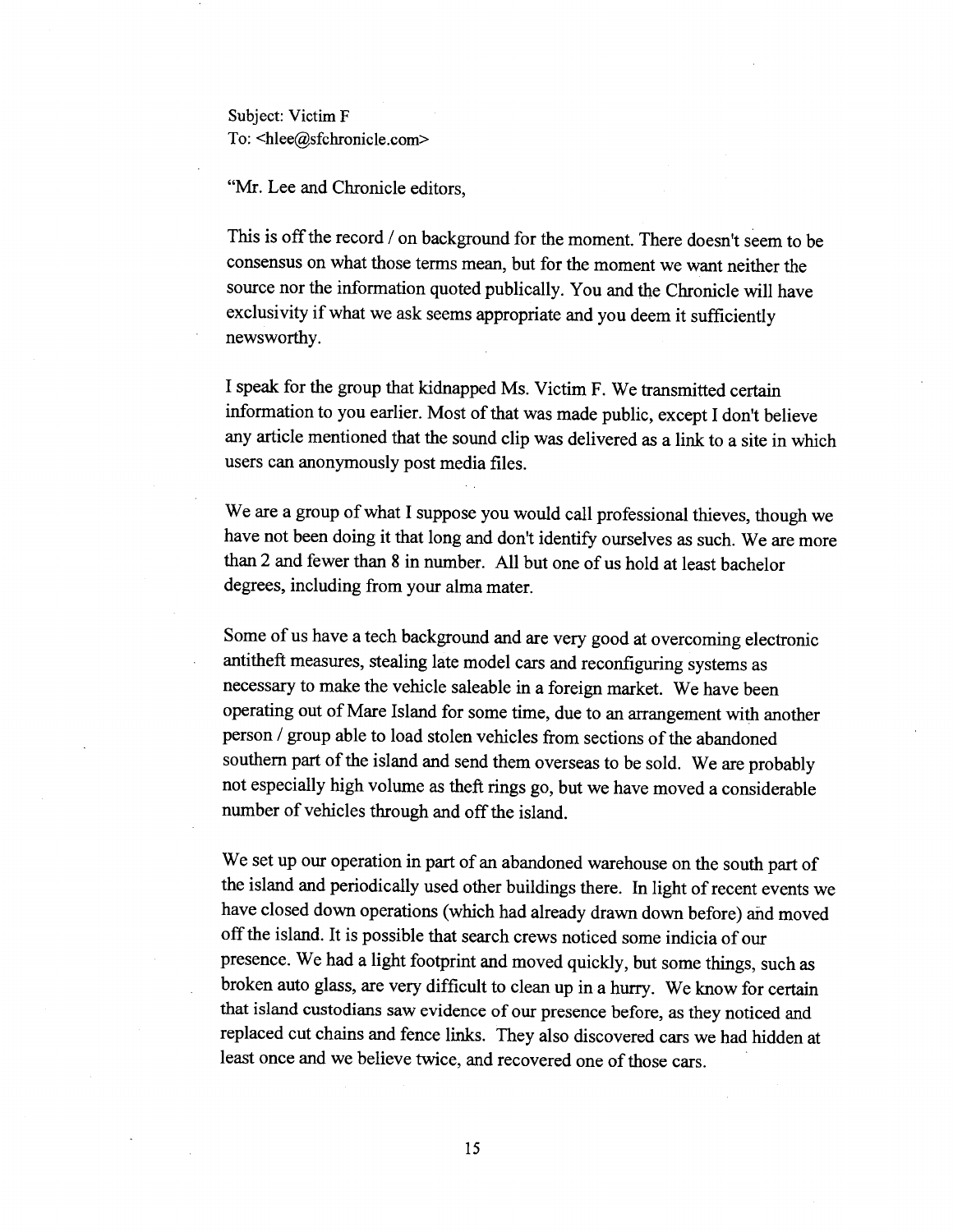Subject: Victim F
To: <hlee@sfchronicle.com>

"Mr. Lee and Chronicle editors,

This is off the record / on background for the moment. There doesn't seem to be consensus on what those terms mean, but for the moment we want neither the source nor the information quoted publically. You and the Chronicle will have exclusivity if what we ask seems appropriate and you deem it sufficiently newsworthy.

I speak for the group that kidnapped Ms. Victim F. We transmitted certain information to you earlier. Most of that was made public, except I don't believe any article mentioned that the sound clip was delivered as a link to a site in which users can anonymously post media files.

We are a group of what I suppose you would call professional thieves, though we have not been doing it that long and don't identify ourselves as such. We are more than 2 and fewer than 8 in number. All but one of us hold at least bachelor degrees, including from your alma mater.

Some of us have a tech background and are very good at overcoming electronic antitheft measures, stealing late model cars and reconfiguring systems as necessary to make the vehicle saleable in a foreign market. We have been operating out of Mare Island for some time, due to an arrangement with another person / group able to load stolen vehicles from sections of the abandoned southern part of the island and send them overseas to be sold. We are probably not especially high volume as theft rings go, but we have moved a considerable number of vehicles through and off the island.

We set up our operation in part of an abandoned warehouse on the south part of the island and periodically used other buildings there. In light of recent events we have closed down operations (which had already drawn down before) and moved off the island. It is possible that search crews noticed some indicia of our presence. We had a light footprint and moved quickly, but some things, such as broken auto glass, are very difficult to clean up in a hurry. We know for certain that island custodians saw evidence of our presence before, as they noticed and replaced cut chains and fence links. They also discovered cars we had hidden at least once and we believe twice, and recovered one of those cars.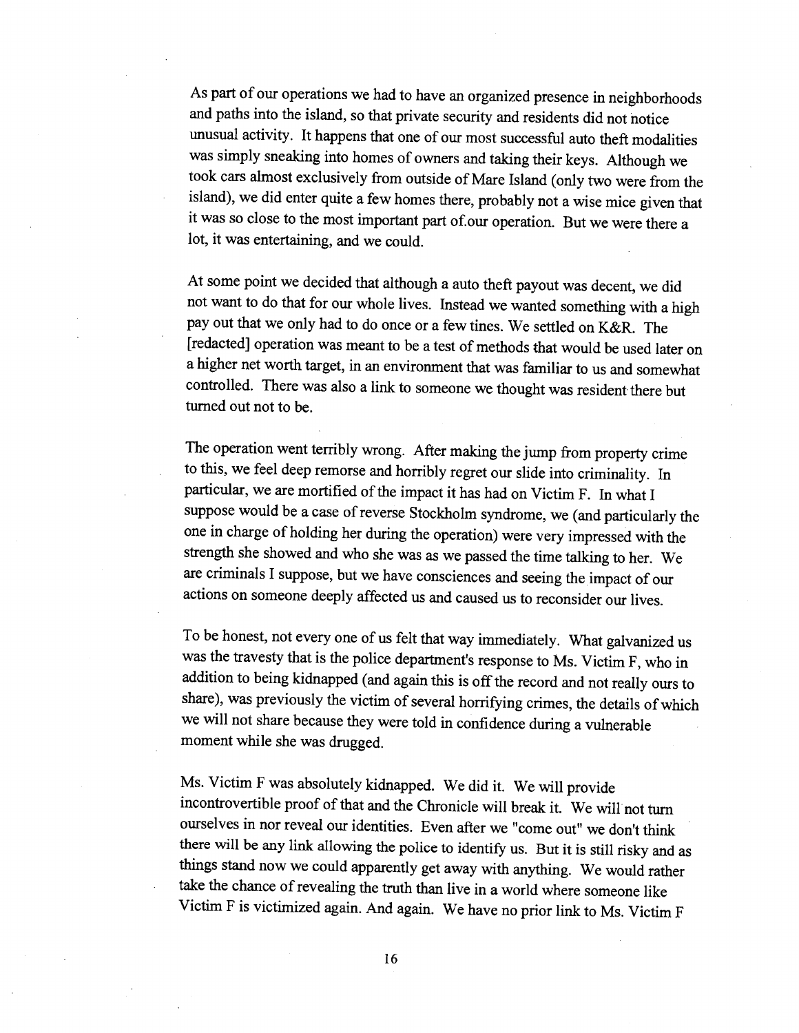As part of our operations we had to have an organized presence in neighborhoods and paths into the island, so that private security and residents did not notice unusual activity. It happens that one of our most successful auto theft modalities was simply sneaking into homes of owners and taking their keys. Although we took cars almost exclusively from outside of Mare Island (only two were from the island), we did enter quite a few homes there, probably not a wise mice given that it was so close to the most important part of.our operation. But we were there a lot, it was entertaining, and we could.

At some point we decided that although a auto theft payout was decent, we did not want to do that for our whole lives. Instead we wanted something with a high pay out that we only had to do once or a few tines. We settled on K&R. The [redacted] operation was meant to be a test of methods that would be used later on a higher net worth target, in an environment that was familiar to us and somewhat controlled. There was also a link to someone we thought was resident there but turned out not to be.

The operation went terribly wrong. After making the jump from property crime to this, we feel deep remorse and horribly regret our slide into criminality. In particular, we are mortified of the impact it has had on Victim F. In what I suppose would be a case of reverse Stockholm syndrome, we (and particularly the one in charge of holding her during the operation) were very impressed with the strength she showed and who she was as we passed the time talking to her. We are criminals I suppose, but we have consciences and seeing the impact of our actions on someone deeply affected us and caused us to reconsider our lives.

To be honest, not every one of us felt that way immediately. What galvanized us was the travesty that is the police department's response to Ms. Victim F, who in addition to being kidnapped (and again this is off the record and not really ours to share), was previously the victim of several horrifying crimes, the details of which we will not share because they were told in confidence during a vulnerable moment while she was drugged.

Ms. Victim F was absolutely kidnapped. We did it. We will provide incontrovertible proof of that and the Chronicle will break it. We will not turn ourselves in nor reveal our identities. Even after we "come out" we don't think there will be any link allowing the police to identify us. But it is still risky and as things stand now we could apparently get away with anything. We would rather take the chance of revealing the truth than live in a world where someone like Victim F is victimized again. And again. We have no prior link to Ms. Victim F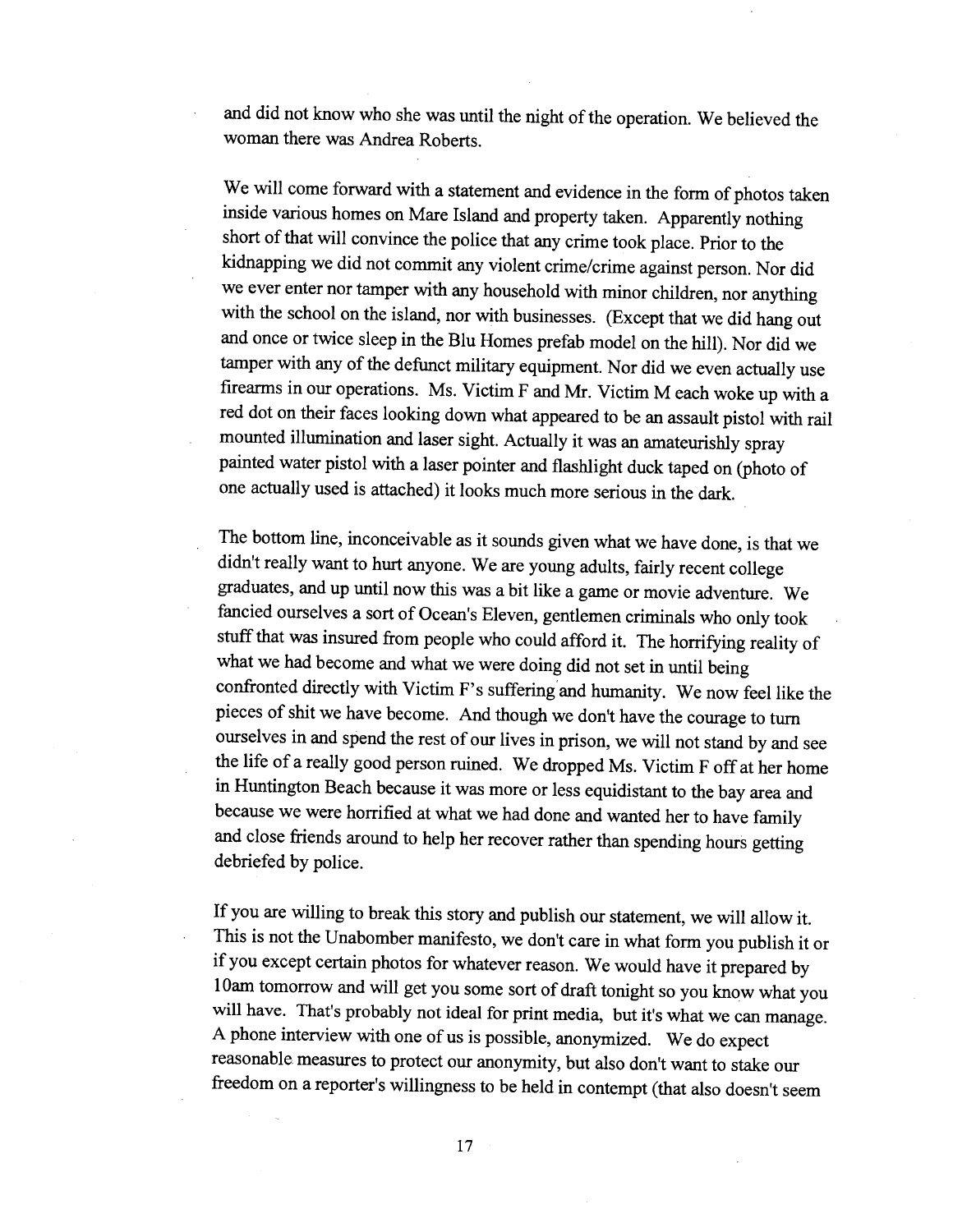and did not know who she was until the night of the operation. We believed the woman there was Andrea Roberts.

We will come forward with a statement and evidence in the form of photos taken inside various homes on Mare Island and property taken. Apparently nothing short of that will convince the police that any crime took place. Prior to the kidnapping we did not commit any violent crime/crime against person. Nor did we ever enter nor tamper with any household with minor children, nor anything with the school on the island, nor with businesses. (Except that we did hang out and once or twice sleep in the Blu Homes prefab model on the hill). Nor did we tamper with any of the defunct military equipment. Nor did we even actually use firearms in our operations. Ms. Victim F and Mr. Victim M each woke up with a red dot on their faces looking down what appeared to be an assault pistol with rail mounted illumination and laser sight. Actually it was an amateurishly spray painted water pistol with a laser pointer and flashlight duck taped on (photo of one actually used is attached) it looks much more serious in the dark.

The bottom line, inconceivable as it sounds given what we have done, is that we didn't really want to hurt anyone. We are young adults, fairly recent college graduates, and up until now this was a bit like a game or movie adventure. We fancied ourselves a sort of Ocean's Eleven, gentlemen criminals who only took stuff that was insured from people who could afford it. The horrifying reality of what we had become and what we were doing did not set in until being confronted directly with Victim F's suffering and humanity. We now feel like the pieces of shit we have become. And though we don't have the courage to turn ourselves in and spend the rest of our lives in prison, we will not stand by and see the life of a really good person ruined. We dropped Ms. Victim F off at her home in Huntington Beach because it was more or less equidistant to the bay area and because we were horrified at what we had done and wanted her to have family and close friends around to help her recover rather than spending hours getting debriefed by police.

If you are willing to break this story and publish our statement, we will allow it. This is not the Unabomber manifesto, we don't care in what form you publish it or if you except certain photos for whatever reason. We would have it prepared by 10am tomorrow and will get you some sort of draft tonight so you know what you will have. That's probably not ideal for print media, but it's what we can manage. A phone interview with one of us is possible, anonymized. We do expect reasonable measures to protect our anonymity, but also don't want to stake our freedom on a reporter's willingness to be held in contempt (that also doesn't seem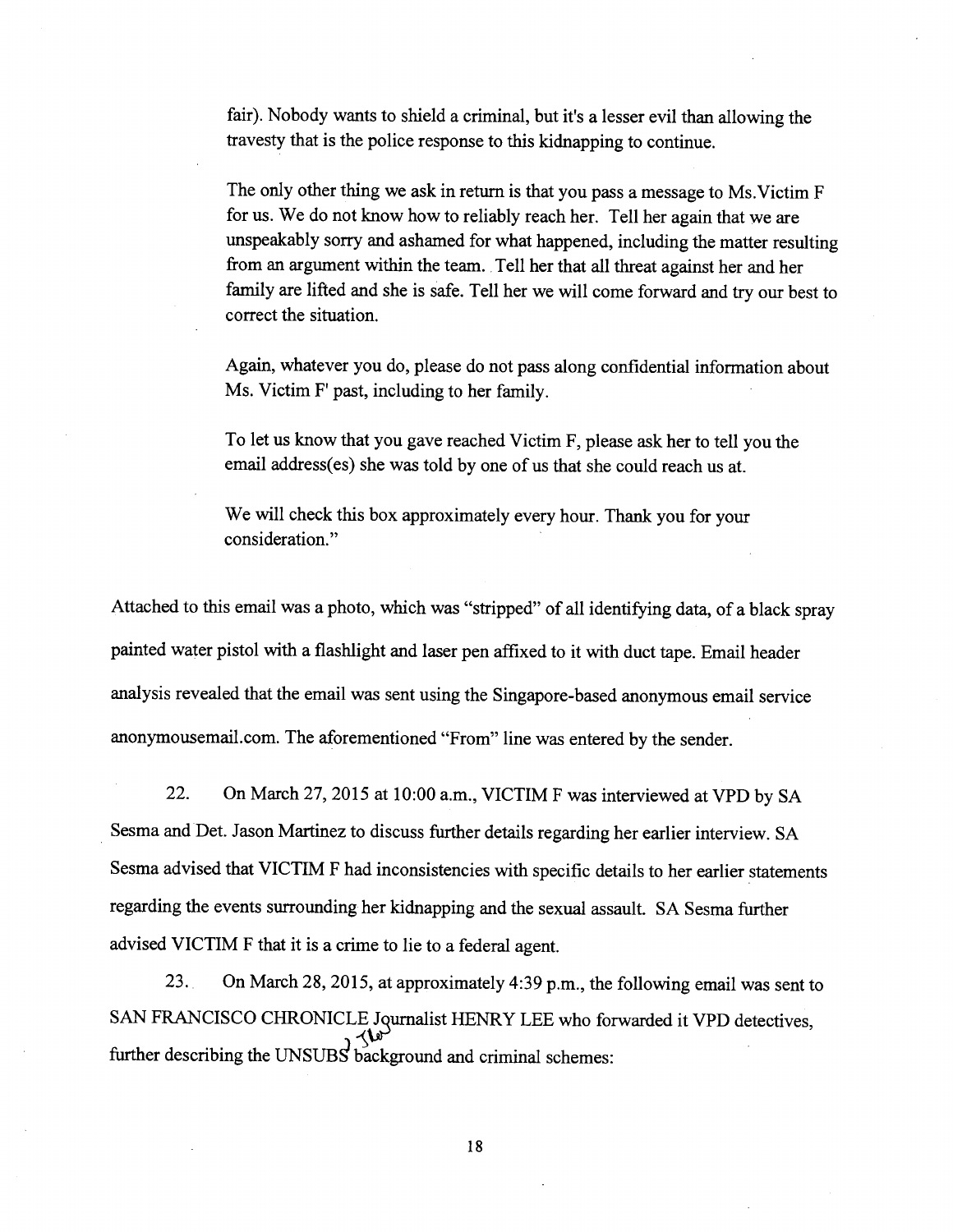fair). Nobody wants to shield a criminal, but it's a lesser evil than allowing the travesty that is the police response to this kidnapping to continue.

The only other thing we ask in return is that you pass a message to Ms.Victim F for us. We do not know how to reliably reach her. Tell her again that we are unspeakably sorry and ashamed for what happened, including the matter resulting from an argument within the team. Tell her that all threat against her and her family are lifted and she is safe. Tell her we will come forward and try our best to correct the situation.

Again, whatever you do, please do not pass along confidential information about Ms. Victim F' past, including to her family.

To let us know that you gave reached Victim F, please ask her to tell you the email address(es) she was told by one of us that she could reach us at.

We will check this box approximately every hour. Thank you for your consideration."

Attached to this email was a photo, which was "stripped" of all identifying data, of a black spray painted water pistol with a flashlight and laser pen affixed to it with duct tape. Email header analysis revealed that the email was sent using the Singapore-based anonymous email service anonymousemail.com. The aforementioned "From" line was entered by the sender.

22. On March 27, 2015 at 10:00 a.m., VICTIM F was interviewed at VPD by SA Sesma and Det. Jason Martinez to discuss further details regarding her earlier interview. SA Sesma advised that VICTIM F had inconsistencies with specific details to her earlier statements regarding the events surrounding her kidnapping and the sexual assault. SA Sesma further advised VICTIM F that it is a crime to lie to a federal agent.

23. On March 28, 2015, at approximately 4:39 p.m., the following email was sent to SAN FRANCISCO CHRONICLE Journalist HENRY LEE who forwarded it VPD detectives, further describing the UNSUBS background and criminal schemes: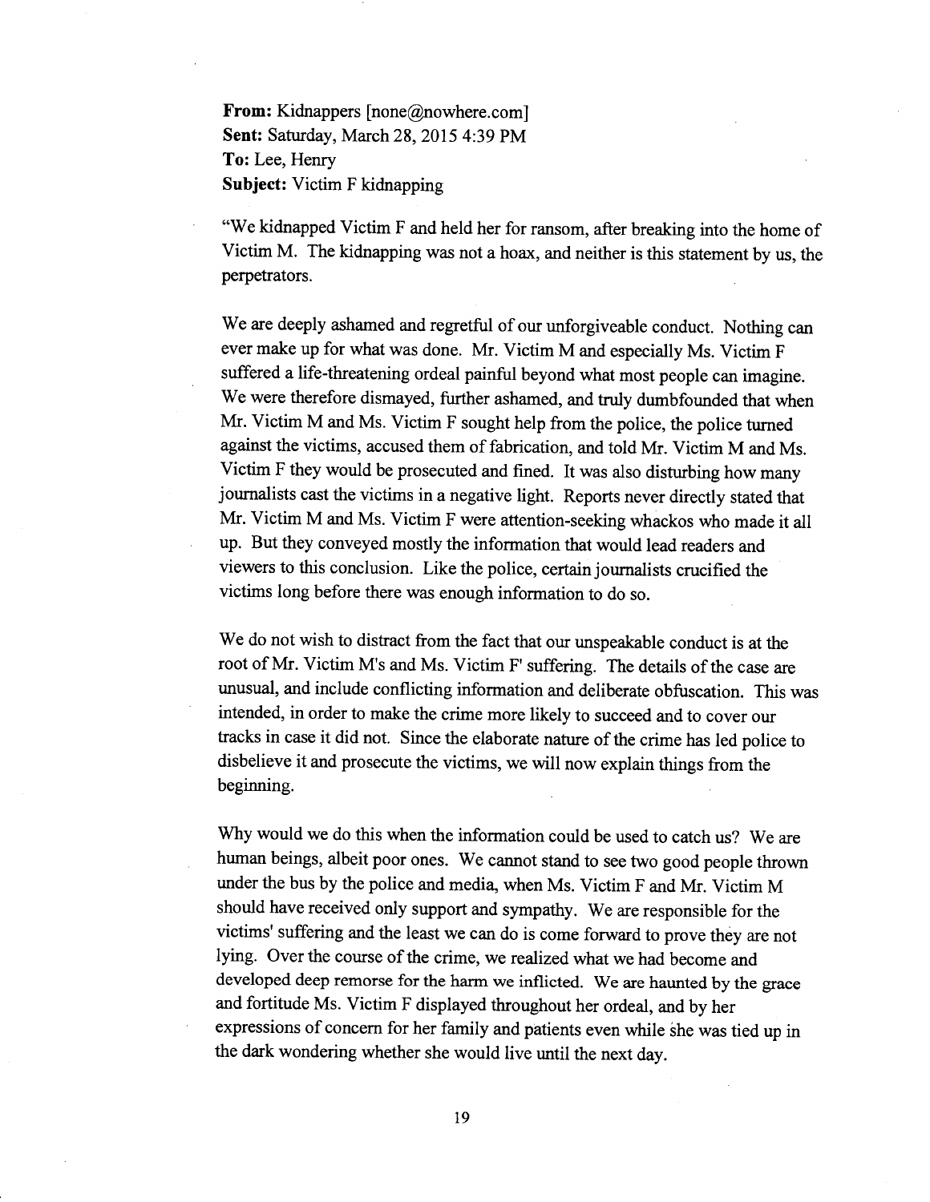**From:** Kidnappers [none@nowhere.com]
**Sent:** Saturday, March 28, 2015 4:39 PM
**To:** Lee, Henry
**Subject:** Victim F kidnapping

"We kidnapped Victim F and held her for ransom, after breaking into the home of Victim M. The kidnapping was not a hoax, and neither is this statement by us, the perpetrators.

We are deeply ashamed and regretful of our unforgiveable conduct. Nothing can ever make up for what was done. Mr. Victim M and especially Ms. Victim F suffered a life-threatening ordeal painful beyond what most people can imagine. We were therefore dismayed, further ashamed, and truly dumbfounded that when Mr. Victim M and Ms. Victim F sought help from the police, the police turned against the victims, accused them of fabrication, and told Mr. Victim M and Ms. Victim F they would be prosecuted and fined. It was also disturbing how many journalists cast the victims in a negative light. Reports never directly stated that Mr. Victim M and Ms. Victim F were attention-seeking whackos who made it all up. But they conveyed mostly the information that would lead readers and viewers to this conclusion. Like the police, certain journalists crucified the victims long before there was enough information to do so.

We do not wish to distract from the fact that our unspeakable conduct is at the root of Mr. Victim M's and Ms. Victim F' suffering. The details of the case are unusual, and include conflicting information and deliberate obfuscation. This was intended, in order to make the crime more likely to succeed and to cover our tracks in case it did not. Since the elaborate nature of the crime has led police to disbelieve it and prosecute the victims, we will now explain things from the beginning.

Why would we do this when the information could be used to catch us? We are human beings, albeit poor ones. We cannot stand to see two good people thrown under the bus by the police and media, when Ms. Victim F and Mr. Victim M should have received only support and sympathy. We are responsible for the victims' suffering and the least we can do is come forward to prove they are not lying. Over the course of the crime, we realized what we had become and developed deep remorse for the harm we inflicted. We are haunted by the grace and fortitude Ms. Victim F displayed throughout her ordeal, and by her expressions of concern for her family and patients even while she was tied up in the dark wondering whether she would live until the next day.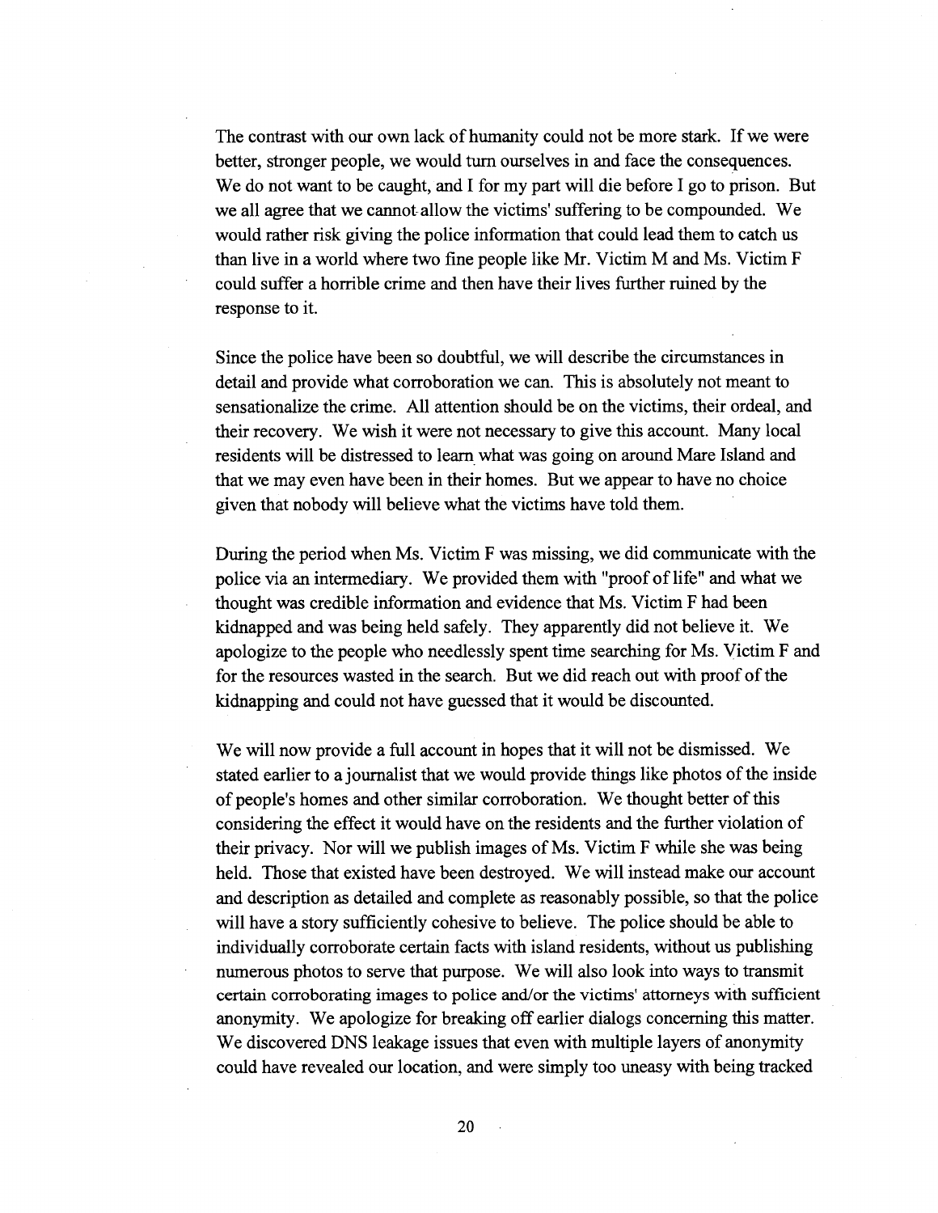The contrast with our own lack of humanity could not be more stark. If we were better, stronger people, we would turn ourselves in and face the consequences. We do not want to be caught, and I for my part will die before I go to prison. But we all agree that we cannot allow the victims' suffering to be compounded. We would rather risk giving the police information that could lead them to catch us than live in a world where two fine people like Mr. Victim M and Ms. Victim F could suffer a horrible crime and then have their lives further ruined by the response to it.

Since the police have been so doubtful, we will describe the circumstances in detail and provide what corroboration we can. This is absolutely not meant to sensationalize the crime. All attention should be on the victims, their ordeal, and their recovery. We wish it were not necessary to give this account. Many local residents will be distressed to learn what was going on around Mare Island and that we may even have been in their homes. But we appear to have no choice given that nobody will believe what the victims have told them.

During the period when Ms. Victim F was missing, we did communicate with the police via an intermediary. We provided them with "proof of life" and what we thought was credible information and evidence that Ms. Victim F had been kidnapped and was being held safely. They apparently did not believe it. We apologize to the people who needlessly spent time searching for Ms. Victim F and for the resources wasted in the search. But we did reach out with proof of the kidnapping and could not have guessed that it would be discounted.

We will now provide a full account in hopes that it will not be dismissed. We stated earlier to a journalist that we would provide things like photos of the inside of people's homes and other similar corroboration. We thought better of this considering the effect it would have on the residents and the further violation of their privacy. Nor will we publish images of Ms. Victim F while she was being held. Those that existed have been destroyed. We will instead make our account and description as detailed and complete as reasonably possible, so that the police will have a story sufficiently cohesive to believe. The police should be able to individually corroborate certain facts with island residents, without us publishing numerous photos to serve that purpose. We will also look into ways to transmit certain corroborating images to police and/or the victims' attorneys with sufficient anonymity. We apologize for breaking off earlier dialogs concerning this matter. We discovered DNS leakage issues that even with multiple layers of anonymity could have revealed our location, and were simply too uneasy with being tracked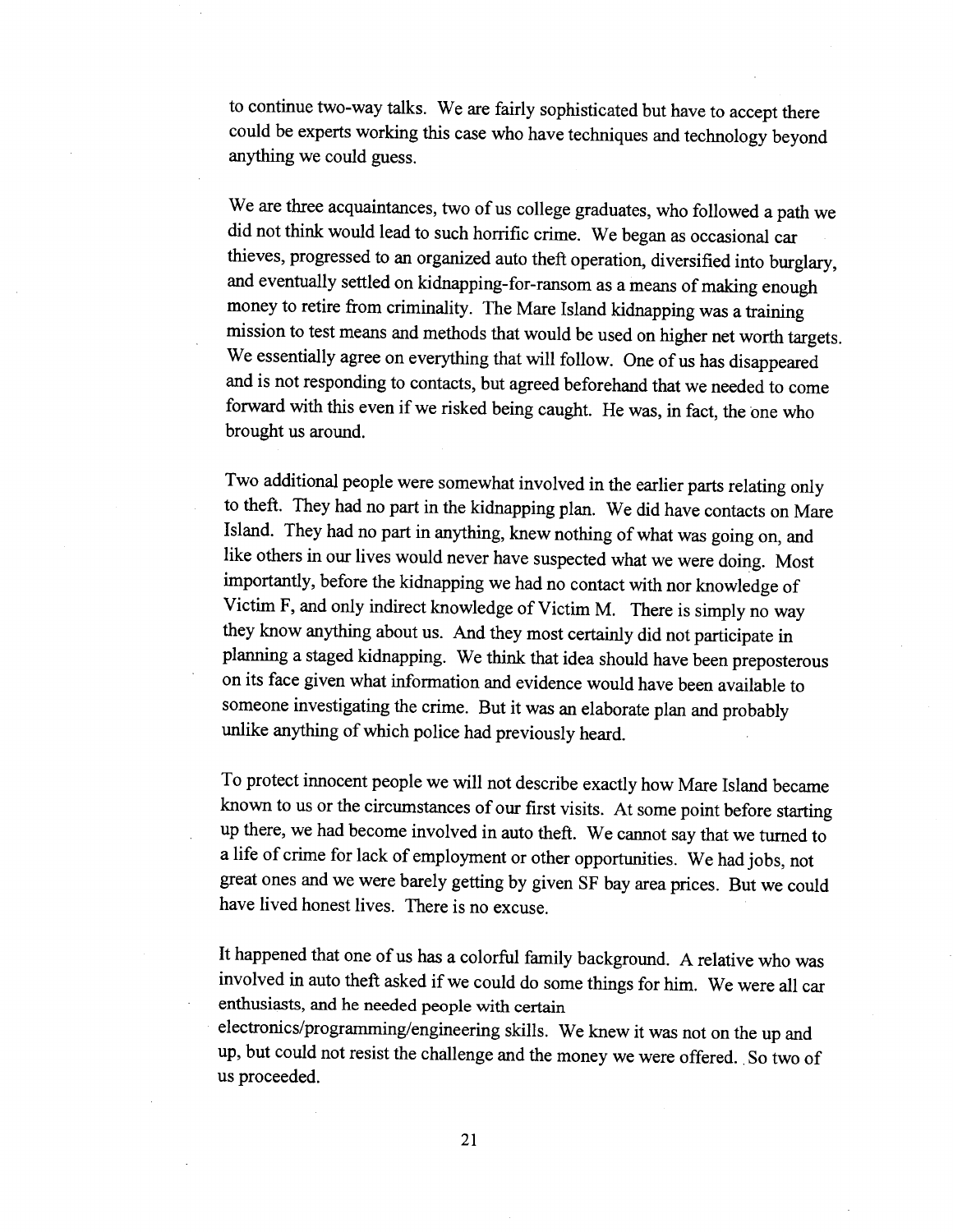to continue two-way talks. We are fairly sophisticated but have to accept there could be experts working this case who have techniques and technology beyond anything we could guess.

We are three acquaintances, two of us college graduates, who followed a path we did not think would lead to such horrific crime. We began as occasional car thieves, progressed to an organized auto theft operation, diversified into burglary, and eventually settled on kidnapping-for-ransom as a means of making enough money to retire from criminality. The Mare Island kidnapping was a training mission to test means and methods that would be used on higher net worth targets. We essentially agree on everything that will follow. One of us has disappeared and is not responding to contacts, but agreed beforehand that we needed to come forward with this even if we risked being caught. He was, in fact, the one who brought us around.

Two additional people were somewhat involved in the earlier parts relating only to theft. They had no part in the kidnapping plan. We did have contacts on Mare Island. They had no part in anything, knew nothing of what was going on, and like others in our lives would never have suspected what we were doing. Most importantly, before the kidnapping we had no contact with nor knowledge of Victim F, and only indirect knowledge of Victim M. There is simply no way they know anything about us. And they most certainly did not participate in planning a staged kidnapping. We think that idea should have been preposterous on its face given what information and evidence would have been available to someone investigating the crime. But it was an elaborate plan and probably unlike anything of which police had previously heard.

To protect innocent people we will not describe exactly how Mare Island became known to us or the circumstances of our first visits. At some point before starting up there, we had become involved in auto theft. We cannot say that we turned to a life of crime for lack of employment or other opportunities. We had jobs, not great ones and we were barely getting by given SF bay area prices. But we could have lived honest lives. There is no excuse.

It happened that one of us has a colorful family background. A relative who was involved in auto theft asked if we could do some things for him. We were all car enthusiasts, and he needed people with certain electronics/programming/engineering skills. We knew it was not on the up and up, but could not resist the challenge and the money we were offered. So two of us proceeded.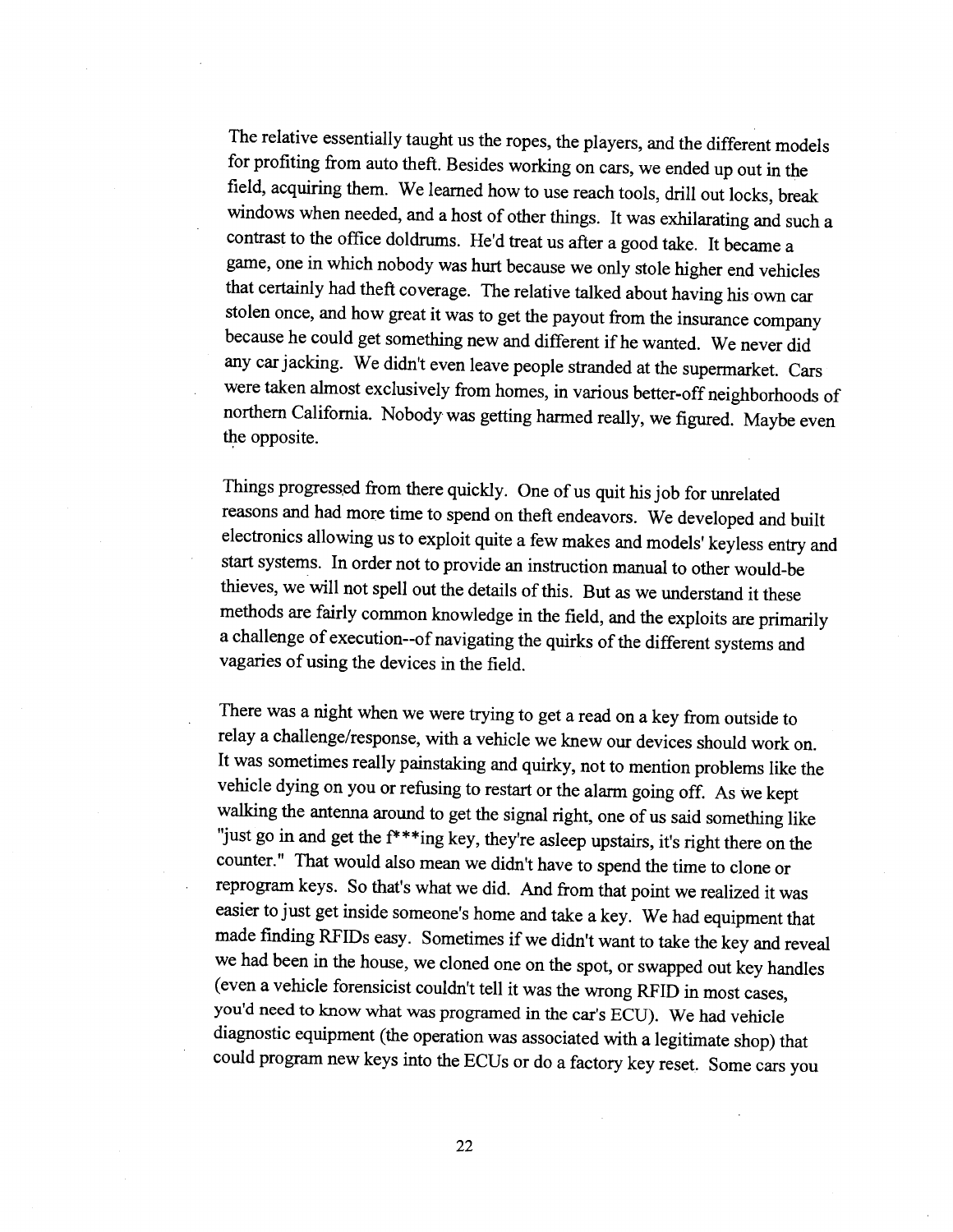The relative essentially taught us the ropes, the players, and the different models for profiting from auto theft. Besides working on cars, we ended up out in the field, acquiring them. We learned how to use reach tools, drill out locks, break windows when needed, and a host of other things. It was exhilarating and such a contrast to the office doldrums. He'd treat us after a good take. It became a game, one in which nobody was hurt because we only stole higher end vehicles that certainly had theft coverage. The relative talked about having his own car stolen once, and how great it was to get the payout from the insurance company because he could get something new and different if he wanted. We never did any car jacking. We didn't even leave people stranded at the supermarket. Cars were taken almost exclusively from homes, in various better-off neighborhoods of northern California. Nobody was getting harmed really, we figured. Maybe even the opposite.

Things progressed from there quickly. One of us quit his job for unrelated reasons and had more time to spend on theft endeavors. We developed and built electronics allowing us to exploit quite a few makes and models' keyless entry and start systems. In order not to provide an instruction manual to other would-be thieves, we will not spell out the details of this. But as we understand it these methods are fairly common knowledge in the field, and the exploits are primarily a challenge of execution--of navigating the quirks of the different systems and vagaries of using the devices in the field.

There was a night when we were trying to get a read on a key from outside to relay a challenge/response, with a vehicle we knew our devices should work on. It was sometimes really painstaking and quirky, not to mention problems like the vehicle dying on you or refusing to restart or the alarm going off. As we kept walking the antenna around to get the signal right, one of us said something like "just go in and get the f***ing key, they're asleep upstairs, it's right there on the counter." That would also mean we didn't have to spend the time to clone or reprogram keys. So that's what we did. And from that point we realized it was easier to just get inside someone's home and take a key. We had equipment that made finding RFIDs easy. Sometimes if we didn't want to take the key and reveal we had been in the house, we cloned one on the spot, or swapped out key handles (even a vehicle forensicist couldn't tell it was the wrong RFID in most cases, you'd need to know what was programed in the car's ECU). We had vehicle diagnostic equipment (the operation was associated with a legitimate shop) that could program new keys into the ECUs or do a factory key reset. Some cars you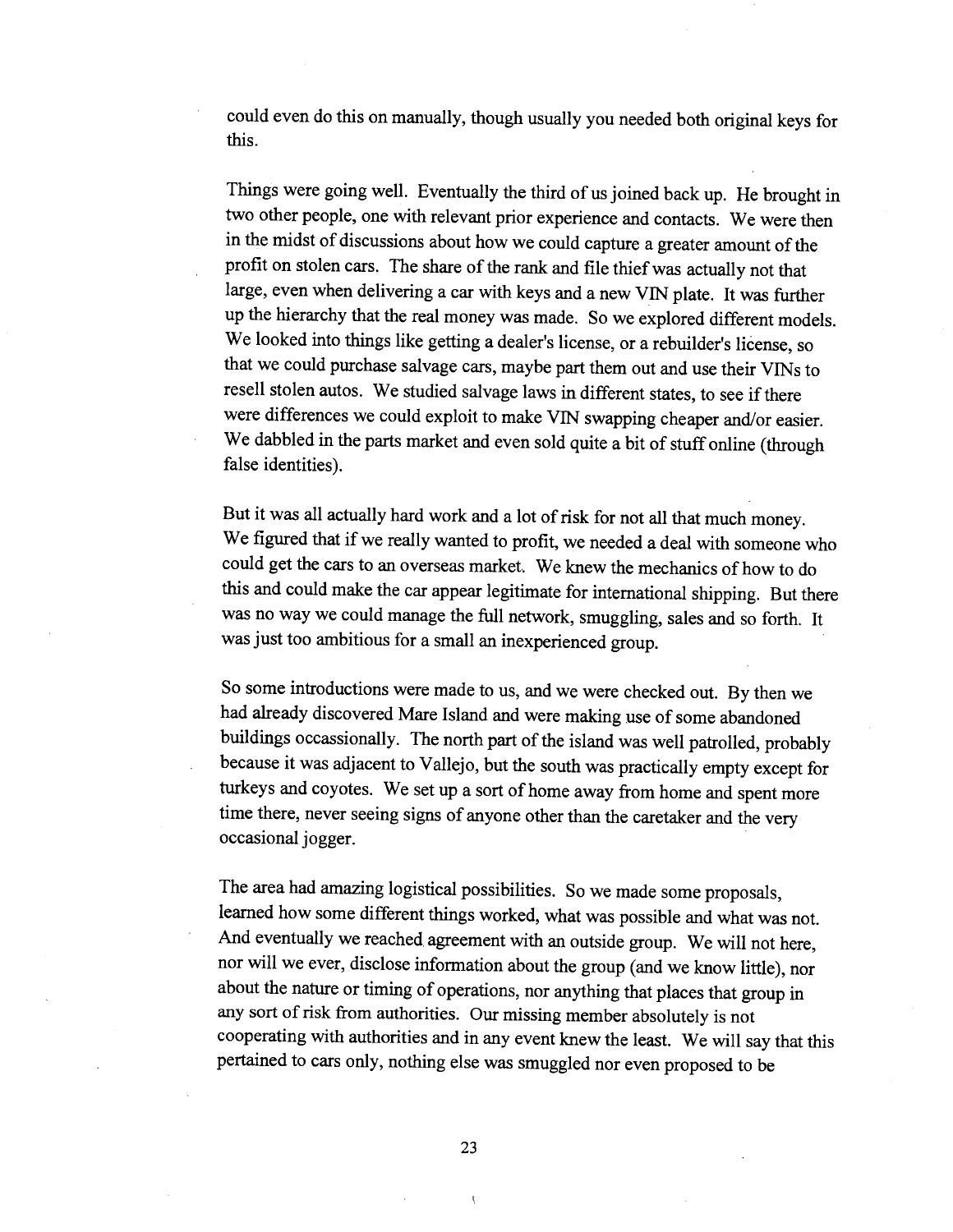could even do this on manually, though usually you needed both original keys for this.

Things were going well. Eventually the third of us joined back up. He brought in two other people, one with relevant prior experience and contacts. We were then in the midst of discussions about how we could capture a greater amount of the profit on stolen cars. The share of the rank and file thief was actually not that large, even when delivering a car with keys and a new VIN plate. It was further up the hierarchy that the real money was made. So we explored different models. We looked into things like getting a dealer's license, or a rebuilder's license, so that we could purchase salvage cars, maybe part them out and use their VINs to resell stolen autos. We studied salvage laws in different states, to see if there were differences we could exploit to make VIN swapping cheaper and/or easier. We dabbled in the parts market and even sold quite a bit of stuff online (through false identities).

But it was all actually hard work and a lot of risk for not all that much money. We figured that if we really wanted to profit, we needed a deal with someone who could get the cars to an overseas market. We knew the mechanics of how to do this and could make the car appear legitimate for international shipping. But there was no way we could manage the full network, smuggling, sales and so forth. It was just too ambitious for a small an inexperienced group.

So some introductions were made to us, and we were checked out. By then we had already discovered Mare Island and were making use of some abandoned buildings occassionally. The north part of the island was well patrolled, probably because it was adjacent to Vallejo, but the south was practically empty except for turkeys and coyotes. We set up a sort of home away from home and spent more time there, never seeing signs of anyone other than the caretaker and the very occasional jogger.

The area had amazing logistical possibilities. So we made some proposals, learned how some different things worked, what was possible and what was not. And eventually we reached agreement with an outside group. We will not here, nor will we ever, disclose information about the group (and we know little), nor about the nature or timing of operations, nor anything that places that group in any sort of risk from authorities. Our missing member absolutely is not cooperating with authorities and in any event knew the least. We will say that this pertained to cars only, nothing else was smuggled nor even proposed to be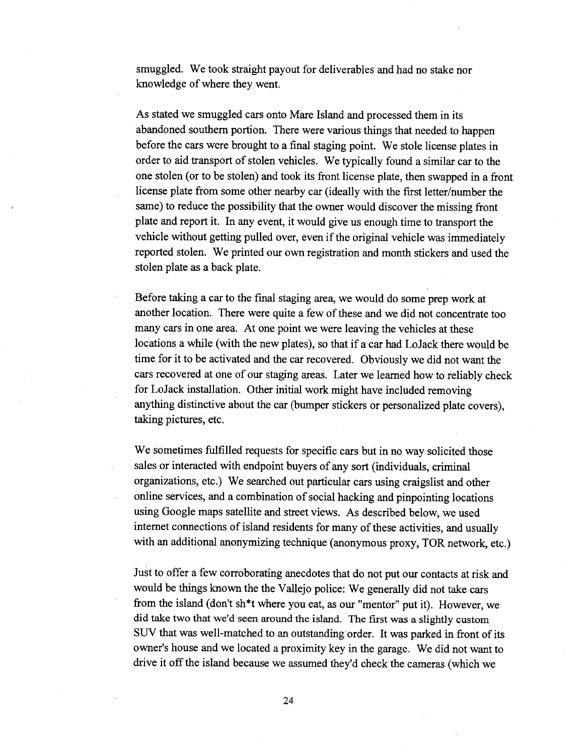smuggled. We took straight payout for deliverables and had no stake nor knowledge of where they went.

As stated we smuggled cars onto Mare Island and processed them in its abandoned southern portion. There were various things that needed to happen before the cars were brought to a final staging point. We stole license plates in order to aid transport of stolen vehicles. We typically found a similar car to the one stolen (or to be stolen) and took its front license plate, then swapped in a front license plate from some other nearby car (ideally with the first letter/number the same) to reduce the possibility that the owner would discover the missing front plate and report it. In any event, it would give us enough time to transport the vehicle without getting pulled over, even if the original vehicle was immediately reported stolen. We printed our own registration and month stickers and used the stolen plate as a back plate.

Before taking a car to the final staging area, we would do some prep work at another location. There were quite a few of these and we did not concentrate too many cars in one area. At one point we were leaving the vehicles at these locations a while (with the new plates), so that if a car had LoJack there would be time for it to be activated and the car recovered. Obviously we did not want the cars recovered at one of our staging areas. Later we learned how to reliably check for LoJack installation. Other initial work might have included removing anything distinctive about the car (bumper stickers or personalized plate covers), taking pictures, etc.

We sometimes fulfilled requests for specific cars but in no way solicited those sales or interacted with endpoint buyers of any sort (individuals, criminal organizations, etc.) We searched out particular cars using craigslist and other online services, and a combination of social hacking and pinpointing locations using Google maps satellite and street views. As described below, we used internet connections of island residents for many of these activities, and usually with an additional anonymizing technique (anonymous proxy, TOR network, etc.)

Just to offer a few corroborating anecdotes that do not put our contacts at risk and would be things known the the Vallejo police: We generally did not take cars from the island (don't sh*t where you eat, as our "mentor" put it). However, we did take two that we'd seen around the island. The first was a slightly custom SUV that was well-matched to an outstanding order. It was parked in front of its owner's house and we located a proximity key in the garage. We did not want to drive it off the island because we assumed they'd check the cameras (which we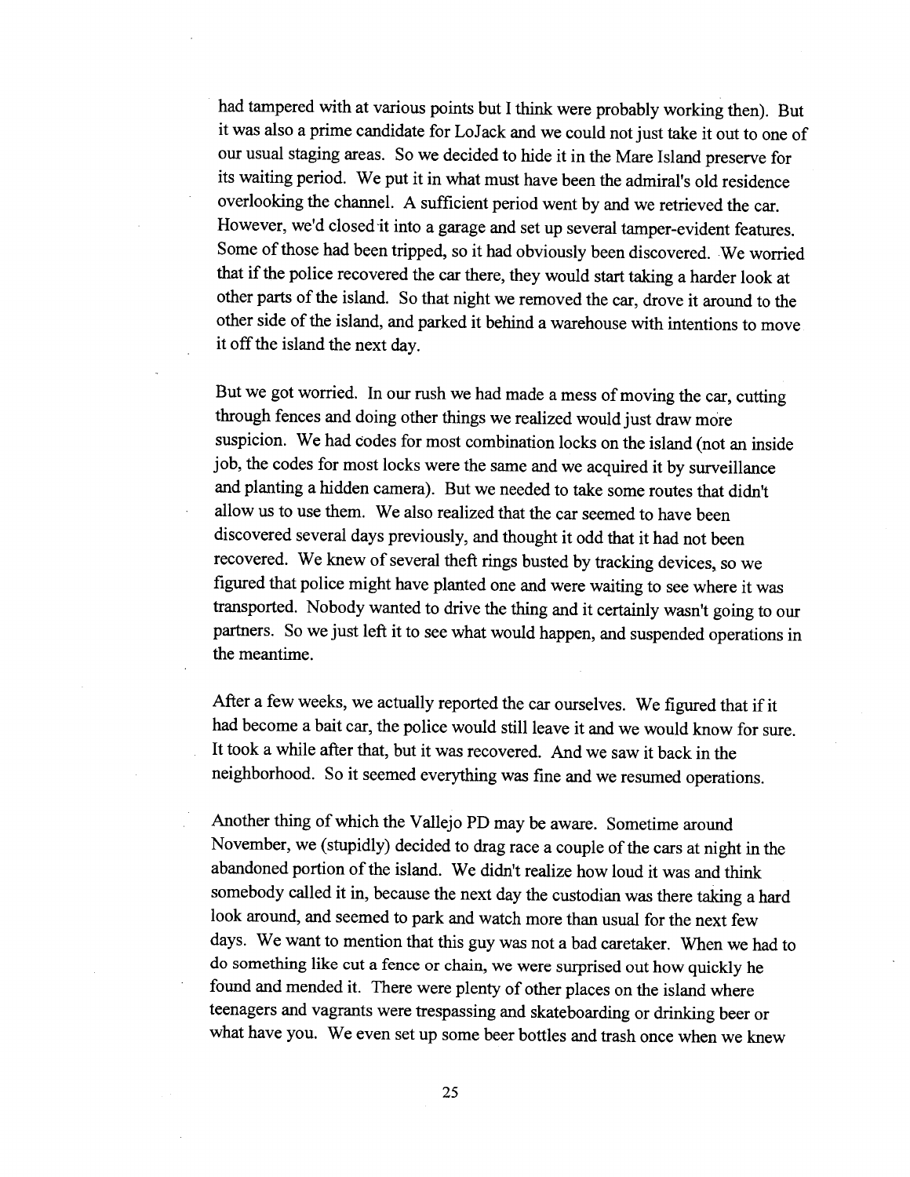had tampered with at various points but I think were probably working then). But it was also a prime candidate for LoJack and we could not just take it out to one of our usual staging areas. So we decided to hide it in the Mare Island preserve for its waiting period. We put it in what must have been the admiral's old residence overlooking the channel. A sufficient period went by and we retrieved the car. However, we'd closed it into a garage and set up several tamper-evident features. Some of those had been tripped, so it had obviously been discovered. We worried that if the police recovered the car there, they would start taking a harder look at other parts of the island. So that night we removed the car, drove it around to the other side of the island, and parked it behind a warehouse with intentions to move it off the island the next day.

But we got worried. In our rush we had made a mess of moving the car, cutting through fences and doing other things we realized would just draw more suspicion. We had codes for most combination locks on the island (not an inside job, the codes for most locks were the same and we acquired it by surveillance and planting a hidden camera). But we needed to take some routes that didn't allow us to use them. We also realized that the car seemed to have been discovered several days previously, and thought it odd that it had not been recovered. We knew of several theft rings busted by tracking devices, so we figured that police might have planted one and were waiting to see where it was transported. Nobody wanted to drive the thing and it certainly wasn't going to our partners. So we just left it to see what would happen, and suspended operations in the meantime.

After a few weeks, we actually reported the car ourselves. We figured that if it had become a bait car, the police would still leave it and we would know for sure. It took a while after that, but it was recovered. And we saw it back in the neighborhood. So it seemed everything was fine and we resumed operations.

Another thing of which the Vallejo PD may be aware. Sometime around November, we (stupidly) decided to drag race a couple of the cars at night in the abandoned portion of the island. We didn't realize how loud it was and think somebody called it in, because the next day the custodian was there taking a hard look around, and seemed to park and watch more than usual for the next few days. We want to mention that this guy was not a bad caretaker. When we had to do something like cut a fence or chain, we were surprised out how quickly he found and mended it. There were plenty of other places on the island where teenagers and vagrants were trespassing and skateboarding or drinking beer or what have you. We even set up some beer bottles and trash once when we knew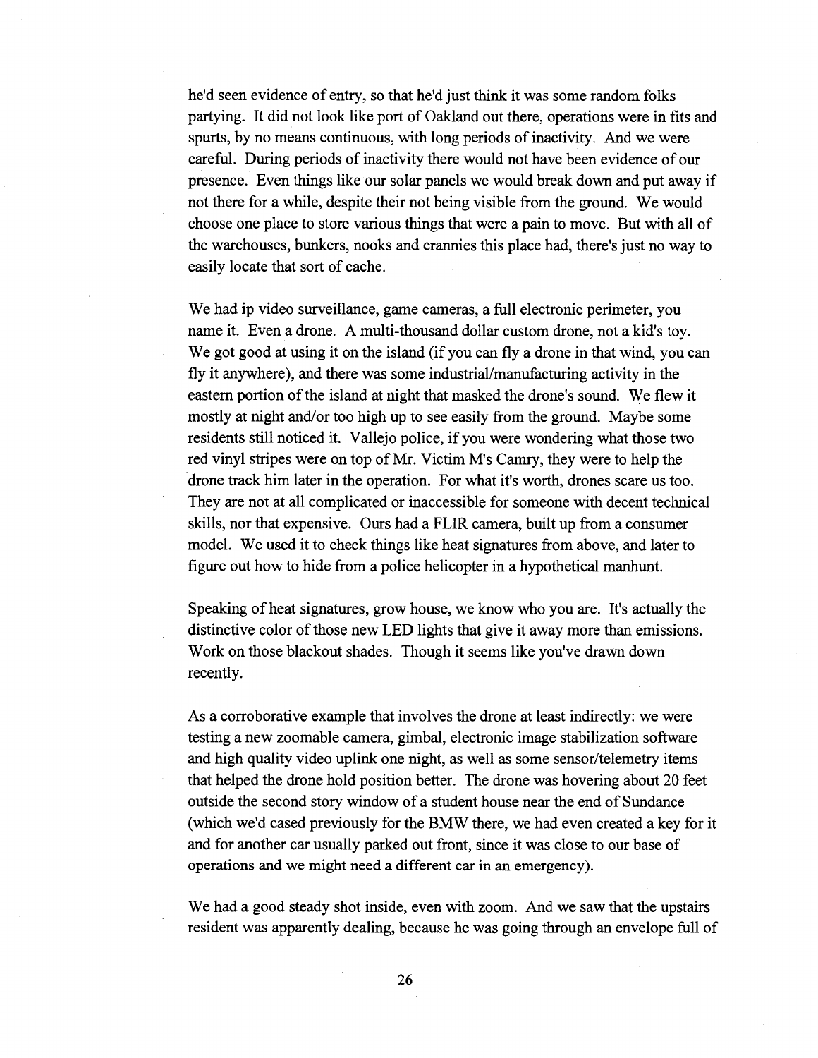he'd seen evidence of entry, so that he'd just think it was some random folks partying. It did not look like port of Oakland out there, operations were in fits and spurts, by no means continuous, with long periods of inactivity. And we were careful. During periods of inactivity there would not have been evidence of our presence. Even things like our solar panels we would break down and put away if not there for a while, despite their not being visible from the ground. We would choose one place to store various things that were a pain to move. But with all of the warehouses, bunkers, nooks and crannies this place had, there's just no way to easily locate that sort of cache.

We had ip video surveillance, game cameras, a full electronic perimeter, you name it. Even a drone. A multi-thousand dollar custom drone, not a kid's toy. We got good at using it on the island (if you can fly a drone in that wind, you can fly it anywhere), and there was some industrial/manufacturing activity in the eastern portion of the island at night that masked the drone's sound. We flew it mostly at night and/or too high up to see easily from the ground. Maybe some residents still noticed it. Vallejo police, if you were wondering what those two red vinyl stripes were on top of Mr. Victim M's Camry, they were to help the drone track him later in the operation. For what it's worth, drones scare us too. They are not at all complicated or inaccessible for someone with decent technical skills, nor that expensive. Ours had a FLIR camera, built up from a consumer model. We used it to check things like heat signatures from above, and later to figure out how to hide from a police helicopter in a hypothetical manhunt.

Speaking of heat signatures, grow house, we know who you are. It's actually the distinctive color of those new LED lights that give it away more than emissions. Work on those blackout shades. Though it seems like you've drawn down recently.

As a corroborative example that involves the drone at least indirectly: we were testing a new zoomable camera, gimbal, electronic image stabilization software and high quality video uplink one night, as well as some sensor/telemetry items that helped the drone hold position better. The drone was hovering about 20 feet outside the second story window of a student house near the end of Sundance (which we'd cased previously for the BMW there, we had even created a key for it and for another car usually parked out front, since it was close to our base of operations and we might need a different car in an emergency).

We had a good steady shot inside, even with zoom. And we saw that the upstairs resident was apparently dealing, because he was going through an envelope full of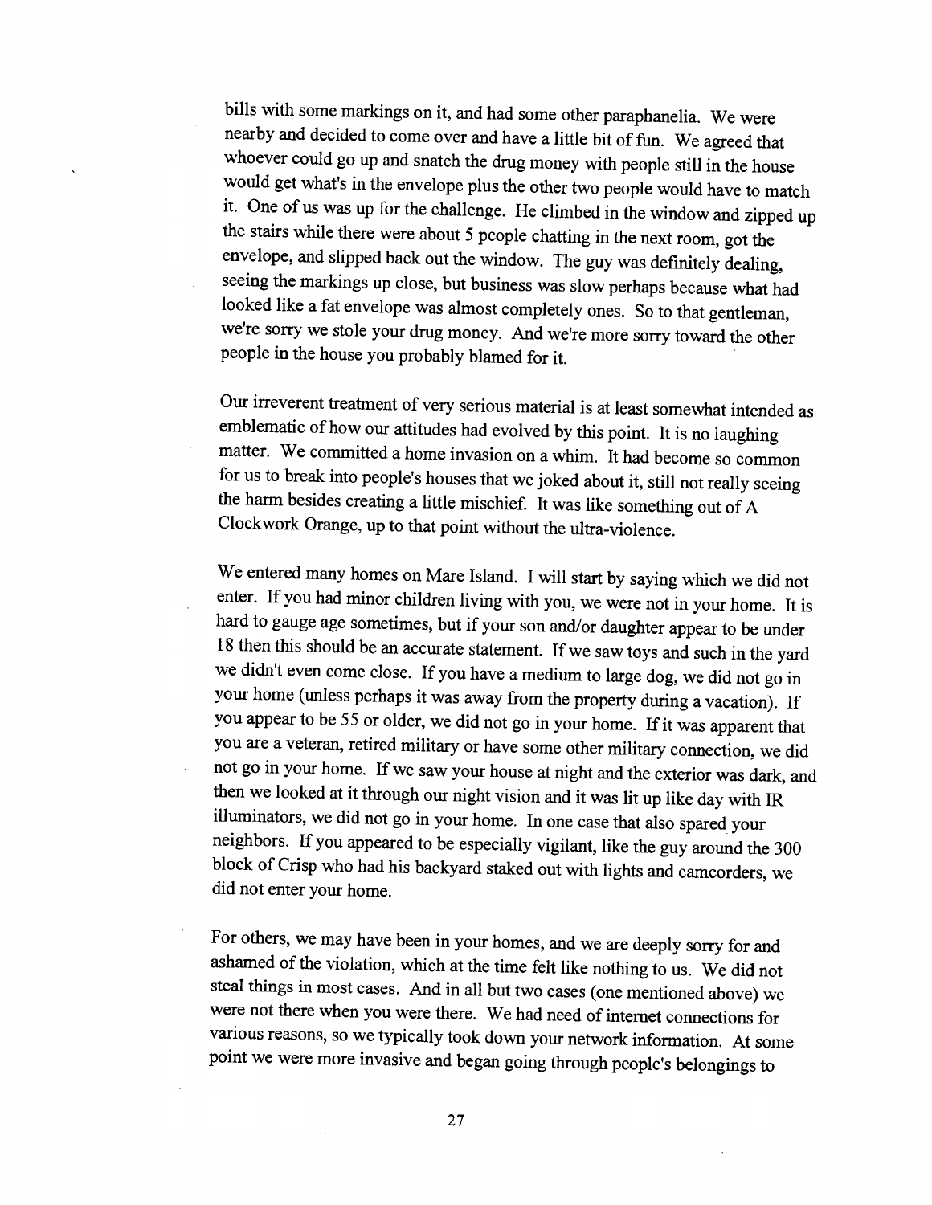bills with some markings on it, and had some other paraphanelia. We were nearby and decided to come over and have a little bit of fun. We agreed that whoever could go up and snatch the drug money with people still in the house would get what's in the envelope plus the other two people would have to match it. One of us was up for the challenge. He climbed in the window and zipped up the stairs while there were about 5 people chatting in the next room, got the envelope, and slipped back out the window. The guy was definitely dealing, seeing the markings up close, but business was slow perhaps because what had looked like a fat envelope was almost completely ones. So to that gentleman, we're sorry we stole your drug money. And we're more sorry toward the other people in the house you probably blamed for it.

Our irreverent treatment of very serious material is at least somewhat intended as emblematic of how our attitudes had evolved by this point. It is no laughing matter. We committed a home invasion on a whim. It had become so common for us to break into people's houses that we joked about it, still not really seeing the harm besides creating a little mischief. It was like something out of A Clockwork Orange, up to that point without the ultra-violence.

We entered many homes on Mare Island. I will start by saying which we did not enter. If you had minor children living with you, we were not in your home. It is hard to gauge age sometimes, but if your son and/or daughter appear to be under 18 then this should be an accurate statement. If we saw toys and such in the yard we didn't even come close. If you have a medium to large dog, we did not go in your home (unless perhaps it was away from the property during a vacation). If you appear to be 55 or older, we did not go in your home. If it was apparent that you are a veteran, retired military or have some other military connection, we did not go in your home. If we saw your house at night and the exterior was dark, and then we looked at it through our night vision and it was lit up like day with IR illuminators, we did not go in your home. In one case that also spared your neighbors. If you appeared to be especially vigilant, like the guy around the 300 block of Crisp who had his backyard staked out with lights and camcorders, we did not enter your home.

For others, we may have been in your homes, and we are deeply sorry for and ashamed of the violation, which at the time felt like nothing to us. We did not steal things in most cases. And in all but two cases (one mentioned above) we were not there when you were there. We had need of internet connections for various reasons, so we typically took down your network information. At some point we were more invasive and began going through people's belongings to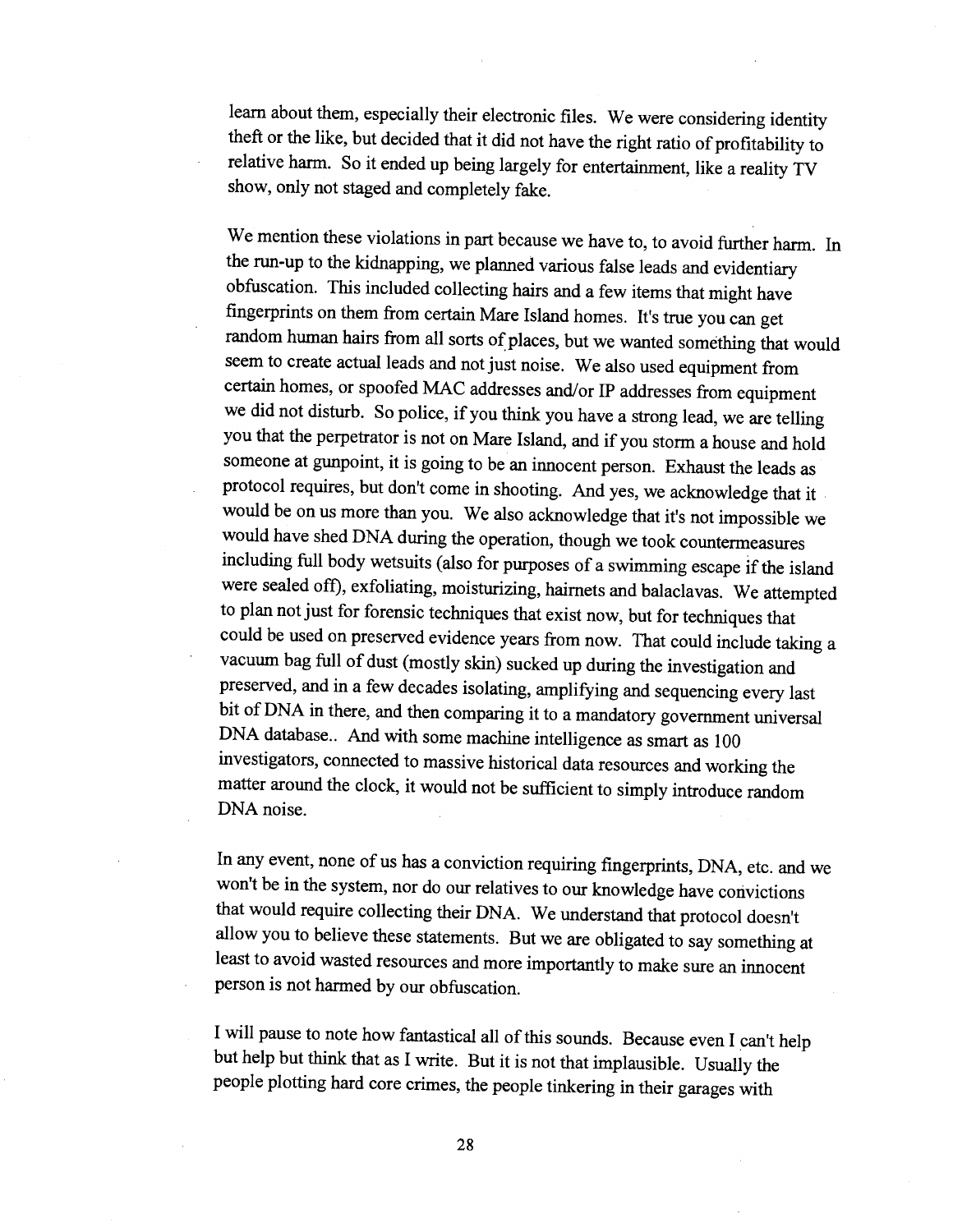learn about them, especially their electronic files. We were considering identity theft or the like, but decided that it did not have the right ratio of profitability to relative harm. So it ended up being largely for entertainment, like a reality TV show, only not staged and completely fake.

We mention these violations in part because we have to, to avoid further harm. In the run-up to the kidnapping, we planned various false leads and evidentiary obfuscation. This included collecting hairs and a few items that might have fingerprints on them from certain Mare Island homes. It's true you can get random human hairs from all sorts of places, but we wanted something that would seem to create actual leads and not just noise. We also used equipment from certain homes, or spoofed MAC addresses and/or IP addresses from equipment we did not disturb. So police, if you think you have a strong lead, we are telling you that the perpetrator is not on Mare Island, and if you storm a house and hold someone at gunpoint, it is going to be an innocent person. Exhaust the leads as protocol requires, but don't come in shooting. And yes, we acknowledge that it would be on us more than you. We also acknowledge that it's not impossible we would have shed DNA during the operation, though we took countermeasures including full body wetsuits (also for purposes of a swimming escape if the island were sealed off), exfoliating, moisturizing, hairnets and balaclavas. We attempted to plan not just for forensic techniques that exist now, but for techniques that could be used on preserved evidence years from now. That could include taking a vacuum bag full of dust (mostly skin) sucked up during the investigation and preserved, and in a few decades isolating, amplifying and sequencing every last bit of DNA in there, and then comparing it to a mandatory government universal DNA database.. And with some machine intelligence as smart as 100 investigators, connected to massive historical data resources and working the matter around the clock, it would not be sufficient to simply introduce random DNA noise.

In any event, none of us has a conviction requiring fingerprints, DNA, etc. and we won't be in the system, nor do our relatives to our knowledge have convictions that would require collecting their DNA. We understand that protocol doesn't allow you to believe these statements. But we are obligated to say something at least to avoid wasted resources and more importantly to make sure an innocent person is not harmed by our obfuscation.

I will pause to note how fantastical all of this sounds. Because even I can't help but help but think that as I write. But it is not that implausible. Usually the people plotting hard core crimes, the people tinkering in their garages with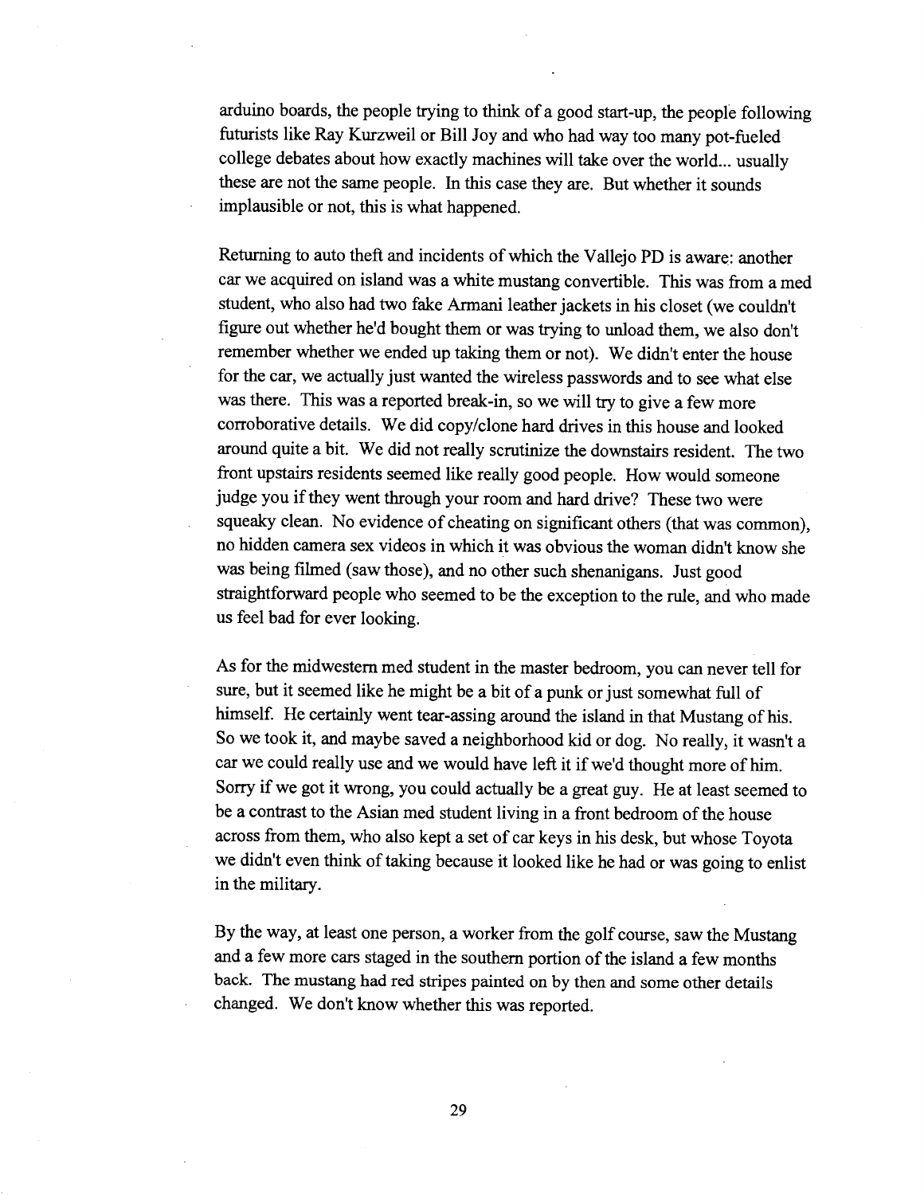arduino boards, the people trying to think of a good start-up, the people following futurists like Ray Kurzweil or Bill Joy and who had way too many pot-fueled college debates about how exactly machines will take over the world... usually these are not the same people. In this case they are. But whether it sounds implausible or not, this is what happened.

Returning to auto theft and incidents of which the Vallejo PD is aware: another car we acquired on island was a white mustang convertible. This was from a med student, who also had two fake Armani leather jackets in his closet (we couldn't figure out whether he'd bought them or was trying to unload them, we also don't remember whether we ended up taking them or not). We didn't enter the house for the car, we actually just wanted the wireless passwords and to see what else was there. This was a reported break-in, so we will try to give a few more corroborative details. We did copy/clone hard drives in this house and looked around quite a bit. We did not really scrutinize the downstairs resident. The two front upstairs residents seemed like really good people. How would someone judge you if they went through your room and hard drive? These two were squeaky clean. No evidence of cheating on significant others (that was common), no hidden camera sex videos in which it was obvious the woman didn't know she was being filmed (saw those), and no other such shenanigans. Just good straightforward people who seemed to be the exception to the rule, and who made us feel bad for ever looking.

As for the midwestern med student in the master bedroom, you can never tell for sure, but it seemed like he might be a bit of a punk or just somewhat full of himself. He certainly went tear-assing around the island in that Mustang of his. So we took it, and maybe saved a neighborhood kid or dog. No really, it wasn't a car we could really use and we would have left it if we'd thought more of him. Sorry if we got it wrong, you could actually be a great guy. He at least seemed to be a contrast to the Asian med student living in a front bedroom of the house across from them, who also kept a set of car keys in his desk, but whose Toyota we didn't even think of taking because it looked like he had or was going to enlist in the military.

By the way, at least one person, a worker from the golf course, saw the Mustang and a few more cars staged in the southern portion of the island a few months back. The mustang had red stripes painted on by then and some other details changed. We don't know whether this was reported.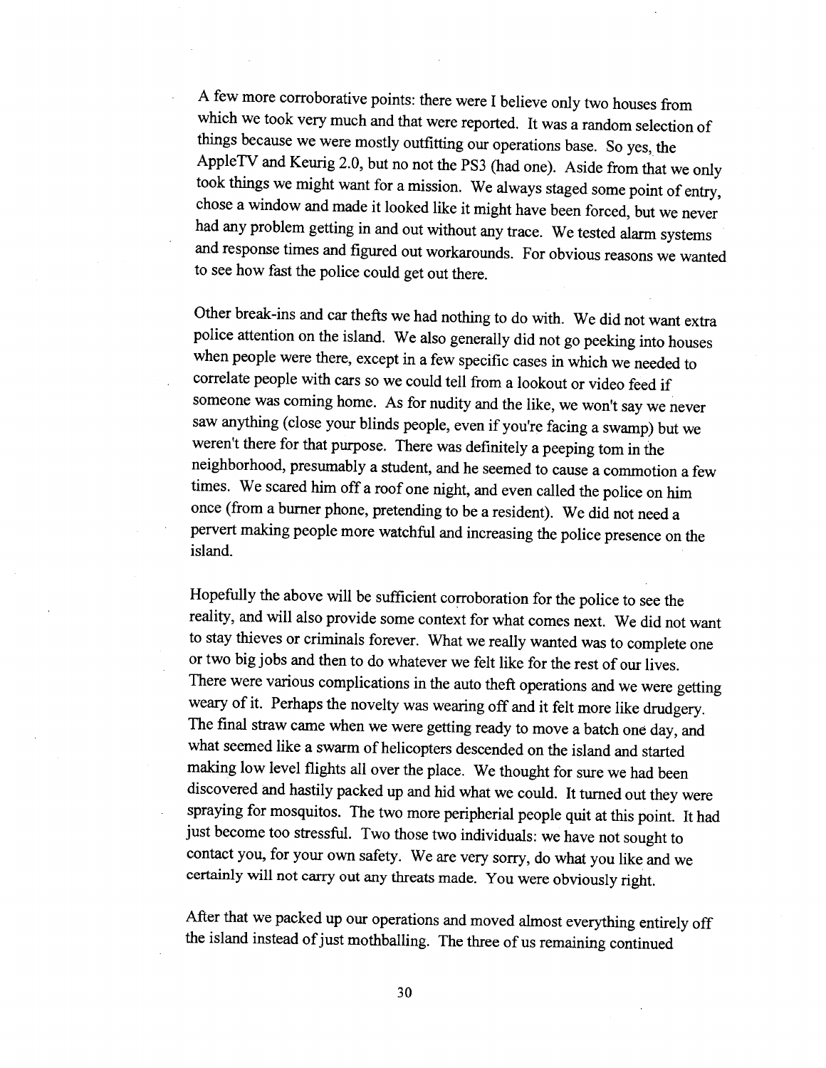A few more corroborative points: there were I believe only two houses from which we took very much and that were reported. It was a random selection of things because we were mostly outfitting our operations base. So yes, the AppleTV and Keurig 2.0, but no not the PS3 (had one). Aside from that we only took things we might want for a mission. We always staged some point of entry, chose a window and made it looked like it might have been forced, but we never had any problem getting in and out without any trace. We tested alarm systems and response times and figured out workarounds. For obvious reasons we wanted to see how fast the police could get out there.

Other break-ins and car thefts we had nothing to do with. We did not want extra police attention on the island. We also generally did not go peeking into houses when people were there, except in a few specific cases in which we needed to correlate people with cars so we could tell from a lookout or video feed if someone was coming home. As for nudity and the like, we won't say we never saw anything (close your blinds people, even if you're facing a swamp) but we weren't there for that purpose. There was definitely a peeping tom in the neighborhood, presumably a student, and he seemed to cause a commotion a few times. We scared him off a roof one night, and even called the police on him once (from a burner phone, pretending to be a resident). We did not need a pervert making people more watchful and increasing the police presence on the island.

Hopefully the above will be sufficient corroboration for the police to see the reality, and will also provide some context for what comes next. We did not want to stay thieves or criminals forever. What we really wanted was to complete one or two big jobs and then to do whatever we felt like for the rest of our lives. There were various complications in the auto theft operations and we were getting weary of it. Perhaps the novelty was wearing off and it felt more like drudgery. The final straw came when we were getting ready to move a batch one day, and what seemed like a swarm of helicopters descended on the island and started making low level flights all over the place. We thought for sure we had been discovered and hastily packed up and hid what we could. It turned out they were spraying for mosquitos. The two more peripherial people quit at this point. It had just become too stressful. Two those two individuals: we have not sought to contact you, for your own safety. We are very sorry, do what you like and we certainly will not carry out any threats made. You were obviously right.

After that we packed up our operations and moved almost everything entirely off the island instead of just mothballing. The three of us remaining continued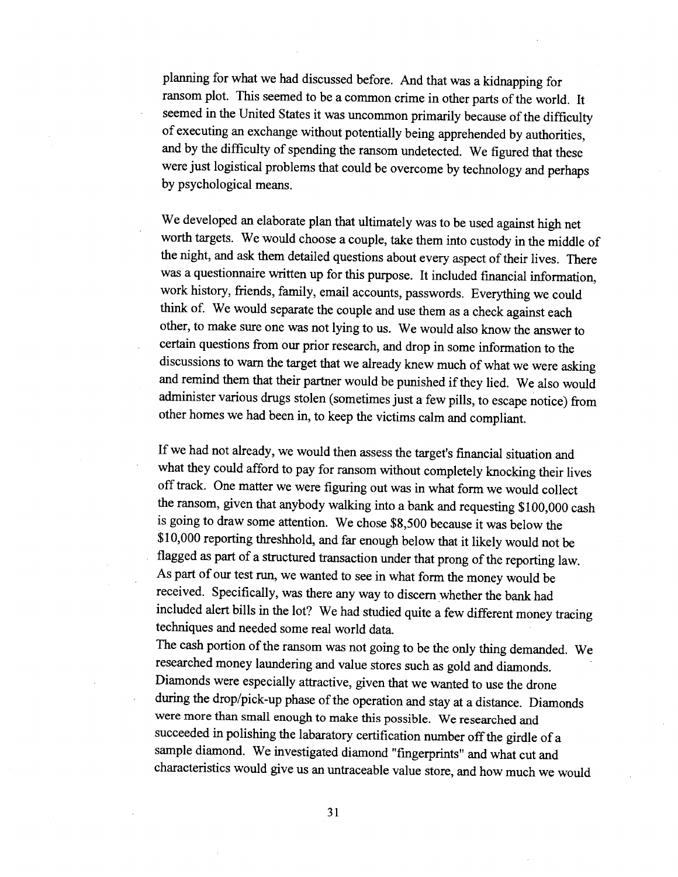planning for what we had discussed before. And that was a kidnapping for ransom plot. This seemed to be a common crime in other parts of the world. It seemed in the United States it was uncommon primarily because of the difficulty of executing an exchange without potentially being apprehended by authorities, and by the difficulty of spending the ransom undetected. We figured that these were just logistical problems that could be overcome by technology and perhaps by psychological means.

We developed an elaborate plan that ultimately was to be used against high net worth targets. We would choose a couple, take them into custody in the middle of the night, and ask them detailed questions about every aspect of their lives. There was a questionnaire written up for this purpose. It included financial information, work history, friends, family, email accounts, passwords. Everything we could think of. We would separate the couple and use them as a check against each other, to make sure one was not lying to us. We would also know the answer to certain questions from our prior research, and drop in some information to the discussions to warn the target that we already knew much of what we were asking and remind them that their partner would be punished if they lied. We also would administer various drugs stolen (sometimes just a few pills, to escape notice) from other homes we had been in, to keep the victims calm and compliant.

If we had not already, we would then assess the target's financial situation and what they could afford to pay for ransom without completely knocking their lives off track. One matter we were figuring out was in what form we would collect the ransom, given that anybody walking into a bank and requesting $100,000 cash is going to draw some attention. We chose $8,500 because it was below the $10,000 reporting threshhold, and far enough below that it likely would not be flagged as part of a structured transaction under that prong of the reporting law. As part of our test run, we wanted to see in what form the money would be received. Specifically, was there any way to discern whether the bank had included alert bills in the lot? We had studied quite a few different money tracing techniques and needed some real world data.

The cash portion of the ransom was not going to be the only thing demanded. We researched money laundering and value stores such as gold and diamonds. Diamonds were especially attractive, given that we wanted to use the drone during the drop/pick-up phase of the operation and stay at a distance. Diamonds were more than small enough to make this possible. We researched and succeeded in polishing the labaratory certification number off the girdle of a sample diamond. We investigated diamond "fingerprints" and what cut and characteristics would give us an untraceable value store, and how much we would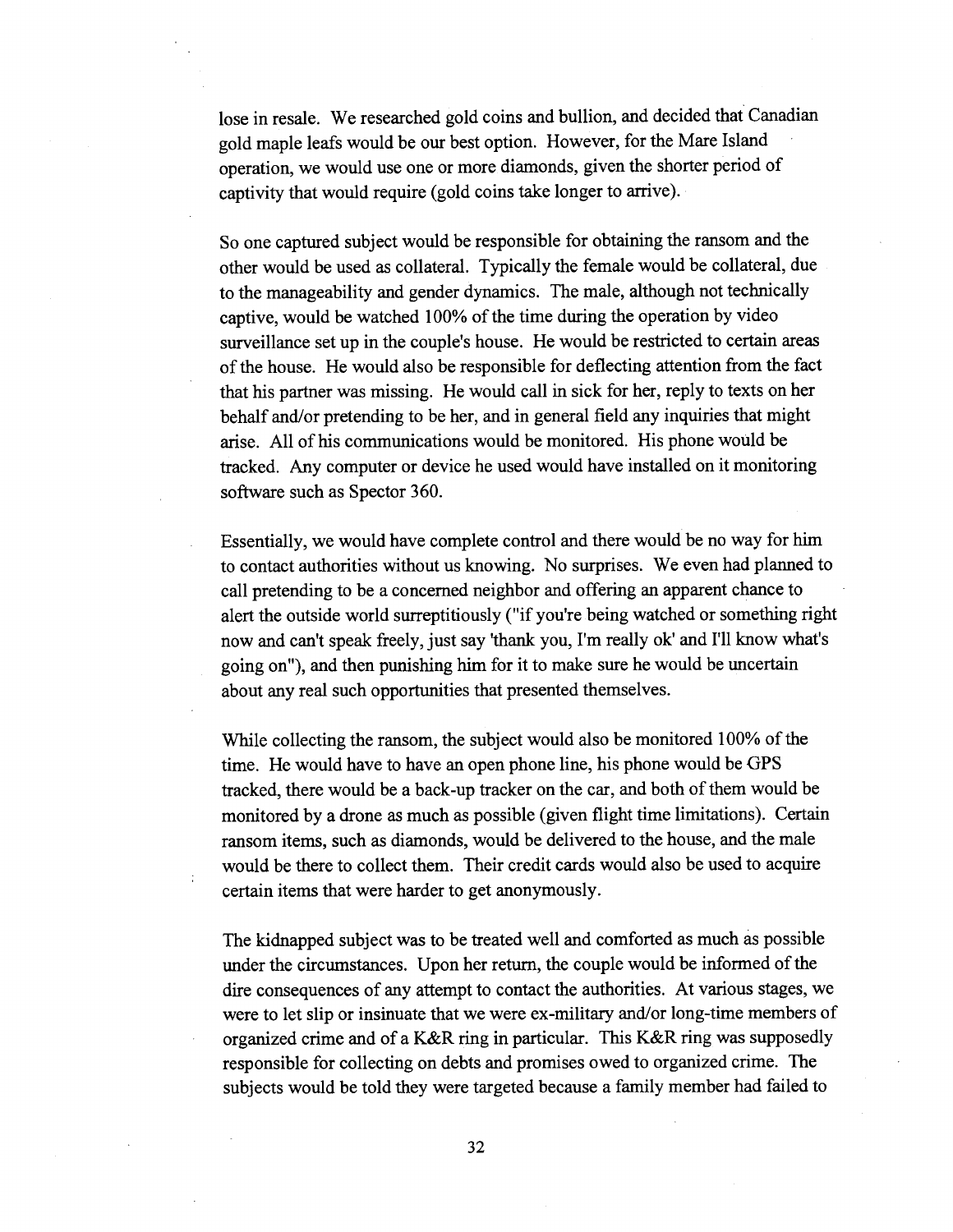lose in resale. We researched gold coins and bullion, and decided that Canadian gold maple leafs would be our best option. However, for the Mare Island operation, we would use one or more diamonds, given the shorter period of captivity that would require (gold coins take longer to arrive).

So one captured subject would be responsible for obtaining the ransom and the other would be used as collateral. Typically the female would be collateral, due to the manageability and gender dynamics. The male, although not technically captive, would be watched 100% of the time during the operation by video surveillance set up in the couple's house. He would be restricted to certain areas of the house. He would also be responsible for deflecting attention from the fact that his partner was missing. He would call in sick for her, reply to texts on her behalf and/or pretending to be her, and in general field any inquiries that might arise. All of his communications would be monitored. His phone would be tracked. Any computer or device he used would have installed on it monitoring software such as Spector 360.

Essentially, we would have complete control and there would be no way for him to contact authorities without us knowing. No surprises. We even had planned to call pretending to be a concerned neighbor and offering an apparent chance to alert the outside world surreptitiously ("if you're being watched or something right now and can't speak freely, just say 'thank you, I'm really ok' and I'll know what's going on"), and then punishing him for it to make sure he would be uncertain about any real such opportunities that presented themselves.

While collecting the ransom, the subject would also be monitored 100% of the time. He would have to have an open phone line, his phone would be GPS tracked, there would be a back-up tracker on the car, and both of them would be monitored by a drone as much as possible (given flight time limitations). Certain ransom items, such as diamonds, would be delivered to the house, and the male would be there to collect them. Their credit cards would also be used to acquire certain items that were harder to get anonymously.

The kidnapped subject was to be treated well and comforted as much as possible under the circumstances. Upon her return, the couple would be informed of the dire consequences of any attempt to contact the authorities. At various stages, we were to let slip or insinuate that we were ex-military and/or long-time members of organized crime and of a K&R ring in particular. This K&R ring was supposedly responsible for collecting on debts and promises owed to organized crime. The subjects would be told they were targeted because a family member had failed to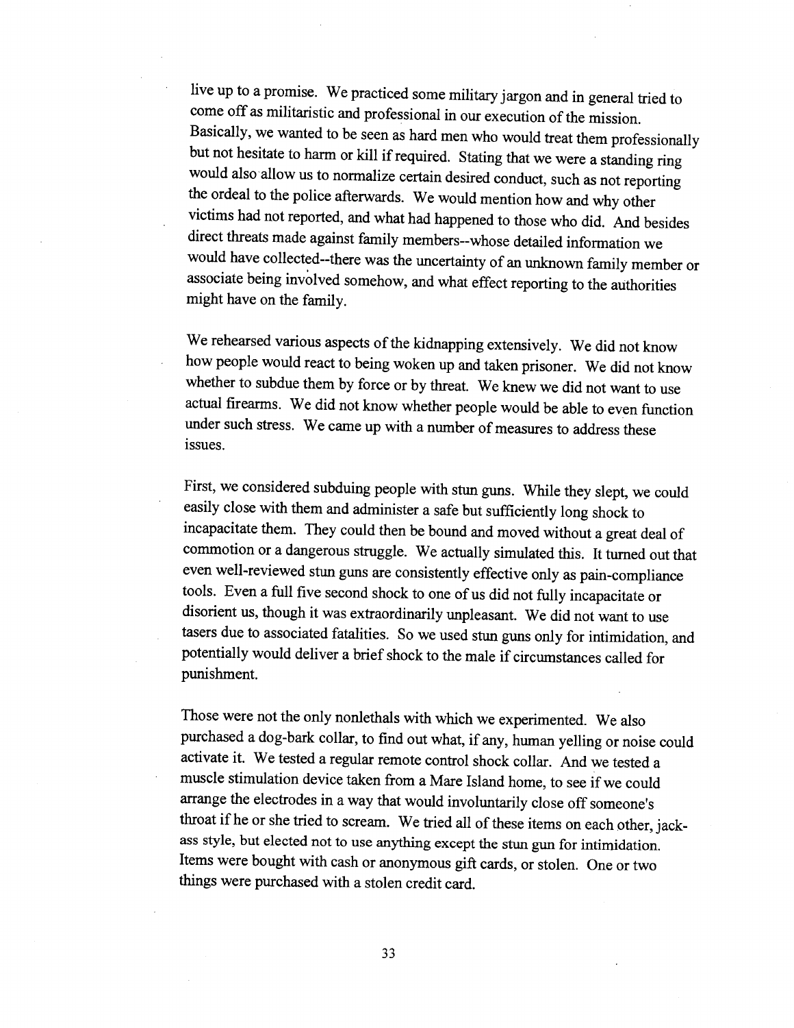live up to a promise. We practiced some military jargon and in general tried to come off as militaristic and professional in our execution of the mission. Basically, we wanted to be seen as hard men who would treat them professionally but not hesitate to harm or kill if required. Stating that we were a standing ring would also allow us to normalize certain desired conduct, such as not reporting the ordeal to the police afterwards. We would mention how and why other victims had not reported, and what had happened to those who did. And besides direct threats made against family members--whose detailed information we would have collected--there was the uncertainty of an unknown family member or associate being involved somehow, and what effect reporting to the authorities might have on the family.

We rehearsed various aspects of the kidnapping extensively. We did not know how people would react to being woken up and taken prisoner. We did not know whether to subdue them by force or by threat. We knew we did not want to use actual firearms. We did not know whether people would be able to even function under such stress. We came up with a number of measures to address these issues.

First, we considered subduing people with stun guns. While they slept, we could easily close with them and administer a safe but sufficiently long shock to incapacitate them. They could then be bound and moved without a great deal of commotion or a dangerous struggle. We actually simulated this. It turned out that even well-reviewed stun guns are consistently effective only as pain-compliance tools. Even a full five second shock to one of us did not fully incapacitate or disorient us, though it was extraordinarily unpleasant. We did not want to use tasers due to associated fatalities. So we used stun guns only for intimidation, and potentially would deliver a brief shock to the male if circumstances called for punishment.

Those were not the only nonlethals with which we experimented. We also purchased a dog-bark collar, to find out what, if any, human yelling or noise could activate it. We tested a regular remote control shock collar. And we tested a muscle stimulation device taken from a Mare Island home, to see if we could arrange the electrodes in a way that would involuntarily close off someone's throat if he or she tried to scream. We tried all of these items on each other, jack-ass style, but elected not to use anything except the stun gun for intimidation. Items were bought with cash or anonymous gift cards, or stolen. One or two things were purchased with a stolen credit card.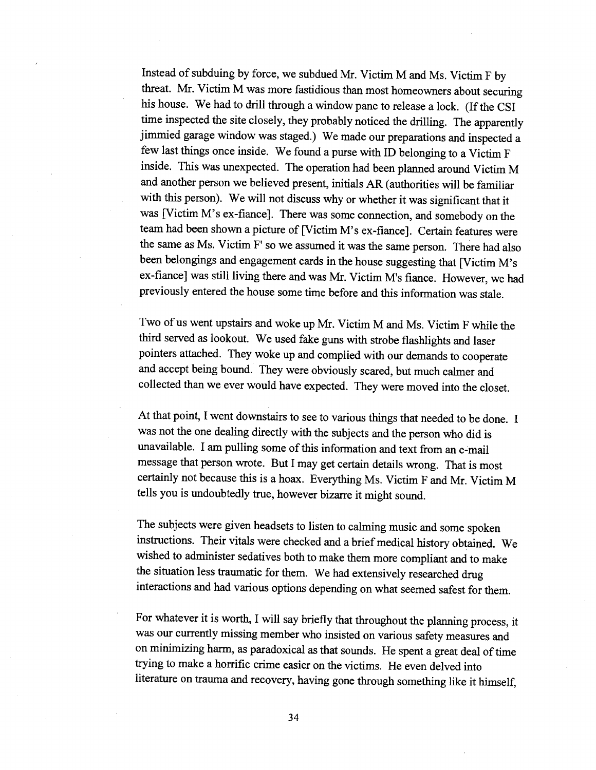Instead of subduing by force, we subdued Mr. Victim M and Ms. Victim F by threat. Mr. Victim M was more fastidious than most homeowners about securing his house. We had to drill through a window pane to release a lock. (If the CSI time inspected the site closely, they probably noticed the drilling. The apparently jimmied garage window was staged.) We made our preparations and inspected a few last things once inside. We found a purse with ID belonging to a Victim F inside. This was unexpected. The operation had been planned around Victim M and another person we believed present, initials AR (authorities will be familiar with this person). We will not discuss why or whether it was significant that it was [Victim M's ex-fiance]. There was some connection, and somebody on the team had been shown a picture of [Victim M's ex-fiance]. Certain features were the same as Ms. Victim F' so we assumed it was the same person. There had also been belongings and engagement cards in the house suggesting that [Victim M's ex-fiance] was still living there and was Mr. Victim M's fiance. However, we had previously entered the house some time before and this information was stale.

Two of us went upstairs and woke up Mr. Victim M and Ms. Victim F while the third served as lookout. We used fake guns with strobe flashlights and laser pointers attached. They woke up and complied with our demands to cooperate and accept being bound. They were obviously scared, but much calmer and collected than we ever would have expected. They were moved into the closet.

At that point, I went downstairs to see to various things that needed to be done. I was not the one dealing directly with the subjects and the person who did is unavailable. I am pulling some of this information and text from an e-mail message that person wrote. But I may get certain details wrong. That is most certainly not because this is a hoax. Everything Ms. Victim F and Mr. Victim M tells you is undoubtedly true, however bizarre it might sound.

The subjects were given headsets to listen to calming music and some spoken instructions. Their vitals were checked and a brief medical history obtained. We wished to administer sedatives both to make them more compliant and to make the situation less traumatic for them. We had extensively researched drug interactions and had various options depending on what seemed safest for them.

For whatever it is worth, I will say briefly that throughout the planning process, it was our currently missing member who insisted on various safety measures and on minimizing harm, as paradoxical as that sounds. He spent a great deal of time trying to make a horrific crime easier on the victims. He even delved into literature on trauma and recovery, having gone through something like it himself,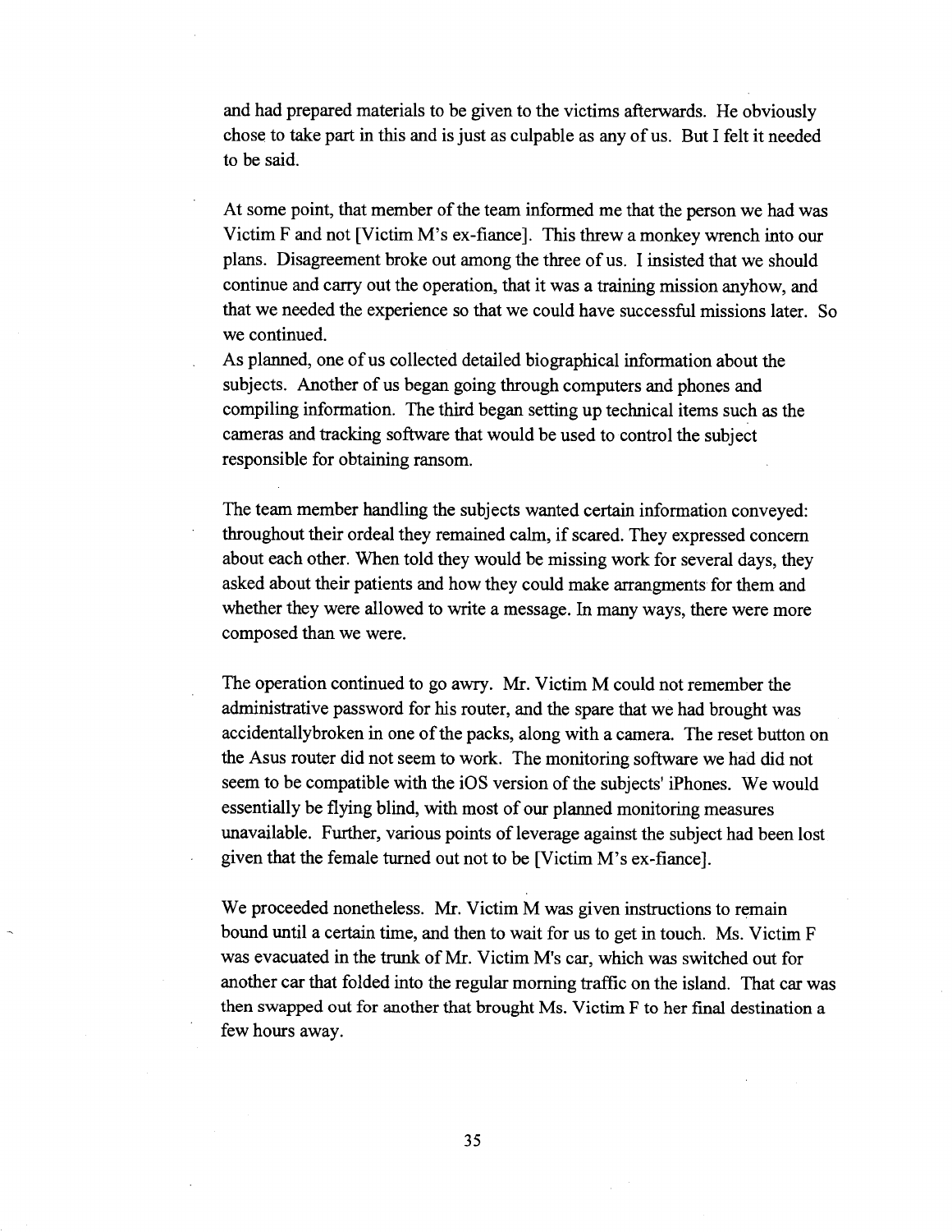and had prepared materials to be given to the victims afterwards. He obviously chose to take part in this and is just as culpable as any of us. But I felt it needed to be said.

At some point, that member of the team informed me that the person we had was Victim F and not [Victim M's ex-fiance]. This threw a monkey wrench into our plans. Disagreement broke out among the three of us. I insisted that we should continue and carry out the operation, that it was a training mission anyhow, and that we needed the experience so that we could have successful missions later. So we continued.

As planned, one of us collected detailed biographical information about the subjects. Another of us began going through computers and phones and compiling information. The third began setting up technical items such as the cameras and tracking software that would be used to control the subject responsible for obtaining ransom.

The team member handling the subjects wanted certain information conveyed: throughout their ordeal they remained calm, if scared. They expressed concern about each other. When told they would be missing work for several days, they asked about their patients and how they could make arrangments for them and whether they were allowed to write a message. In many ways, there were more composed than we were.

The operation continued to go awry. Mr. Victim M could not remember the administrative password for his router, and the spare that we had brought was accidentallybroken in one of the packs, along with a camera. The reset button on the Asus router did not seem to work. The monitoring software we had did not seem to be compatible with the iOS version of the subjects' iPhones. We would essentially be flying blind, with most of our planned monitoring measures unavailable. Further, various points of leverage against the subject had been lost given that the female turned out not to be [Victim M's ex-fiance].

We proceeded nonetheless. Mr. Victim M was given instructions to remain bound until a certain time, and then to wait for us to get in touch. Ms. Victim F was evacuated in the trunk of Mr. Victim M's car, which was switched out for another car that folded into the regular morning traffic on the island. That car was then swapped out for another that brought Ms. Victim F to her final destination a few hours away.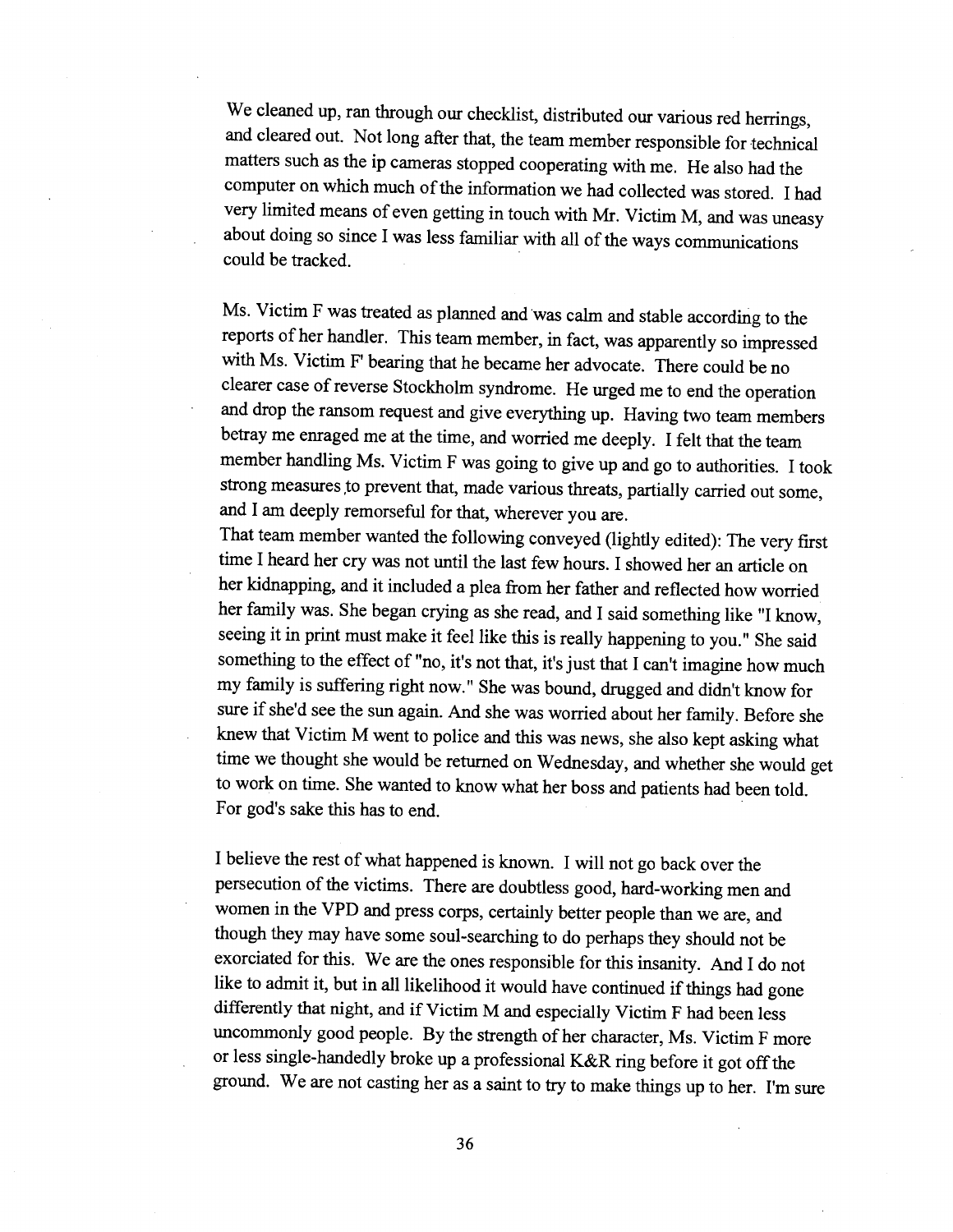We cleaned up, ran through our checklist, distributed our various red herrings, and cleared out. Not long after that, the team member responsible for technical matters such as the ip cameras stopped cooperating with me. He also had the computer on which much of the information we had collected was stored. I had very limited means of even getting in touch with Mr. Victim M, and was uneasy about doing so since I was less familiar with all of the ways communications could be tracked.

Ms. Victim F was treated as planned and was calm and stable according to the reports of her handler. This team member, in fact, was apparently so impressed with Ms. Victim F' bearing that he became her advocate. There could be no clearer case of reverse Stockholm syndrome. He urged me to end the operation and drop the ransom request and give everything up. Having two team members betray me enraged me at the time, and worried me deeply. I felt that the team member handling Ms. Victim F was going to give up and go to authorities. I took strong measures to prevent that, made various threats, partially carried out some, and I am deeply remorseful for that, wherever you are.

That team member wanted the following conveyed (lightly edited): The very first time I heard her cry was not until the last few hours. I showed her an article on her kidnapping, and it included a plea from her father and reflected how worried her family was. She began crying as she read, and I said something like "I know, seeing it in print must make it feel like this is really happening to you." She said something to the effect of "no, it's not that, it's just that I can't imagine how much my family is suffering right now." She was bound, drugged and didn't know for sure if she'd see the sun again. And she was worried about her family. Before she knew that Victim M went to police and this was news, she also kept asking what time we thought she would be returned on Wednesday, and whether she would get to work on time. She wanted to know what her boss and patients had been told. For god's sake this has to end.

I believe the rest of what happened is known. I will not go back over the persecution of the victims. There are doubtless good, hard-working men and women in the VPD and press corps, certainly better people than we are, and though they may have some soul-searching to do perhaps they should not be exorciated for this. We are the ones responsible for this insanity. And I do not like to admit it, but in all likelihood it would have continued if things had gone differently that night, and if Victim M and especially Victim F had been less uncommonly good people. By the strength of her character, Ms. Victim F more or less single-handedly broke up a professional K&R ring before it got off the ground. We are not casting her as a saint to try to make things up to her. I'm sure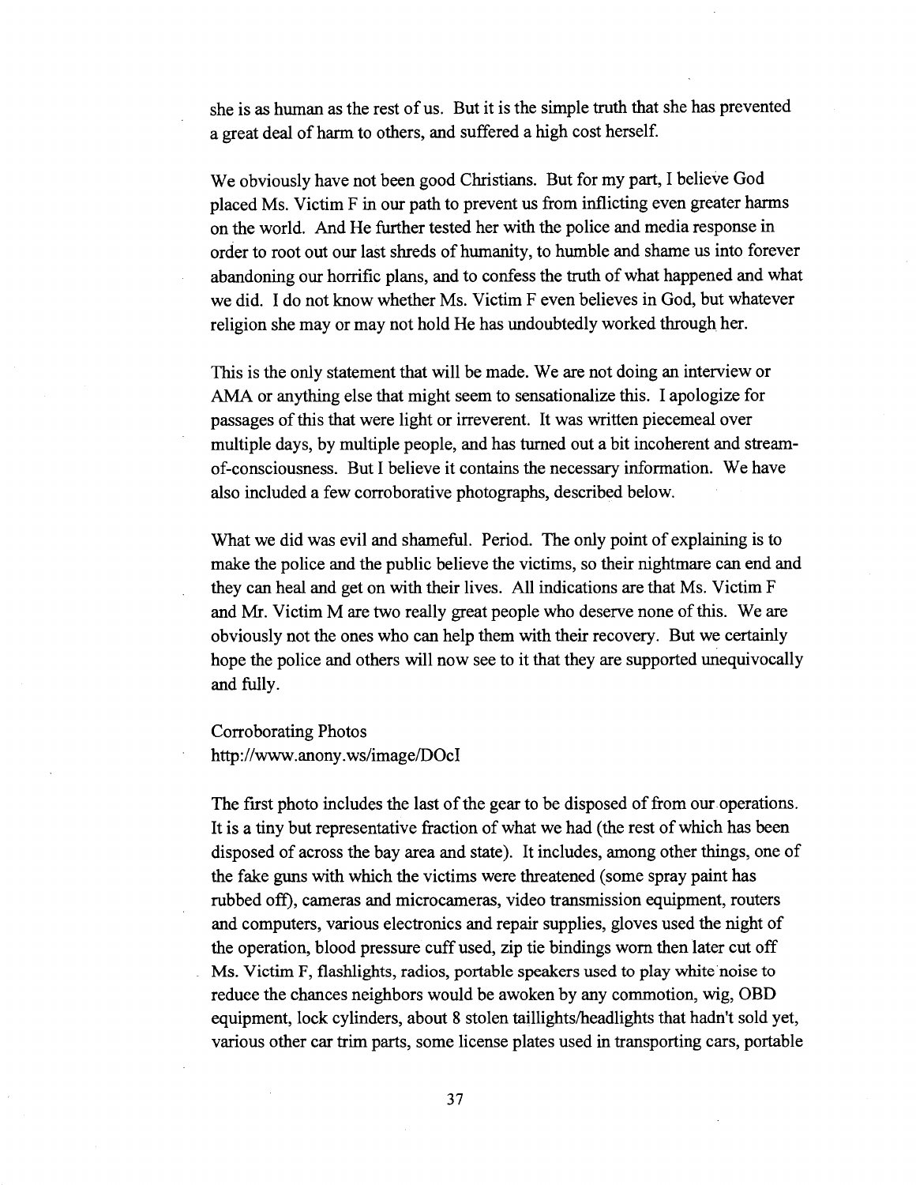she is as human as the rest of us. But it is the simple truth that she has prevented a great deal of harm to others, and suffered a high cost herself.

We obviously have not been good Christians. But for my part, I believe God placed Ms. Victim F in our path to prevent us from inflicting even greater harms on the world. And He further tested her with the police and media response in order to root out our last shreds of humanity, to humble and shame us into forever abandoning our horrific plans, and to confess the truth of what happened and what we did. I do not know whether Ms. Victim F even believes in God, but whatever religion she may or may not hold He has undoubtedly worked through her.

This is the only statement that will be made. We are not doing an interview or AMA or anything else that might seem to sensationalize this. I apologize for passages of this that were light or irreverent. It was written piecemeal over multiple days, by multiple people, and has turned out a bit incoherent and stream-of-consciousness. But I believe it contains the necessary information. We have also included a few corroborative photographs, described below.

What we did was evil and shameful. Period. The only point of explaining is to make the police and the public believe the victims, so their nightmare can end and they can heal and get on with their lives. All indications are that Ms. Victim F and Mr. Victim M are two really great people who deserve none of this. We are obviously not the ones who can help them with their recovery. But we certainly hope the police and others will now see to it that they are supported unequivocally and fully.

Corroborating Photos
http://www.anony.ws/image/DOcI

The first photo includes the last of the gear to be disposed of from our operations. It is a tiny but representative fraction of what we had (the rest of which has been disposed of across the bay area and state). It includes, among other things, one of the fake guns with which the victims were threatened (some spray paint has rubbed off), cameras and microcameras, video transmission equipment, routers and computers, various electronics and repair supplies, gloves used the night of the operation, blood pressure cuff used, zip tie bindings worn then later cut off Ms. Victim F, flashlights, radios, portable speakers used to play white noise to reduce the chances neighbors would be awoken by any commotion, wig, OBD equipment, lock cylinders, about 8 stolen taillights/headlights that hadn't sold yet, various other car trim parts, some license plates used in transporting cars, portable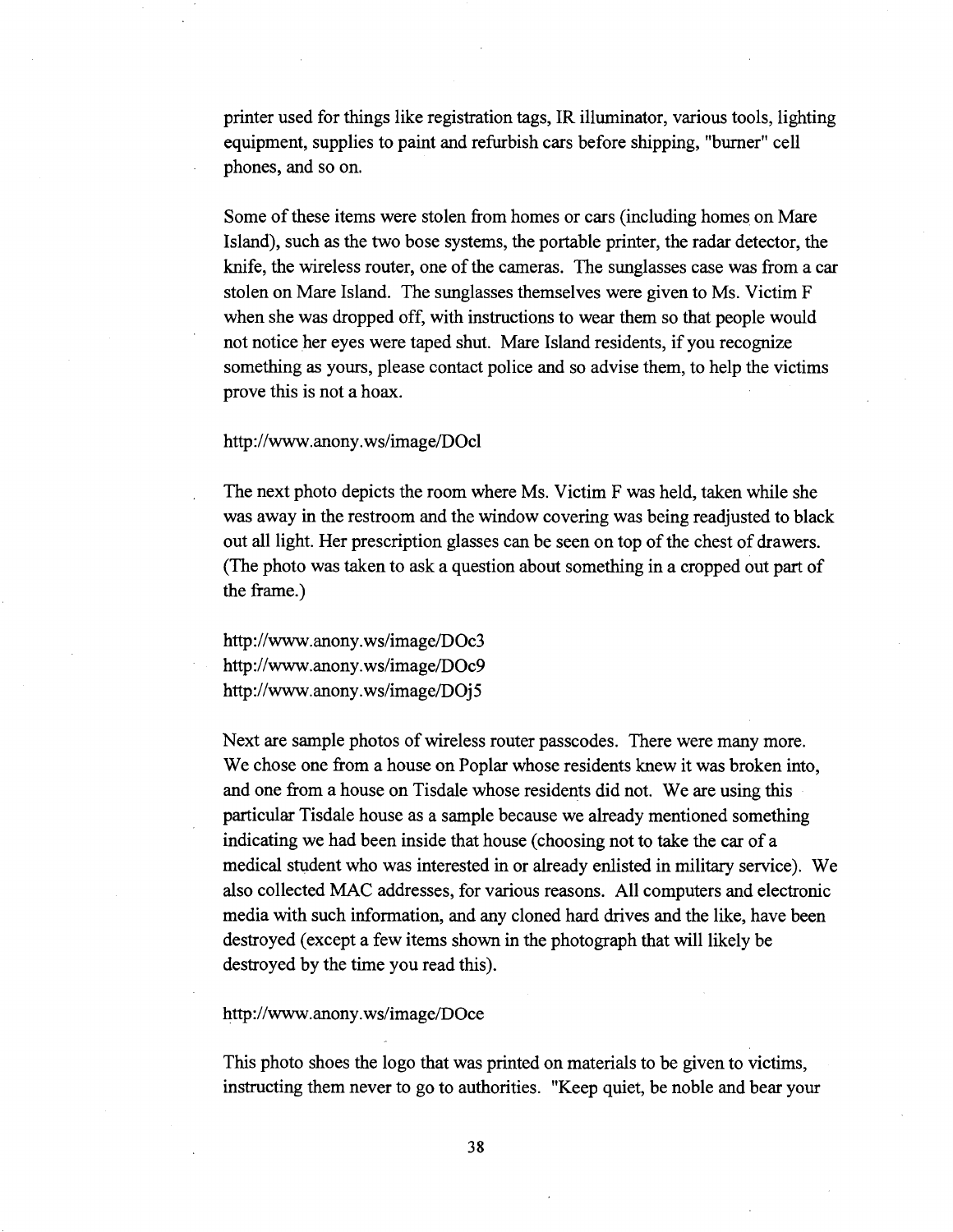printer used for things like registration tags, IR illuminator, various tools, lighting equipment, supplies to paint and refurbish cars before shipping, "burner" cell phones, and so on.

Some of these items were stolen from homes or cars (including homes on Mare Island), such as the two bose systems, the portable printer, the radar detector, the knife, the wireless router, one of the cameras. The sunglasses case was from a car stolen on Mare Island. The sunglasses themselves were given to Ms. Victim F when she was dropped off, with instructions to wear them so that people would not notice her eyes were taped shut. Mare Island residents, if you recognize something as yours, please contact police and so advise them, to help the victims prove this is not a hoax.

http://www.anony.ws/image/DOcl

The next photo depicts the room where Ms. Victim F was held, taken while she was away in the restroom and the window covering was being readjusted to black out all light. Her prescription glasses can be seen on top of the chest of drawers. (The photo was taken to ask a question about something in a cropped out part of the frame.)

http://www.anony.ws/image/DOc3
http://www.anony.ws/image/DOc9
http://www.anony.ws/image/DOj5

Next are sample photos of wireless router passcodes. There were many more. We chose one from a house on Poplar whose residents knew it was broken into, and one from a house on Tisdale whose residents did not. We are using this particular Tisdale house as a sample because we already mentioned something indicating we had been inside that house (choosing not to take the car of a medical student who was interested in or already enlisted in military service). We also collected MAC addresses, for various reasons. All computers and electronic media with such information, and any cloned hard drives and the like, have been destroyed (except a few items shown in the photograph that will likely be destroyed by the time you read this).

http://www.anony.ws/image/DOce

This photo shoes the logo that was printed on materials to be given to victims, instructing them never to go to authorities. "Keep quiet, be noble and bear your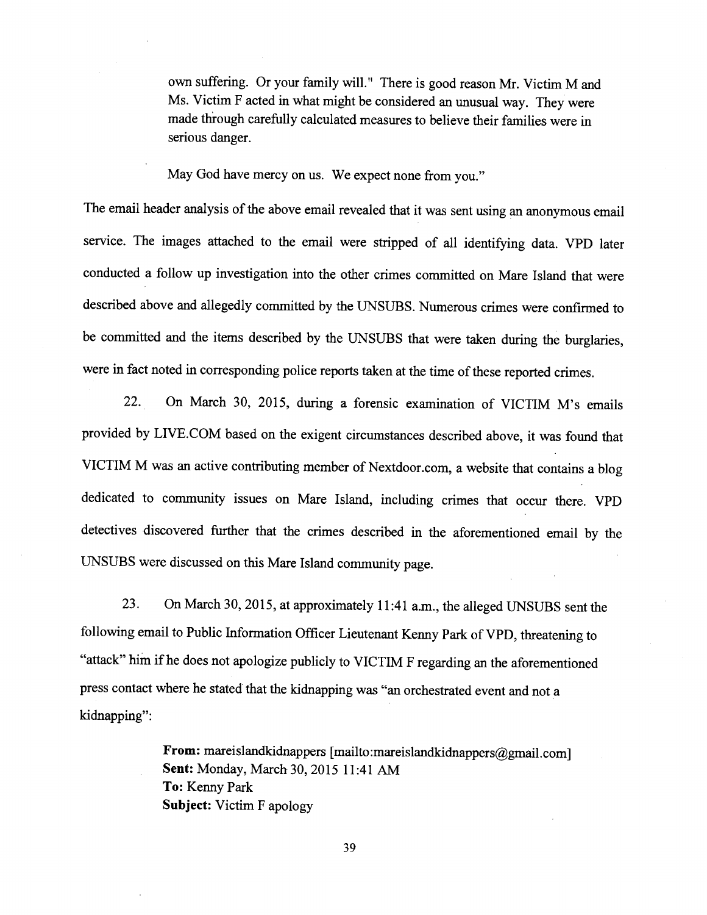own suffering. Or your family will." There is good reason Mr. Victim M and Ms. Victim F acted in what might be considered an unusual way. They were made through carefully calculated measures to believe their families were in serious danger.

May God have mercy on us. We expect none from you."

The email header analysis of the above email revealed that it was sent using an anonymous email service. The images attached to the email were stripped of all identifying data. VPD later conducted a follow up investigation into the other crimes committed on Mare Island that were described above and allegedly committed by the UNSUBS. Numerous crimes were confirmed to be committed and the items described by the UNSUBS that were taken during the burglaries, were in fact noted in corresponding police reports taken at the time of these reported crimes.

22. On March 30, 2015, during a forensic examination of VICTIM M's emails provided by LIVE.COM based on the exigent circumstances described above, it was found that VICTIM M was an active contributing member of Nextdoor.com, a website that contains a blog dedicated to community issues on Mare Island, including crimes that occur there. VPD detectives discovered further that the crimes described in the aforementioned email by the UNSUBS were discussed on this Mare Island community page.

23. On March 30, 2015, at approximately 11:41 a.m., the alleged UNSUBS sent the following email to Public Information Officer Lieutenant Kenny Park of VPD, threatening to "attack" him if he does not apologize publicly to VICTIM F regarding an the aforementioned press contact where he stated that the kidnapping was "an orchestrated event and not a kidnapping":

> **From:** mareislandkidnappers [mailto:mareislandkidnappers@gmail.com]
> **Sent:** Monday, March 30, 2015 11:41 AM
> **To:** Kenny Park
> **Subject:** Victim F apology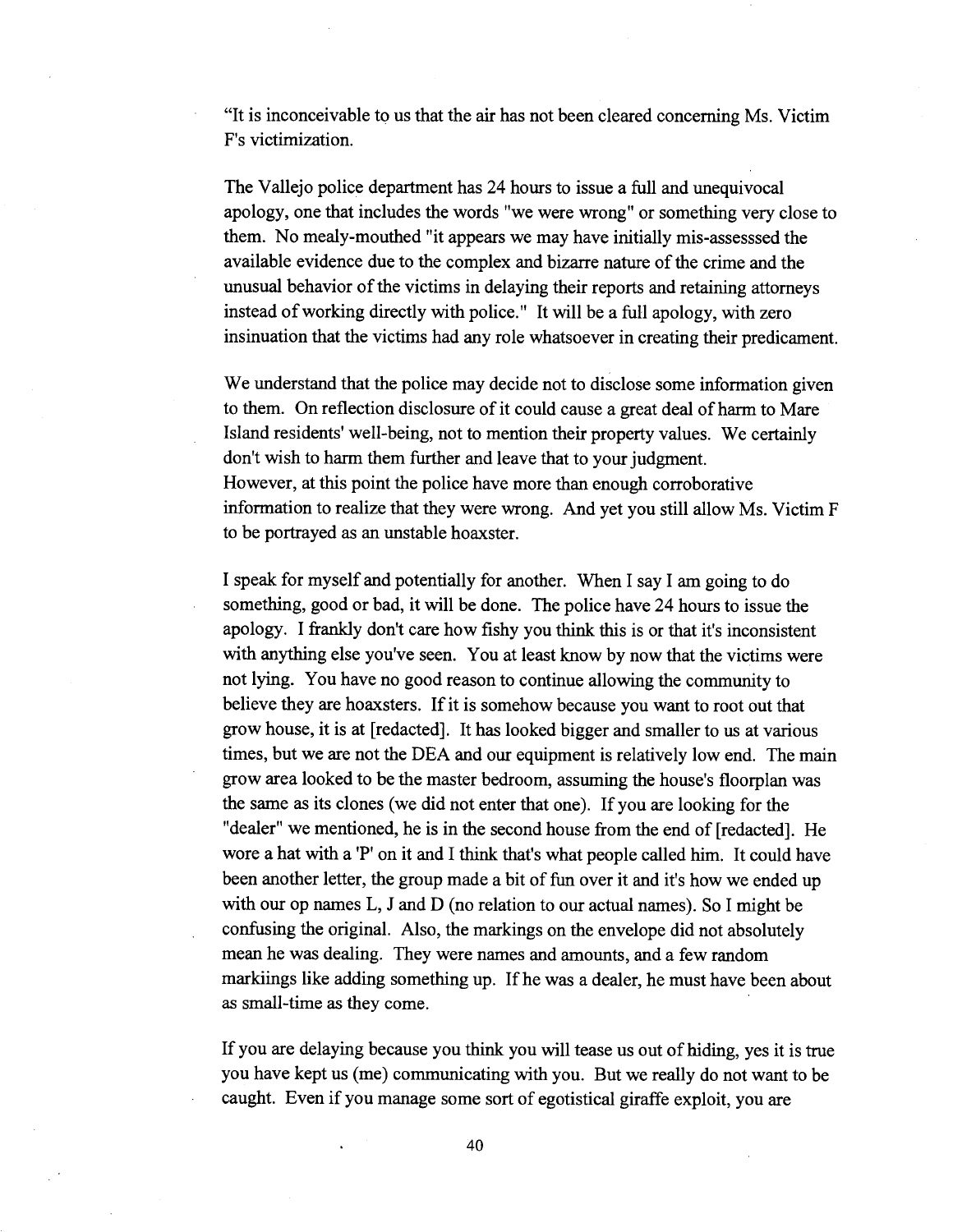"It is inconceivable to us that the air has not been cleared concerning Ms. Victim F's victimization.

The Vallejo police department has 24 hours to issue a full and unequivocal apology, one that includes the words "we were wrong" or something very close to them. No mealy-mouthed "it appears we may have initially mis-assesssed the available evidence due to the complex and bizarre nature of the crime and the unusual behavior of the victims in delaying their reports and retaining attorneys instead of working directly with police." It will be a full apology, with zero insinuation that the victims had any role whatsoever in creating their predicament.

We understand that the police may decide not to disclose some information given to them. On reflection disclosure of it could cause a great deal of harm to Mare Island residents' well-being, not to mention their property values. We certainly don't wish to harm them further and leave that to your judgment.
However, at this point the police have more than enough corroborative information to realize that they were wrong. And yet you still allow Ms. Victim F to be portrayed as an unstable hoaxster.

I speak for myself and potentially for another. When I say I am going to do something, good or bad, it will be done. The police have 24 hours to issue the apology. I frankly don't care how fishy you think this is or that it's inconsistent with anything else you've seen. You at least know by now that the victims were not lying. You have no good reason to continue allowing the community to believe they are hoaxsters. If it is somehow because you want to root out that grow house, it is at [redacted]. It has looked bigger and smaller to us at various times, but we are not the DEA and our equipment is relatively low end. The main grow area looked to be the master bedroom, assuming the house's floorplan was the same as its clones (we did not enter that one). If you are looking for the "dealer" we mentioned, he is in the second house from the end of [redacted]. He wore a hat with a 'P' on it and I think that's what people called him. It could have been another letter, the group made a bit of fun over it and it's how we ended up with our op names L, J and D (no relation to our actual names). So I might be confusing the original. Also, the markings on the envelope did not absolutely mean he was dealing. They were names and amounts, and a few random markiings like adding something up. If he was a dealer, he must have been about as small-time as they come.

If you are delaying because you think you will tease us out of hiding, yes it is true you have kept us (me) communicating with you. But we really do not want to be caught. Even if you manage some sort of egotistical giraffe exploit, you are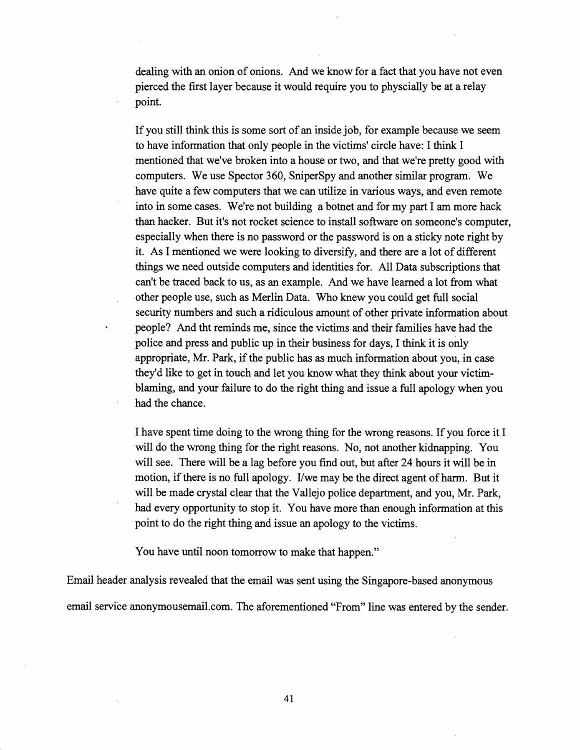dealing with an onion of onions. And we know for a fact that you have not even pierced the first layer because it would require you to physcially be at a relay point.

If you still think this is some sort of an inside job, for example because we seem to have information that only people in the victims' circle have: I think I mentioned that we've broken into a house or two, and that we're pretty good with computers. We use Spector 360, SniperSpy and another similar program. We have quite a few computers that we can utilize in various ways, and even remote into in some cases. We're not building a botnet and for my part I am more hack than hacker. But it's not rocket science to install software on someone's computer, especially when there is no password or the password is on a sticky note right by it. As I mentioned we were looking to diversify, and there are a lot of different things we need outside computers and identities for. All Data subscriptions that can't be traced back to us, as an example. And we have learned a lot from what other people use, such as Merlin Data. Who knew you could get full social security numbers and such a ridiculous amount of other private information about people? And tht reminds me, since the victims and their families have had the police and press and public up in their business for days, I think it is only appropriate, Mr. Park, if the public has as much information about you, in case they'd like to get in touch and let you know what they think about your victim-blaming, and your failure to do the right thing and issue a full apology when you had the chance.

I have spent time doing to the wrong thing for the wrong reasons. If you force it I will do the wrong thing for the right reasons. No, not another kidnapping. You will see. There will be a lag before you find out, but after 24 hours it will be in motion, if there is no full apology. I/we may be the direct agent of harm. But it will be made crystal clear that the Vallejo police department, and you, Mr. Park, had every opportunity to stop it. You have more than enough information at this point to do the right thing and issue an apology to the victims.

You have until noon tomorrow to make that happen."

Email header analysis revealed that the email was sent using the Singapore-based anonymous email service anonymousemail.com. The aforementioned "From" line was entered by the sender.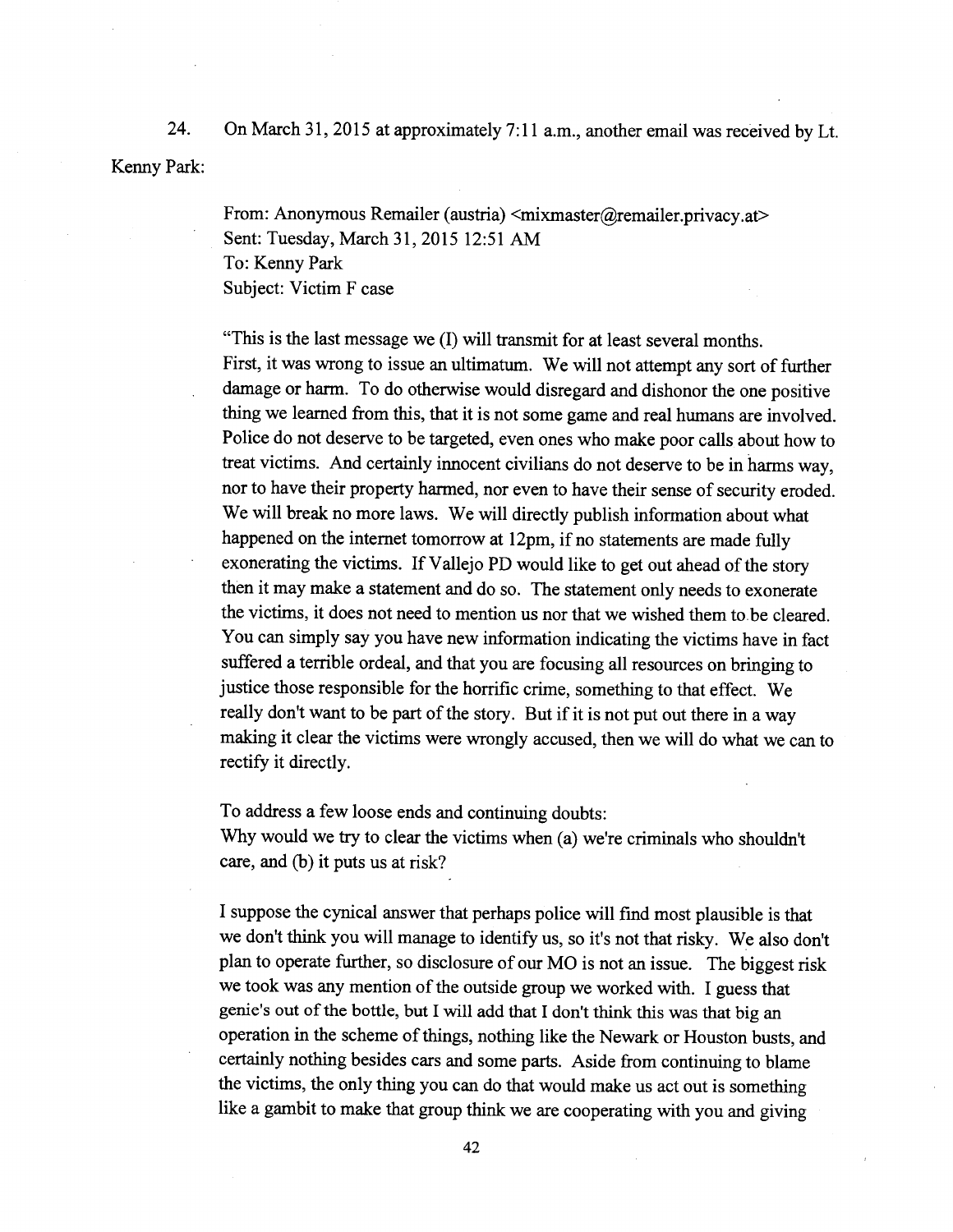24. On March 31, 2015 at approximately 7:11 a.m., another email was received by Lt. Kenny Park:

> From: Anonymous Remailer (austria) <mixmaster@remailer.privacy.at>
> Sent: Tuesday, March 31, 2015 12:51 AM
> To: Kenny Park
> Subject: Victim F case
>
> "This is the last message we (I) will transmit for at least several months. First, it was wrong to issue an ultimatum. We will not attempt any sort of further damage or harm. To do otherwise would disregard and dishonor the one positive thing we learned from this, that it is not some game and real humans are involved. Police do not deserve to be targeted, even ones who make poor calls about how to treat victims. And certainly innocent civilians do not deserve to be in harms way, nor to have their property harmed, nor even to have their sense of security eroded. We will break no more laws. We will directly publish information about what happened on the internet tomorrow at 12pm, if no statements are made fully exonerating the victims. If Vallejo PD would like to get out ahead of the story then it may make a statement and do so. The statement only needs to exonerate the victims, it does not need to mention us nor that we wished them to be cleared. You can simply say you have new information indicating the victims have in fact suffered a terrible ordeal, and that you are focusing all resources on bringing to justice those responsible for the horrific crime, something to that effect. We really don't want to be part of the story. But if it is not put out there in a way making it clear the victims were wrongly accused, then we will do what we can to rectify it directly.
>
> To address a few loose ends and continuing doubts:
> Why would we try to clear the victims when (a) we're criminals who shouldn't care, and (b) it puts us at risk?
>
> I suppose the cynical answer that perhaps police will find most plausible is that we don't think you will manage to identify us, so it's not that risky. We also don't plan to operate further, so disclosure of our MO is not an issue. The biggest risk we took was any mention of the outside group we worked with. I guess that genie's out of the bottle, but I will add that I don't think this was that big an operation in the scheme of things, nothing like the Newark or Houston busts, and certainly nothing besides cars and some parts. Aside from continuing to blame the victims, the only thing you can do that would make us act out is something like a gambit to make that group think we are cooperating with you and giving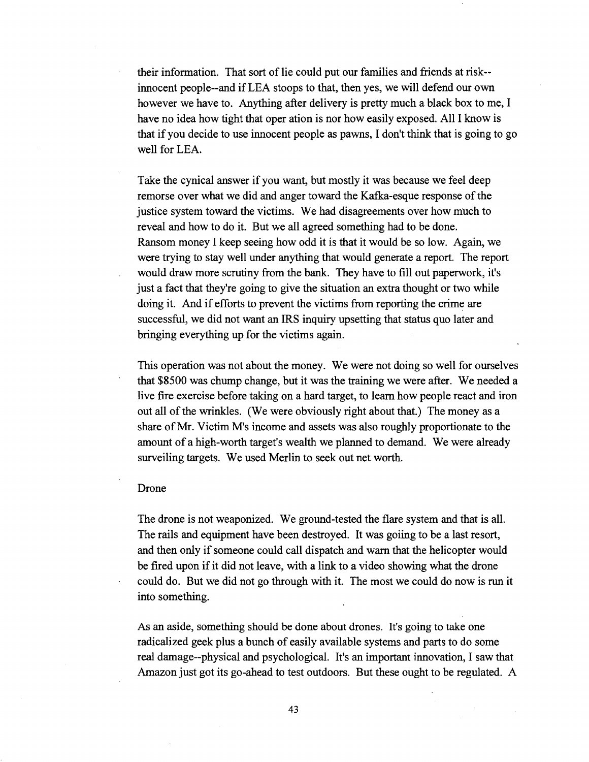their information. That sort of lie could put our families and friends at risk--innocent people--and if LEA stoops to that, then yes, we will defend our own however we have to. Anything after delivery is pretty much a black box to me, I have no idea how tight that oper ation is nor how easily exposed. All I know is that if you decide to use innocent people as pawns, I don't think that is going to go well for LEA.

Take the cynical answer if you want, but mostly it was because we feel deep remorse over what we did and anger toward the Kafka-esque response of the justice system toward the victims. We had disagreements over how much to reveal and how to do it. But we all agreed something had to be done.
Ransom money I keep seeing how odd it is that it would be so low. Again, we were trying to stay well under anything that would generate a report. The report would draw more scrutiny from the bank. They have to fill out paperwork, it's just a fact that they're going to give the situation an extra thought or two while doing it. And if efforts to prevent the victims from reporting the crime are successful, we did not want an IRS inquiry upsetting that status quo later and bringing everything up for the victims again.

This operation was not about the money. We were not doing so well for ourselves that $8500 was chump change, but it was the training we were after. We needed a live fire exercise before taking on a hard target, to learn how people react and iron out all of the wrinkles. (We were obviously right about that.) The money as a share of Mr. Victim M's income and assets was also roughly proportionate to the amount of a high-worth target's wealth we planned to demand. We were already surveiling targets. We used Merlin to seek out net worth.

Drone

The drone is not weaponized. We ground-tested the flare system and that is all. The rails and equipment have been destroyed. It was goiing to be a last resort, and then only if someone could call dispatch and warn that the helicopter would be fired upon if it did not leave, with a link to a video showing what the drone could do. But we did not go through with it. The most we could do now is run it into something.

As an aside, something should be done about drones. It's going to take one radicalized geek plus a bunch of easily available systems and parts to do some real damage--physical and psychological. It's an important innovation, I saw that Amazon just got its go-ahead to test outdoors. But these ought to be regulated. A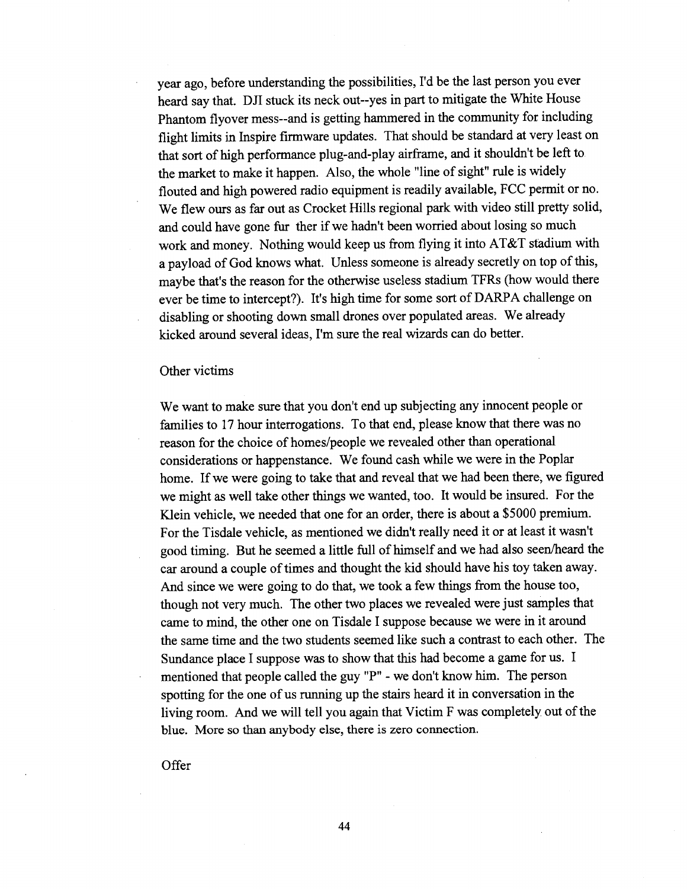year ago, before understanding the possibilities, I'd be the last person you ever heard say that. DJI stuck its neck out--yes in part to mitigate the White House Phantom flyover mess--and is getting hammered in the community for including flight limits in Inspire firmware updates. That should be standard at very least on that sort of high performance plug-and-play airframe, and it shouldn't be left to the market to make it happen. Also, the whole "line of sight" rule is widely flouted and high powered radio equipment is readily available, FCC permit or no. We flew ours as far out as Crocket Hills regional park with video still pretty solid, and could have gone fur ther if we hadn't been worried about losing so much work and money. Nothing would keep us from flying it into AT&T stadium with a payload of God knows what. Unless someone is already secretly on top of this, maybe that's the reason for the otherwise useless stadium TFRs (how would there ever be time to intercept?). It's high time for some sort of DARPA challenge on disabling or shooting down small drones over populated areas. We already kicked around several ideas, I'm sure the real wizards can do better.

Other victims

We want to make sure that you don't end up subjecting any innocent people or families to 17 hour interrogations. To that end, please know that there was no reason for the choice of homes/people we revealed other than operational considerations or happenstance. We found cash while we were in the Poplar home. If we were going to take that and reveal that we had been there, we figured we might as well take other things we wanted, too. It would be insured. For the Klein vehicle, we needed that one for an order, there is about a $5000 premium. For the Tisdale vehicle, as mentioned we didn't really need it or at least it wasn't good timing. But he seemed a little full of himself and we had also seen/heard the car around a couple of times and thought the kid should have his toy taken away. And since we were going to do that, we took a few things from the house too, though not very much. The other two places we revealed were just samples that came to mind, the other one on Tisdale I suppose because we were in it around the same time and the two students seemed like such a contrast to each other. The Sundance place I suppose was to show that this had become a game for us. I mentioned that people called the guy "P" - we don't know him. The person spotting for the one of us running up the stairs heard it in conversation in the living room. And we will tell you again that Victim F was completely out of the blue. More so than anybody else, there is zero connection.

Offer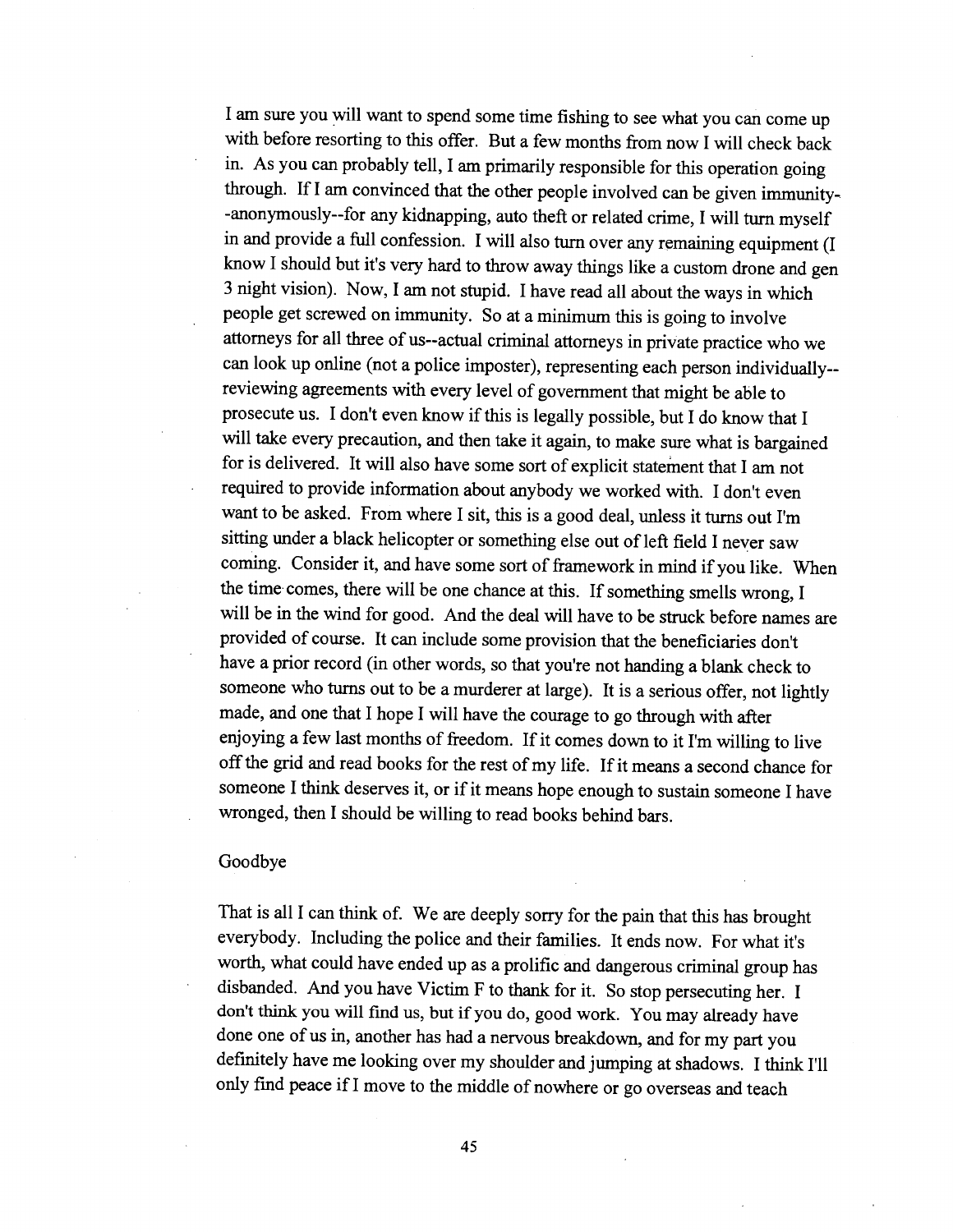I am sure you will want to spend some time fishing to see what you can come up with before resorting to this offer. But a few months from now I will check back in. As you can probably tell, I am primarily responsible for this operation going through. If I am convinced that the other people involved can be given immunity--anonymously--for any kidnapping, auto theft or related crime, I will turn myself in and provide a full confession. I will also turn over any remaining equipment (I know I should but it's very hard to throw away things like a custom drone and gen 3 night vision). Now, I am not stupid. I have read all about the ways in which people get screwed on immunity. So at a minimum this is going to involve attorneys for all three of us--actual criminal attorneys in private practice who we can look up online (not a police imposter), representing each person individually--reviewing agreements with every level of government that might be able to prosecute us. I don't even know if this is legally possible, but I do know that I will take every precaution, and then take it again, to make sure what is bargained for is delivered. It will also have some sort of explicit statement that I am not required to provide information about anybody we worked with. I don't even want to be asked. From where I sit, this is a good deal, unless it turns out I'm sitting under a black helicopter or something else out of left field I never saw coming. Consider it, and have some sort of framework in mind if you like. When the time comes, there will be one chance at this. If something smells wrong, I will be in the wind for good. And the deal will have to be struck before names are provided of course. It can include some provision that the beneficiaries don't have a prior record (in other words, so that you're not handing a blank check to someone who turns out to be a murderer at large). It is a serious offer, not lightly made, and one that I hope I will have the courage to go through with after enjoying a few last months of freedom. If it comes down to it I'm willing to live off the grid and read books for the rest of my life. If it means a second chance for someone I think deserves it, or if it means hope enough to sustain someone I have wronged, then I should be willing to read books behind bars.

Goodbye

That is all I can think of. We are deeply sorry for the pain that this has brought everybody. Including the police and their families. It ends now. For what it's worth, what could have ended up as a prolific and dangerous criminal group has disbanded. And you have Victim F to thank for it. So stop persecuting her. I don't think you will find us, but if you do, good work. You may already have done one of us in, another has had a nervous breakdown, and for my part you definitely have me looking over my shoulder and jumping at shadows. I think I'll only find peace if I move to the middle of nowhere or go overseas and teach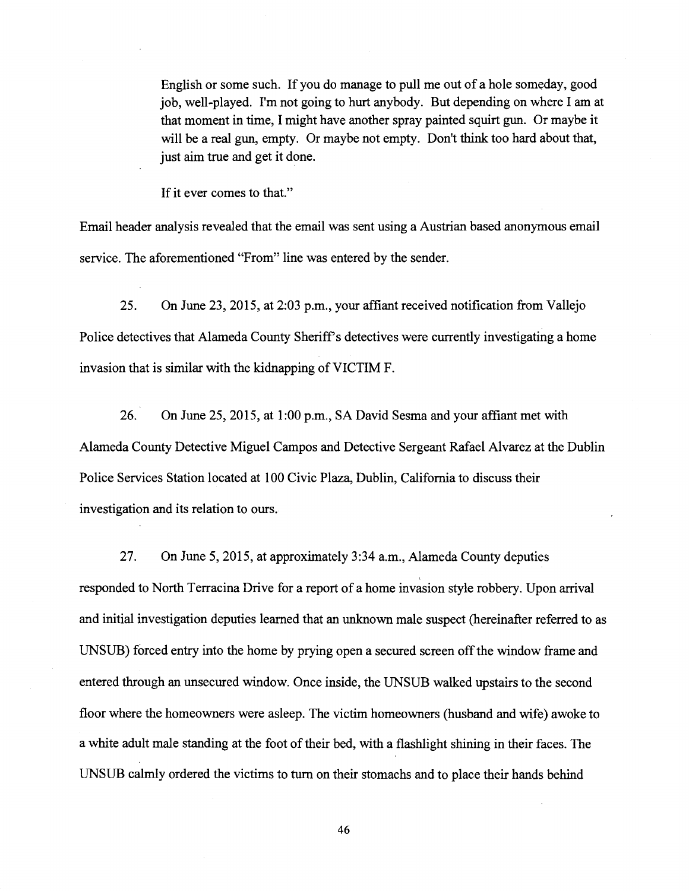> English or some such. If you do manage to pull me out of a hole someday, good job, well-played. I'm not going to hurt anybody. But depending on where I am at that moment in time, I might have another spray painted squirt gun. Or maybe it will be a real gun, empty. Or maybe not empty. Don't think too hard about that, just aim true and get it done.
>
> If it ever comes to that."

Email header analysis revealed that the email was sent using a Austrian based anonymous email service. The aforementioned "From" line was entered by the sender.

25. On June 23, 2015, at 2:03 p.m., your affiant received notification from Vallejo Police detectives that Alameda County Sheriff's detectives were currently investigating a home invasion that is similar with the kidnapping of VICTIM F.

26. On June 25, 2015, at 1:00 p.m., SA David Sesma and your affiant met with Alameda County Detective Miguel Campos and Detective Sergeant Rafael Alvarez at the Dublin Police Services Station located at 100 Civic Plaza, Dublin, California to discuss their investigation and its relation to ours.

27. On June 5, 2015, at approximately 3:34 a.m., Alameda County deputies responded to North Terracina Drive for a report of a home invasion style robbery. Upon arrival and initial investigation deputies learned that an unknown male suspect (hereinafter referred to as UNSUB) forced entry into the home by prying open a secured screen off the window frame and entered through an unsecured window. Once inside, the UNSUB walked upstairs to the second floor where the homeowners were asleep. The victim homeowners (husband and wife) awoke to a white adult male standing at the foot of their bed, with a flashlight shining in their faces. The UNSUB calmly ordered the victims to turn on their stomachs and to place their hands behind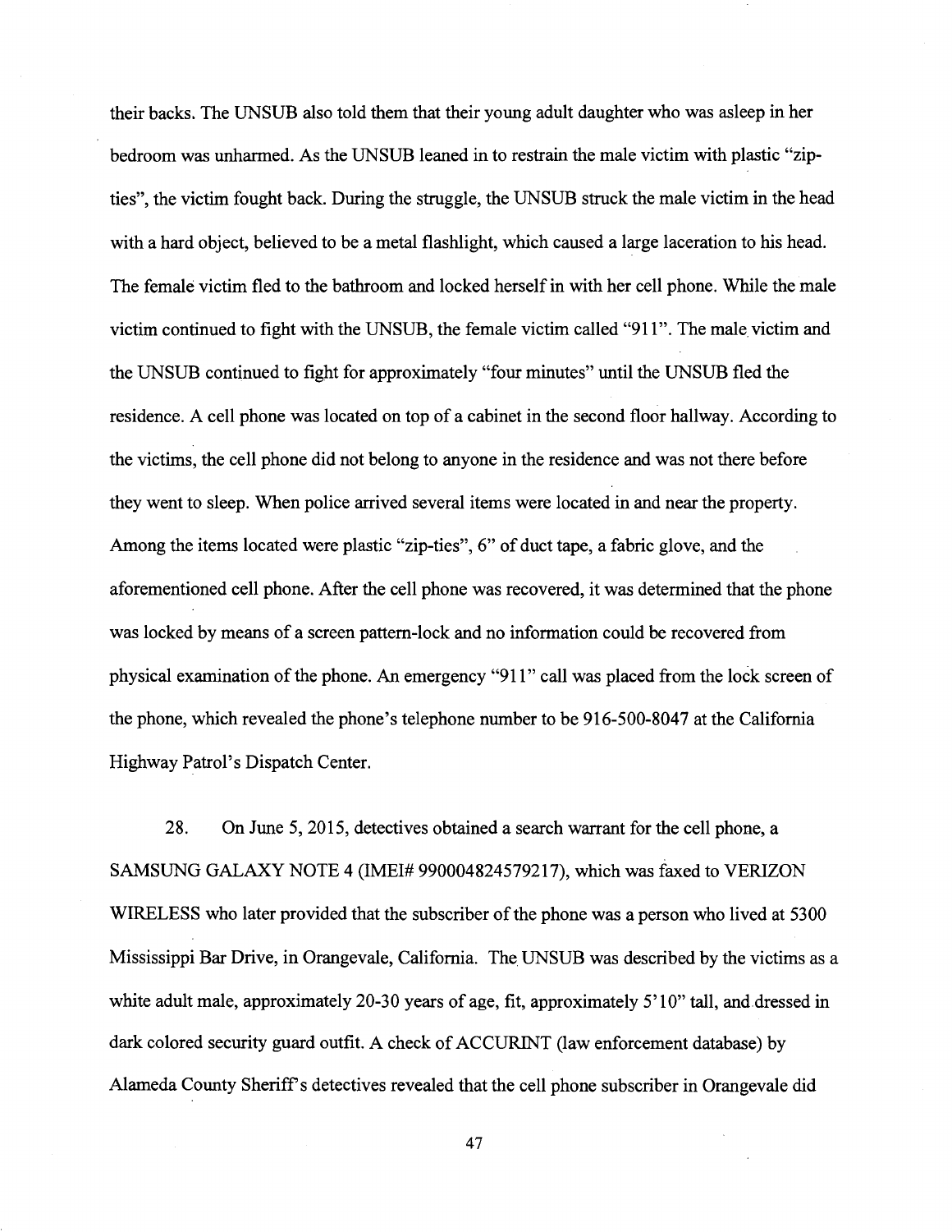their backs. The UNSUB also told them that their young adult daughter who was asleep in her bedroom was unharmed. As the UNSUB leaned in to restrain the male victim with plastic "zip-ties", the victim fought back. During the struggle, the UNSUB struck the male victim in the head with a hard object, believed to be a metal flashlight, which caused a large laceration to his head. The female victim fled to the bathroom and locked herself in with her cell phone. While the male victim continued to fight with the UNSUB, the female victim called "911". The male victim and the UNSUB continued to fight for approximately "four minutes" until the UNSUB fled the residence. A cell phone was located on top of a cabinet in the second floor hallway. According to the victims, the cell phone did not belong to anyone in the residence and was not there before they went to sleep. When police arrived several items were located in and near the property. Among the items located were plastic "zip-ties", 6" of duct tape, a fabric glove, and the aforementioned cell phone. After the cell phone was recovered, it was determined that the phone was locked by means of a screen pattern-lock and no information could be recovered from physical examination of the phone. An emergency "911" call was placed from the lock screen of the phone, which revealed the phone's telephone number to be 916-500-8047 at the California Highway Patrol's Dispatch Center.

28. On June 5, 2015, detectives obtained a search warrant for the cell phone, a SAMSUNG GALAXY NOTE 4 (IMEI# 990004824579217), which was faxed to VERIZON WIRELESS who later provided that the subscriber of the phone was a person who lived at 5300 Mississippi Bar Drive, in Orangevale, California. The UNSUB was described by the victims as a white adult male, approximately 20-30 years of age, fit, approximately 5'10" tall, and dressed in dark colored security guard outfit. A check of ACCURINT (law enforcement database) by Alameda County Sheriff's detectives revealed that the cell phone subscriber in Orangevale did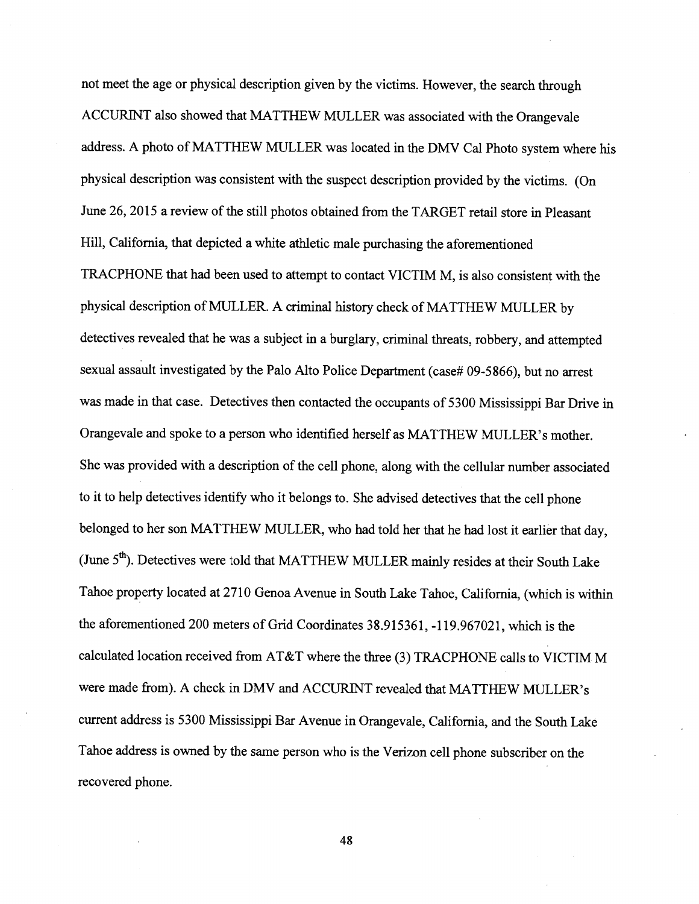not meet the age or physical description given by the victims. However, the search through ACCURINT also showed that MATTHEW MULLER was associated with the Orangevale address. A photo of MATTHEW MULLER was located in the DMV Cal Photo system where his physical description was consistent with the suspect description provided by the victims. (On June 26, 2015 a review of the still photos obtained from the TARGET retail store in Pleasant Hill, California, that depicted a white athletic male purchasing the aforementioned TRACPHONE that had been used to attempt to contact VICTIM M, is also consistent with the physical description of MULLER. A criminal history check of MATTHEW MULLER by detectives revealed that he was a subject in a burglary, criminal threats, robbery, and attempted sexual assault investigated by the Palo Alto Police Department (case# 09-5866), but no arrest was made in that case. Detectives then contacted the occupants of 5300 Mississippi Bar Drive in Orangevale and spoke to a person who identified herself as MATTHEW MULLER's mother. She was provided with a description of the cell phone, along with the cellular number associated to it to help detectives identify who it belongs to. She advised detectives that the cell phone belonged to her son MATTHEW MULLER, who had told her that he had lost it earlier that day, (June 5th). Detectives were told that MATTHEW MULLER mainly resides at their South Lake Tahoe property located at 2710 Genoa Avenue in South Lake Tahoe, California, (which is within the aforementioned 200 meters of Grid Coordinates 38.915361, -119.967021, which is the calculated location received from AT&T where the three (3) TRACPHONE calls to VICTIM M were made from). A check in DMV and ACCURINT revealed that MATTHEW MULLER's current address is 5300 Mississippi Bar Avenue in Orangevale, California, and the South Lake Tahoe address is owned by the same person who is the Verizon cell phone subscriber on the recovered phone.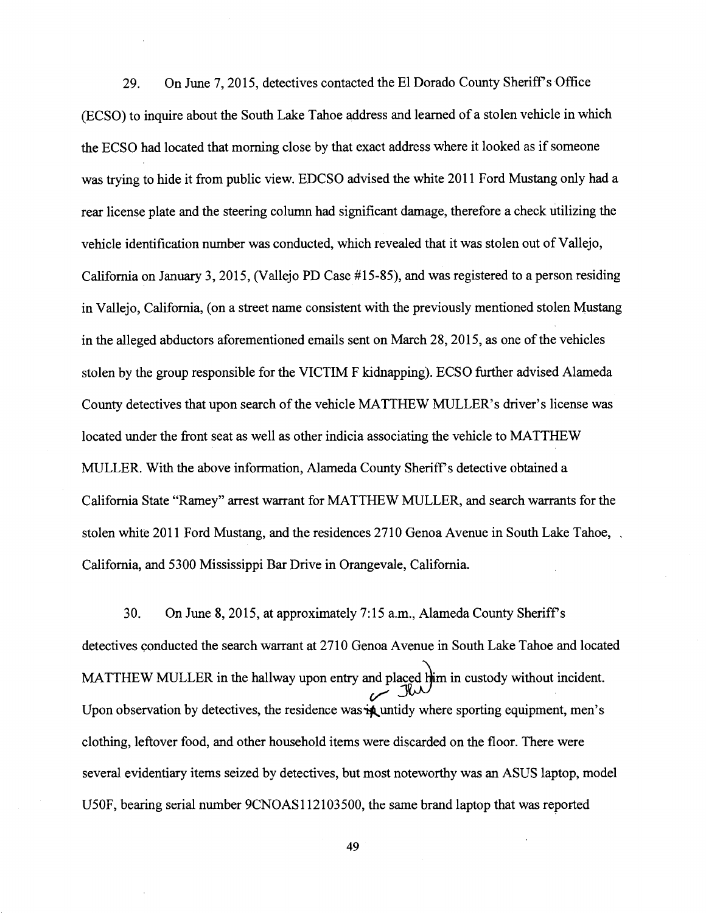29. On June 7, 2015, detectives contacted the El Dorado County Sheriff's Office (ECSO) to inquire about the South Lake Tahoe address and learned of a stolen vehicle in which the ECSO had located that morning close by that exact address where it looked as if someone was trying to hide it from public view. EDCSO advised the white 2011 Ford Mustang only had a rear license plate and the steering column had significant damage, therefore a check utilizing the vehicle identification number was conducted, which revealed that it was stolen out of Vallejo, California on January 3, 2015, (Vallejo PD Case #15-85), and was registered to a person residing in Vallejo, California, (on a street name consistent with the previously mentioned stolen Mustang in the alleged abductors aforementioned emails sent on March 28, 2015, as one of the vehicles stolen by the group responsible for the VICTIM F kidnapping). ECSO further advised Alameda County detectives that upon search of the vehicle MATTHEW MULLER's driver's license was located under the front seat as well as other indicia associating the vehicle to MATTHEW MULLER. With the above information, Alameda County Sheriff's detective obtained a California State "Ramey" arrest warrant for MATTHEW MULLER, and search warrants for the stolen white 2011 Ford Mustang, and the residences 2710 Genoa Avenue in South Lake Tahoe, California, and 5300 Mississippi Bar Drive in Orangevale, California.

30. On June 8, 2015, at approximately 7:15 a.m., Alameda County Sheriff's detectives conducted the search warrant at 2710 Genoa Avenue in South Lake Tahoe and located MATTHEW MULLER in the hallway upon entry and placed him in custody without incident. Upon observation by detectives, the residence was untidy where sporting equipment, men's clothing, leftover food, and other household items were discarded on the floor. There were several evidentiary items seized by detectives, but most noteworthy was an ASUS laptop, model U50F, bearing serial number 9CNOAS112103500, the same brand laptop that was reported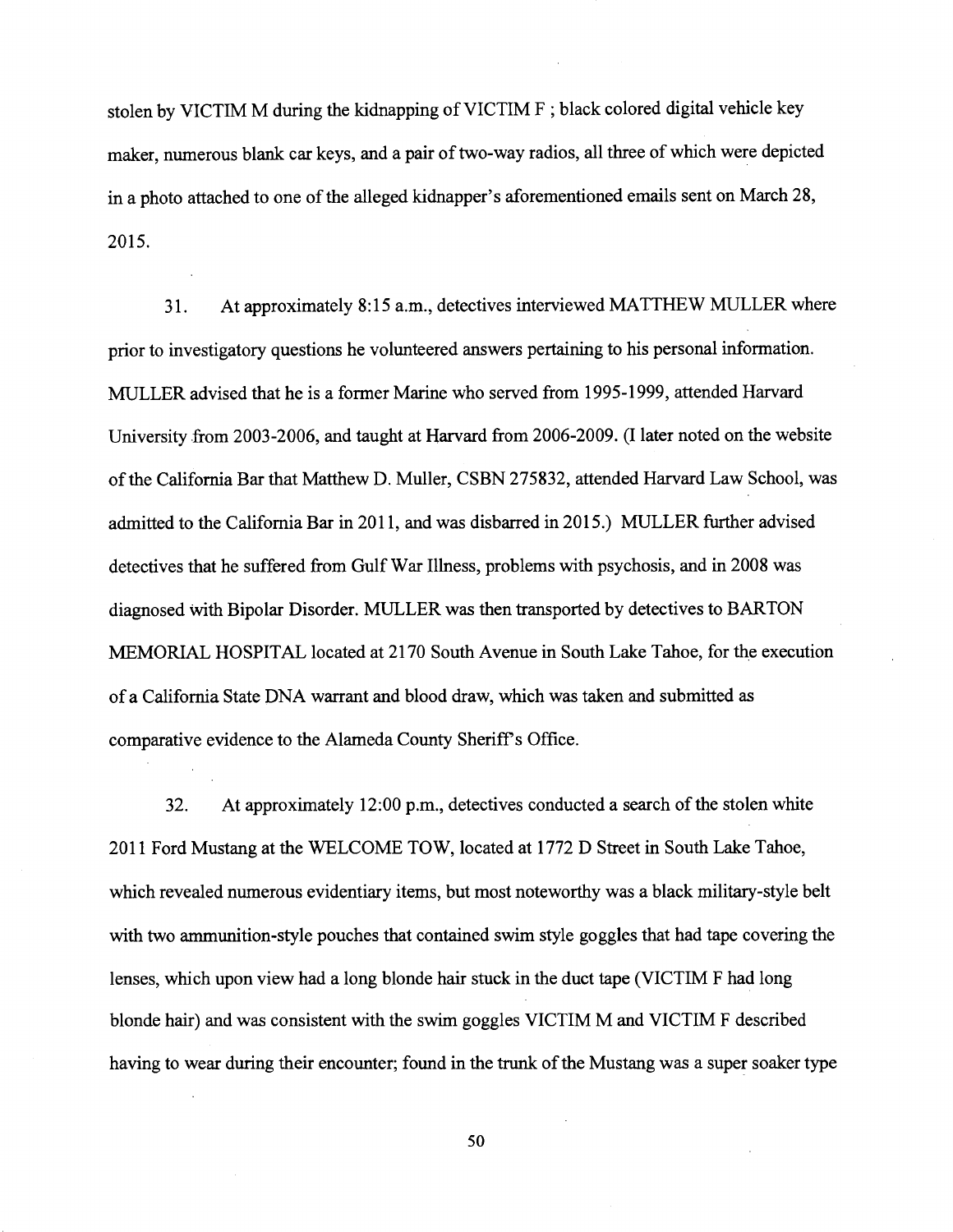stolen by VICTIM M during the kidnapping of VICTIM F ; black colored digital vehicle key maker, numerous blank car keys, and a pair of two-way radios, all three of which were depicted in a photo attached to one of the alleged kidnapper's aforementioned emails sent on March 28, 2015.

31. At approximately 8:15 a.m., detectives interviewed MATTHEW MULLER where prior to investigatory questions he volunteered answers pertaining to his personal information. MULLER advised that he is a former Marine who served from 1995-1999, attended Harvard University from 2003-2006, and taught at Harvard from 2006-2009. (I later noted on the website of the California Bar that Matthew D. Muller, CSBN 275832, attended Harvard Law School, was admitted to the California Bar in 2011, and was disbarred in 2015.) MULLER further advised detectives that he suffered from Gulf War Illness, problems with psychosis, and in 2008 was diagnosed with Bipolar Disorder. MULLER was then transported by detectives to BARTON MEMORIAL HOSPITAL located at 2170 South Avenue in South Lake Tahoe, for the execution of a California State DNA warrant and blood draw, which was taken and submitted as comparative evidence to the Alameda County Sheriff's Office.

32. At approximately 12:00 p.m., detectives conducted a search of the stolen white 2011 Ford Mustang at the WELCOME TOW, located at 1772 D Street in South Lake Tahoe, which revealed numerous evidentiary items, but most noteworthy was a black military-style belt with two ammunition-style pouches that contained swim style goggles that had tape covering the lenses, which upon view had a long blonde hair stuck in the duct tape (VICTIM F had long blonde hair) and was consistent with the swim goggles VICTIM M and VICTIM F described having to wear during their encounter; found in the trunk of the Mustang was a super soaker type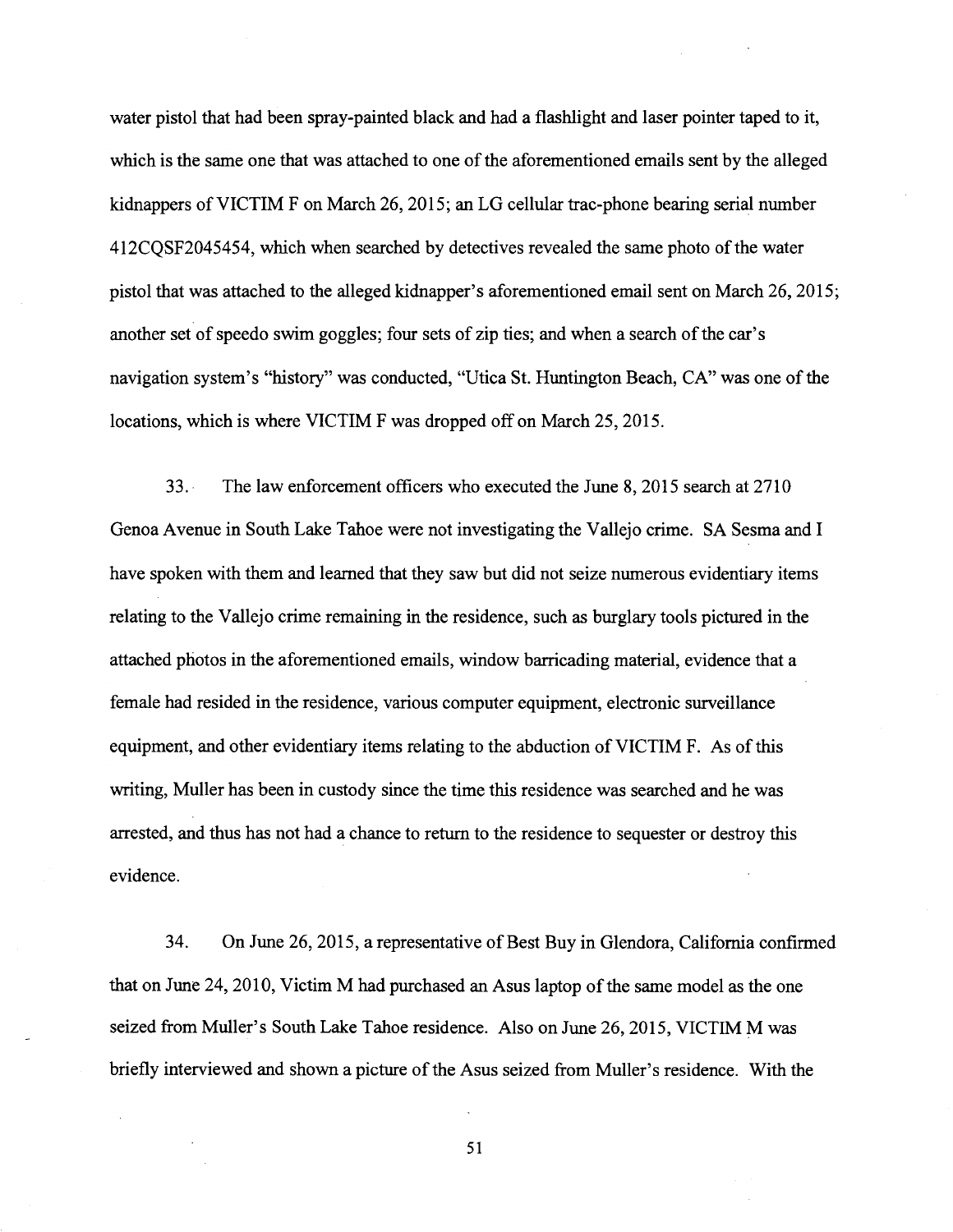water pistol that had been spray-painted black and had a flashlight and laser pointer taped to it, which is the same one that was attached to one of the aforementioned emails sent by the alleged kidnappers of VICTIM F on March 26, 2015; an LG cellular trac-phone bearing serial number 412CQSF2045454, which when searched by detectives revealed the same photo of the water pistol that was attached to the alleged kidnapper's aforementioned email sent on March 26, 2015; another set of speedo swim goggles; four sets of zip ties; and when a search of the car's navigation system's "history" was conducted, "Utica St. Huntington Beach, CA" was one of the locations, which is where VICTIM F was dropped off on March 25, 2015.

33. The law enforcement officers who executed the June 8, 2015 search at 2710 Genoa Avenue in South Lake Tahoe were not investigating the Vallejo crime. SA Sesma and I have spoken with them and learned that they saw but did not seize numerous evidentiary items relating to the Vallejo crime remaining in the residence, such as burglary tools pictured in the attached photos in the aforementioned emails, window barricading material, evidence that a female had resided in the residence, various computer equipment, electronic surveillance equipment, and other evidentiary items relating to the abduction of VICTIM F. As of this writing, Muller has been in custody since the time this residence was searched and he was arrested, and thus has not had a chance to return to the residence to sequester or destroy this evidence.

34. On June 26, 2015, a representative of Best Buy in Glendora, California confirmed that on June 24, 2010, Victim M had purchased an Asus laptop of the same model as the one seized from Muller's South Lake Tahoe residence. Also on June 26, 2015, VICTIM M was briefly interviewed and shown a picture of the Asus seized from Muller's residence. With the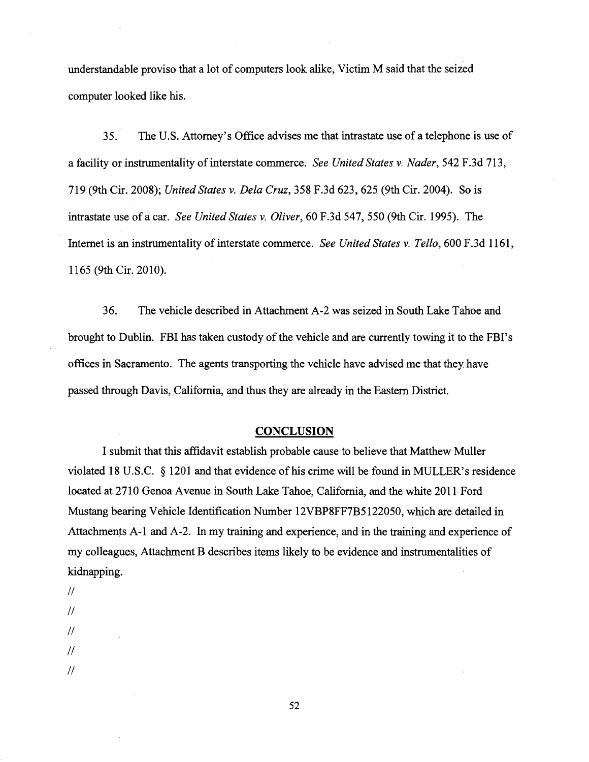understandable proviso that a lot of computers look alike, Victim M said that the seized computer looked like his.

35. The U.S. Attorney's Office advises me that intrastate use of a telephone is use of a facility or instrumentality of interstate commerce. *See United States v. Nader*, 542 F.3d 713, 719 (9th Cir. 2008); *United States v. Dela Cruz*, 358 F.3d 623, 625 (9th Cir. 2004). So is intrastate use of a car. *See United States v. Oliver*, 60 F.3d 547, 550 (9th Cir. 1995). The Internet is an instrumentality of interstate commerce. *See United States v. Tello*, 600 F.3d 1161, 1165 (9th Cir. 2010).

36. The vehicle described in Attachment A-2 was seized in South Lake Tahoe and brought to Dublin. FBI has taken custody of the vehicle and are currently towing it to the FBI's offices in Sacramento. The agents transporting the vehicle have advised me that they have passed through Davis, California, and thus they are already in the Eastern District.

## CONCLUSION

I submit that this affidavit establish probable cause to believe that Matthew Muller violated 18 U.S.C. § 1201 and that evidence of his crime will be found in MULLER's residence located at 2710 Genoa Avenue in South Lake Tahoe, California, and the white 2011 Ford Mustang bearing Vehicle Identification Number 12VBP8FF7B5122050, which are detailed in Attachments A-1 and A-2. In my training and experience, and in the training and experience of my colleagues, Attachment B describes items likely to be evidence and instrumentalities of kidnapping.

//

//

//

//

//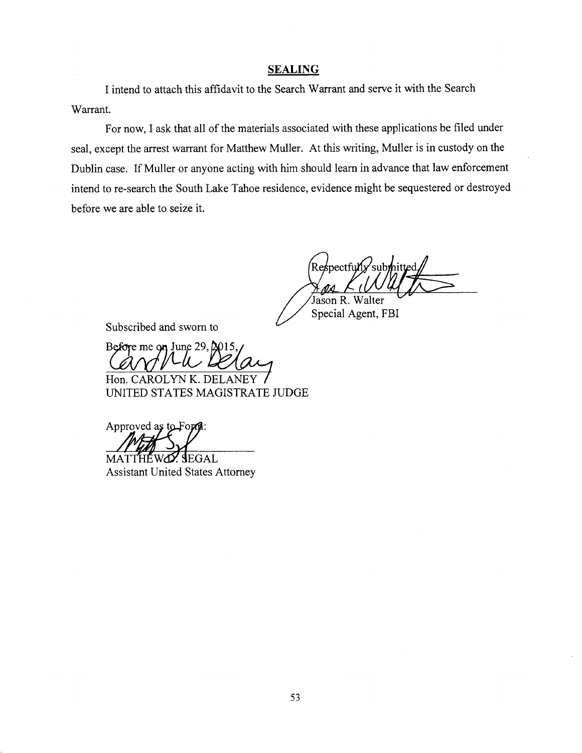## SEALING

I intend to attach this affidavit to the Search Warrant and serve it with the Search Warrant.

For now, I ask that all of the materials associated with these applications be filed under seal, except the arrest warrant for Matthew Muller. At this writing, Muller is in custody on the Dublin case. If Muller or anyone acting with him should learn in advance that law enforcement intend to re-search the South Lake Tahoe residence, evidence might be sequestered or destroyed before we are able to seize it.

Respectfully submitted,

Jason R. Walter
Special Agent, FBI

Subscribed and sworn to

Before me on June 29, 2015,

Hon. CAROLYN K. DELANEY
UNITED STATES MAGISTRATE JUDGE

Approved as to Form:

MATTHEW D. SEGAL
Assistant United States Attorney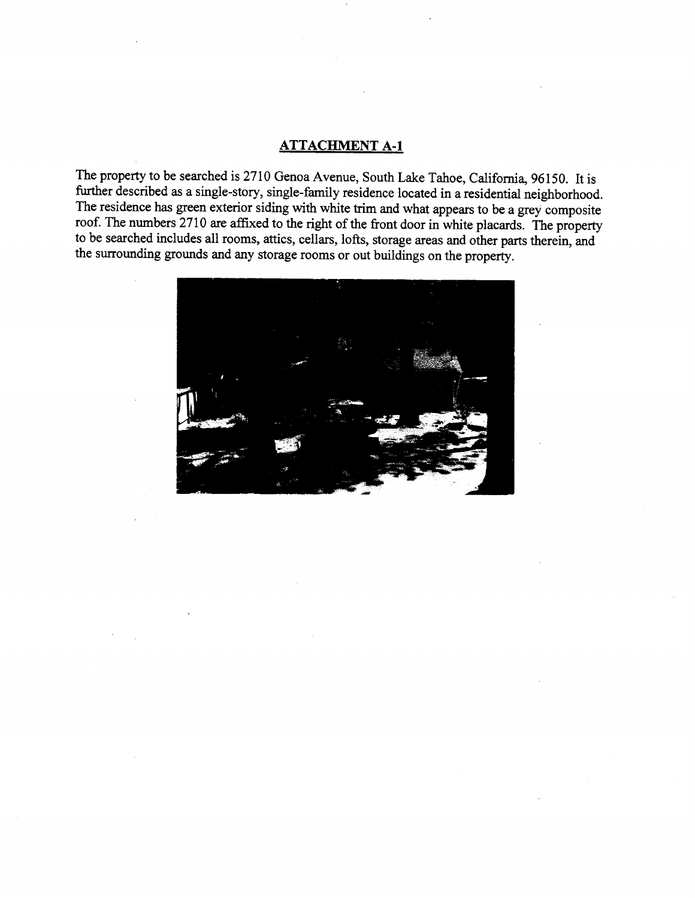## ATTACHMENT A-1

The property to be searched is 2710 Genoa Avenue, South Lake Tahoe, California, 96150. It is further described as a single-story, single-family residence located in a residential neighborhood. The residence has green exterior siding with white trim and what appears to be a grey composite roof. The numbers 2710 are affixed to the right of the front door in white placards. The property to be searched includes all rooms, attics, cellars, lofts, storage areas and other parts therein, and the surrounding grounds and any storage rooms or out buildings on the property.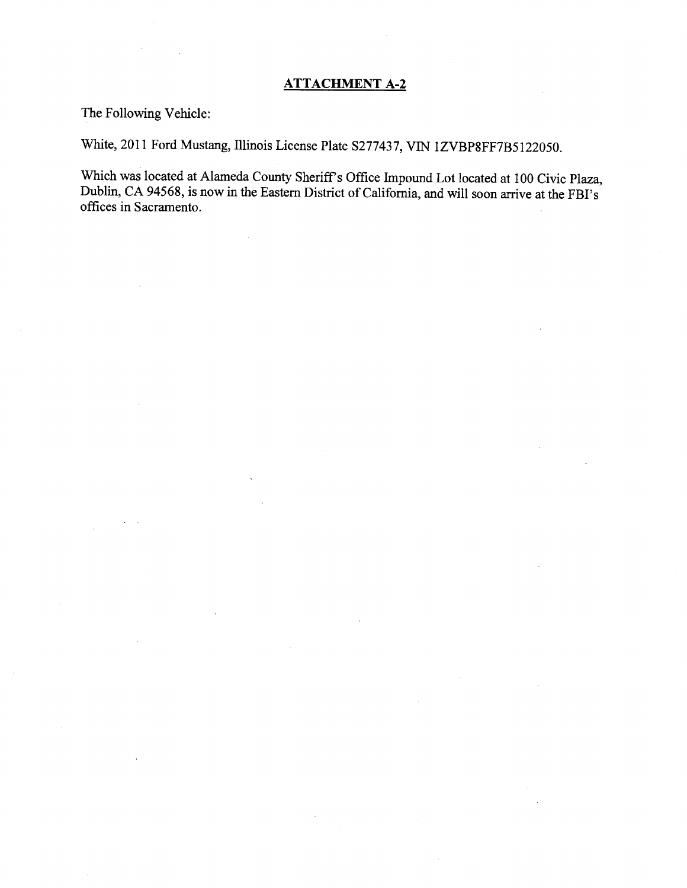## ATTACHMENT A-2

The Following Vehicle:

White, 2011 Ford Mustang, Illinois License Plate S277437, VIN 1ZVBP8FF7B5122050.

Which was located at Alameda County Sheriff's Office Impound Lot located at 100 Civic Plaza, Dublin, CA 94568, is now in the Eastern District of California, and will soon arrive at the FBI's offices in Sacramento.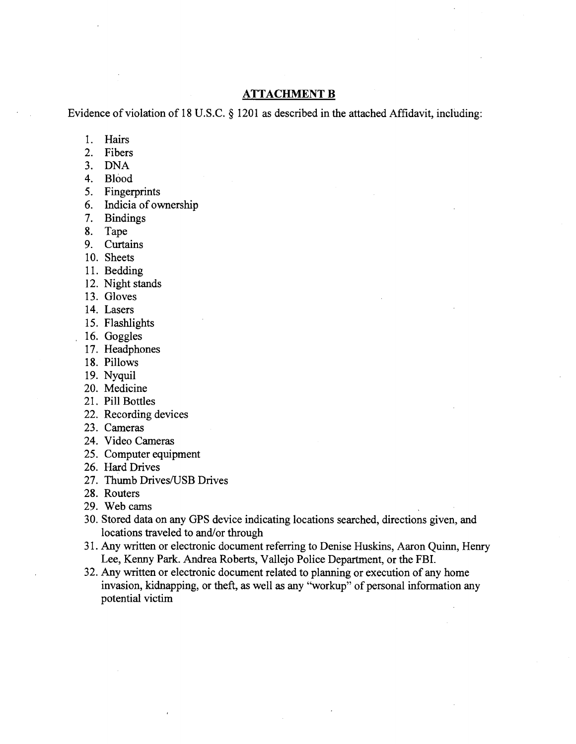## ATTACHMENT B

Evidence of violation of 18 U.S.C. § 1201 as described in the attached Affidavit, including:

1. Hairs
2. Fibers
3. DNA
4. Blood
5. Fingerprints
6. Indicia of ownership
7. Bindings
8. Tape
9. Curtains
10. Sheets
11. Bedding
12. Night stands
13. Gloves
14. Lasers
15. Flashlights
16. Goggles
17. Headphones
18. Pillows
19. Nyquil
20. Medicine
21. Pill Bottles
22. Recording devices
23. Cameras
24. Video Cameras
25. Computer equipment
26. Hard Drives
27. Thumb Drives/USB Drives
28. Routers
29. Web cams
30. Stored data on any GPS device indicating locations searched, directions given, and locations traveled to and/or through
31. Any written or electronic document referring to Denise Huskins, Aaron Quinn, Henry Lee, Kenny Park. Andrea Roberts, Vallejo Police Department, or the FBI.
32. Any written or electronic document related to planning or execution of any home invasion, kidnapping, or theft, as well as any "workup" of personal information any potential victim